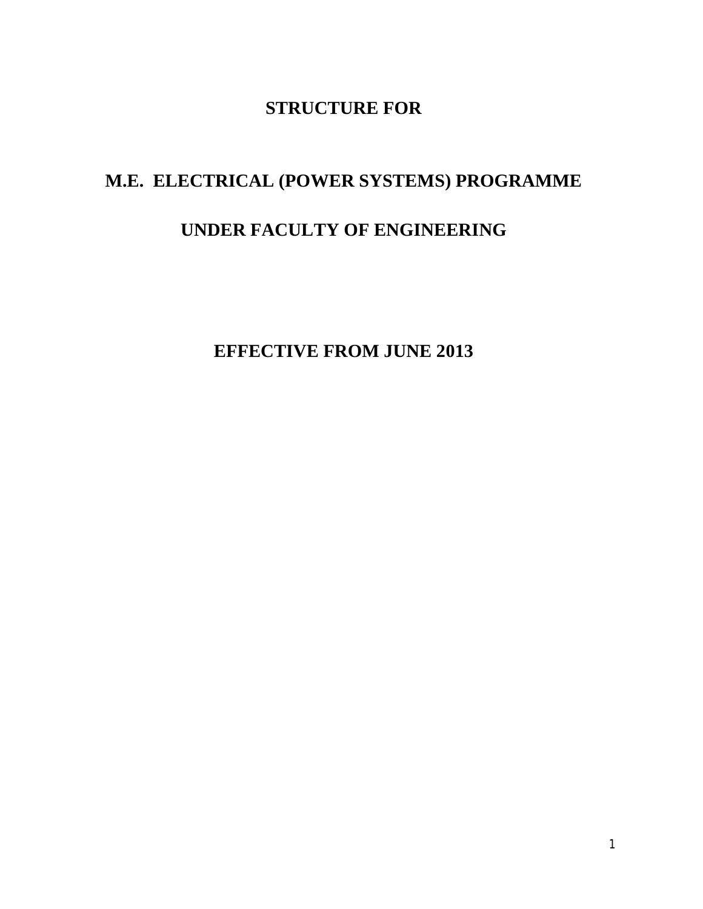# STRUCTURE FOR

# M.E. ELECTRICAL (POWER SYSTEMS) PROGRAMME

# UNDER FACULTY OF ENGINEERING

## EFFECTIVE FROM JUNE 2013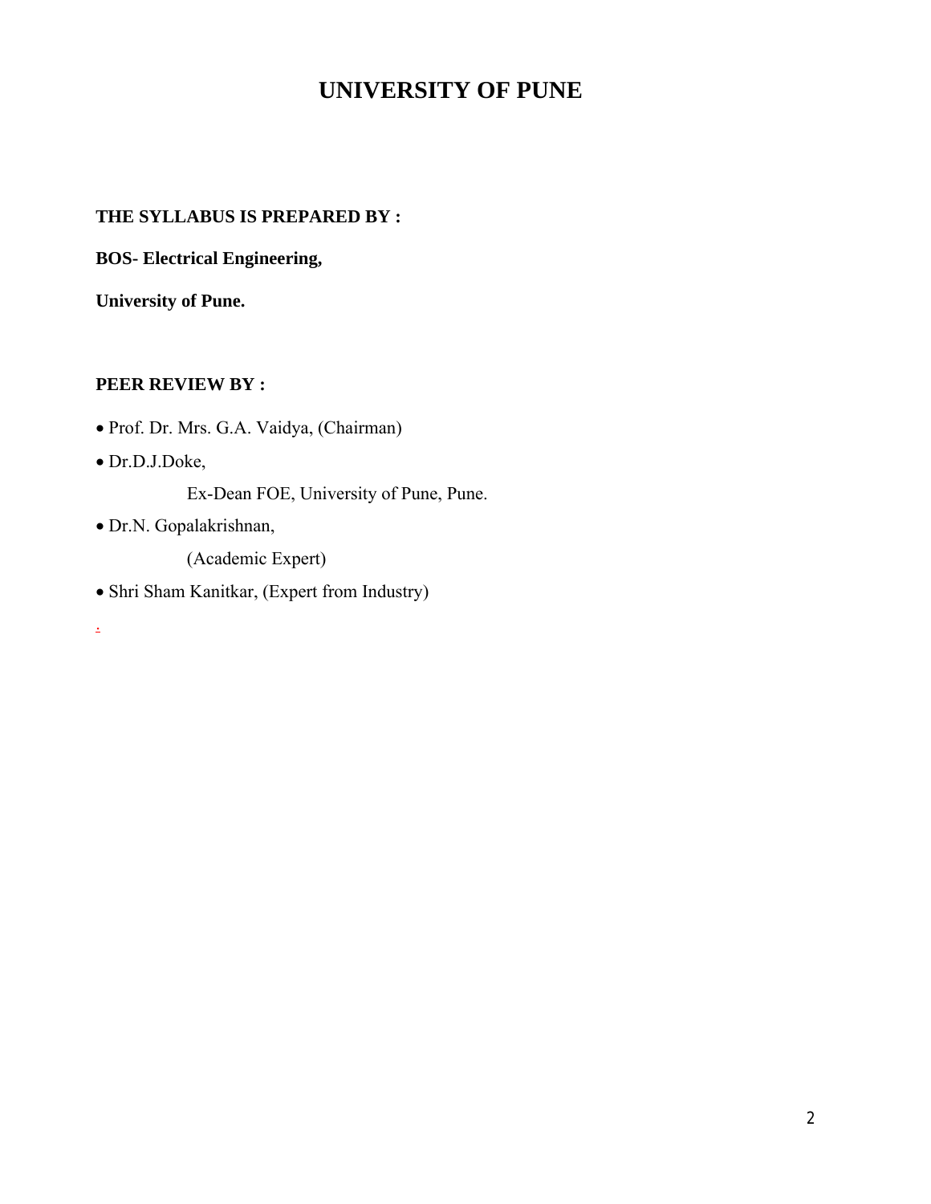# UNIVERSITY OF PUNE

**THE SYLLABUS IS PREPARED BY :**

**BOS- Electrical Engineering,**

**University of Pune.**

**PEER REVIEW BY :**

- Prof. Dr. Mrs. G.A. Vaidya, (Chairman)
- Dr.D.J.Doke,

  Ex-Dean FOE, University of Pune, Pune.
- Dr.N. Gopalakrishnan,

  (Academic Expert)
- Shri Sham Kanitkar, (Expert from Industry)

.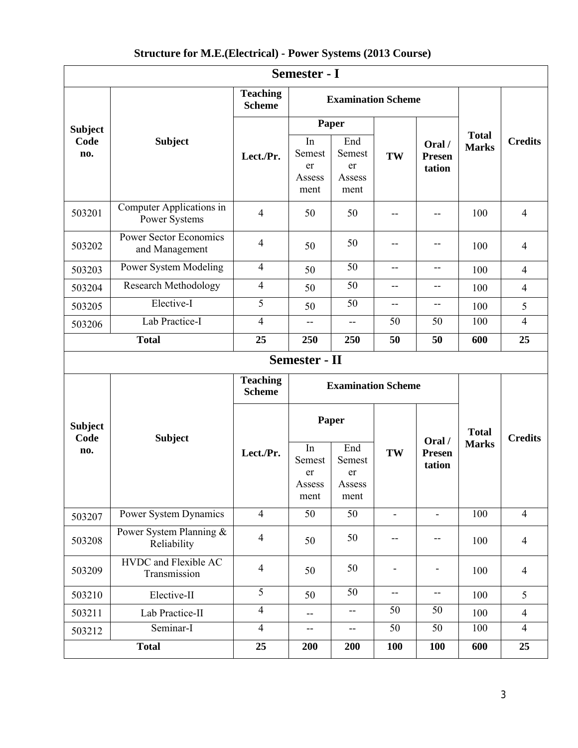## Structure for M.E.(Electrical) - Power Systems (2013 Course)

### Semester - I

| Subject Code no. | Subject | Teaching Scheme | Examination Scheme | | | | Total Marks | Credits |
|---|---|---|---|---|---|---|---|---|
| | | | Paper | | | | | |
| | | Lect./Pr. | In Semester Assessment | End Semester Assessment | TW | Oral / Presentation | | |
| 503201 | Computer Applications in Power Systems | 4 | 50 | 50 | -- | -- | 100 | 4 |
| 503202 | Power Sector Economics and Management | 4 | 50 | 50 | -- | -- | 100 | 4 |
| 503203 | Power System Modeling | 4 | 50 | 50 | -- | -- | 100 | 4 |
| 503204 | Research Methodology | 4 | 50 | 50 | -- | -- | 100 | 4 |
| 503205 | Elective-I | 5 | 50 | 50 | -- | -- | 100 | 5 |
| 503206 | Lab Practice-I | 4 | -- | -- | 50 | 50 | 100 | 4 |
| **Total** | | **25** | **250** | **250** | **50** | **50** | **600** | **25** |

### Semester - II

| Subject Code no. | Subject | Teaching Scheme | Examination Scheme | | | | Total Marks | Credits |
|---|---|---|---|---|---|---|---|---|
| | | | Paper | | | | | |
| | | Lect./Pr. | In Semester Assessment | End Semester Assessment | TW | Oral / Presentation | | |
| 503207 | Power System Dynamics | 4 | 50 | 50 | - | - | 100 | 4 |
| 503208 | Power System Planning & Reliability | 4 | 50 | 50 | -- | -- | 100 | 4 |
| 503209 | HVDC and Flexible AC Transmission | 4 | 50 | 50 | - | - | 100 | 4 |
| 503210 | Elective-II | 5 | 50 | 50 | -- | -- | 100 | 5 |
| 503211 | Lab Practice-II | 4 | -- | -- | 50 | 50 | 100 | 4 |
| 503212 | Seminar-I | 4 | -- | -- | 50 | 50 | 100 | 4 |
| **Total** | | **25** | **200** | **200** | **100** | **100** | **600** | **25** |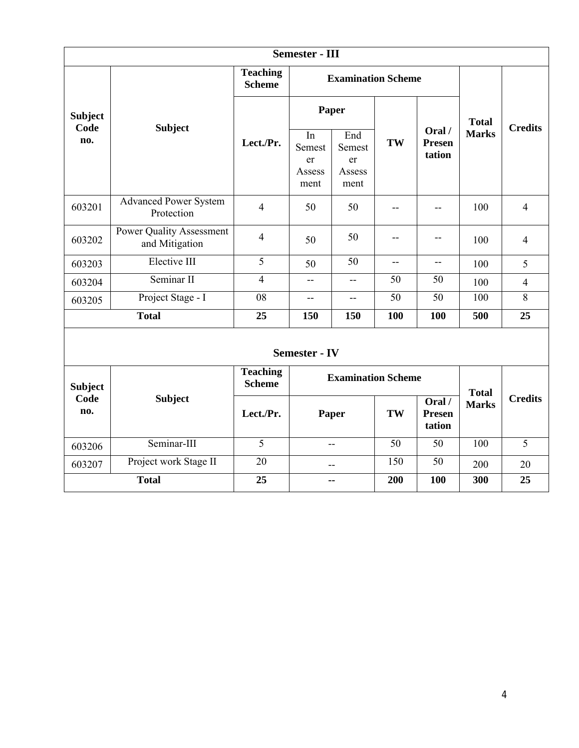| Semester - III | | | | | | | | |
|---|---|---|---|---|---|---|---|---|
| Subject Code no. | Subject | Teaching Scheme | Examination Scheme | | | | Total Marks | Credits |
| | | Lect./Pr. | Paper | | TW | Oral / Presentation | | |
| | | | In Semester Assessment | End Semester Assessment | | | | |
| 603201 | Advanced Power System Protection | 4 | 50 | 50 | -- | -- | 100 | 4 |
| 603202 | Power Quality Assessment and Mitigation | 4 | 50 | 50 | -- | -- | 100 | 4 |
| 603203 | Elective III | 5 | 50 | 50 | -- | -- | 100 | 5 |
| 603204 | Seminar II | 4 | -- | -- | 50 | 50 | 100 | 4 |
| 603205 | Project Stage - I | 08 | -- | -- | 50 | 50 | 100 | 8 |
| **Total** | | **25** | **150** | **150** | **100** | **100** | **500** | **25** |

| Semester - IV | | | | | | | |
|---|---|---|---|---|---|---|---|
| Subject Code no. | Subject | Teaching Scheme | Examination Scheme | | | Total Marks | Credits |
| | | Lect./Pr. | Paper | TW | Oral / Presentation | | |
| 603206 | Seminar-III | 5 | -- | 50 | 50 | 100 | 5 |
| 603207 | Project work Stage II | 20 | -- | 150 | 50 | 200 | 20 |
| **Total** | | **25** | **--** | **200** | **100** | **300** | **25** |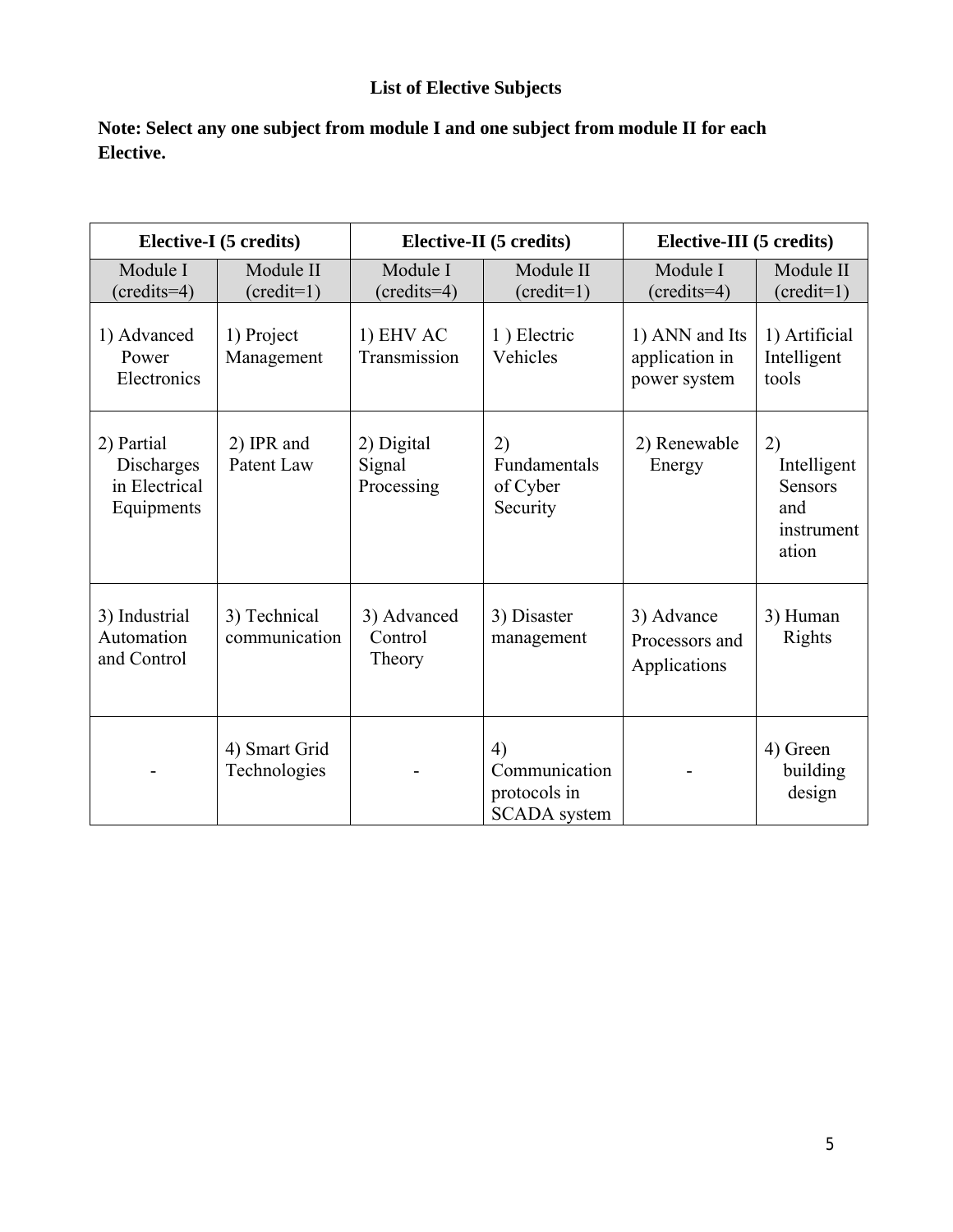## List of Elective Subjects

**Note: Select any one subject from module I and one subject from module II for each Elective.**

| Elective-I (5 credits) | | Elective-II (5 credits) | | Elective-III (5 credits) | |
|---|---|---|---|---|---|
| Module I (credits=4) | Module II (credit=1) | Module I (credits=4) | Module II (credit=1) | Module I (credits=4) | Module II (credit=1) |
| 1) Advanced Power Electronics | 1) Project Management | 1) EHV AC Transmission | 1 ) Electric Vehicles | 1) ANN and Its application in power system | 1) Artificial Intelligent tools |
| 2) Partial Discharges in Electrical Equipments | 2) IPR and Patent Law | 2) Digital Signal Processing | 2) Fundamentals of Cyber Security | 2) Renewable Energy | 2) Intelligent Sensors and instrumentation |
| 3) Industrial Automation and Control | 3) Technical communication | 3) Advanced Control Theory | 3) Disaster management | 3) Advance Processors and Applications | 3) Human Rights |
| - | 4) Smart Grid Technologies | - | 4) Communication protocols in SCADA system | - | 4) Green building design |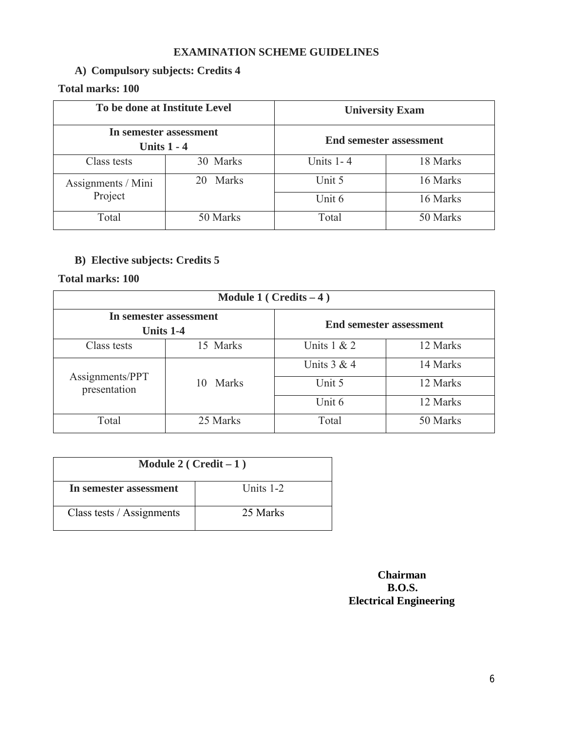## EXAMINATION SCHEME GUIDELINES

### A) Compulsory subjects: Credits 4

**Total marks: 100**

| To be done at Institute Level | | University Exam | |
|---|---|---|---|
| **In semester assessment Units 1 - 4** | | **End semester assessment** | |
| Class tests | 30 Marks | Units 1- 4 | 18 Marks |
| Assignments / Mini Project | 20 Marks | Unit 5 | 16 Marks |
| | | Unit 6 | 16 Marks |
| Total | 50 Marks | Total | 50 Marks |

### B) Elective subjects: Credits 5

**Total marks: 100**

| Module 1 ( Credits – 4 ) | | | |
|---|---|---|---|
| **In semester assessment Units 1-4** | | **End semester assessment** | |
| Class tests | 15 Marks | Units 1 & 2 | 12 Marks |
| Assignments/PPT presentation | 10 Marks | Units 3 & 4 | 14 Marks |
| | | Unit 5 | 12 Marks |
| | | Unit 6 | 12 Marks |
| Total | 25 Marks | Total | 50 Marks |

| Module 2 ( Credit – 1 ) | |
|---|---|
| **In semester assessment** | Units 1-2 |
| Class tests / Assignments | 25 Marks |

**Chairman**
**B.O.S.**
**Electrical Engineering**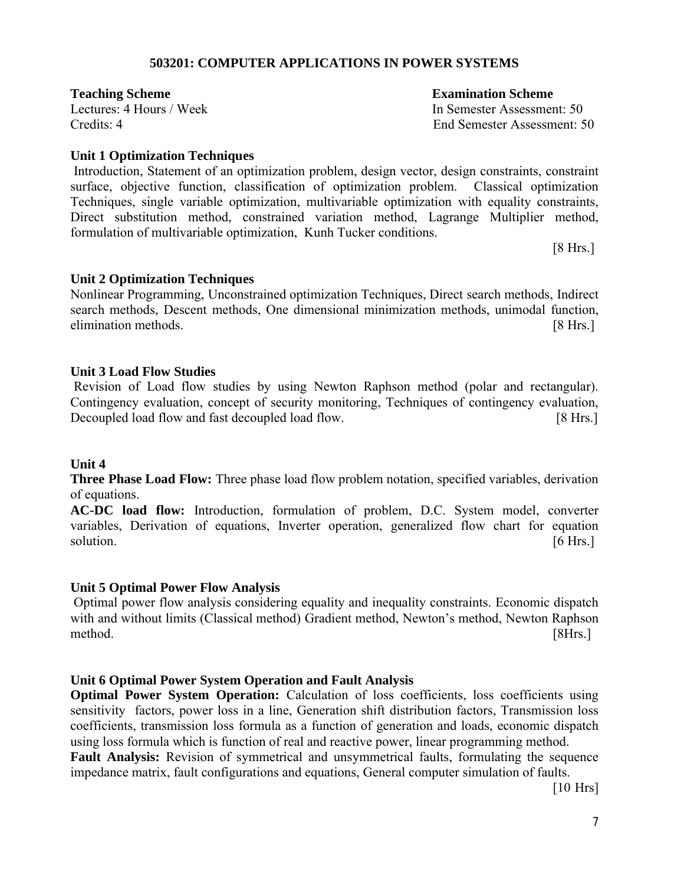## 503201: COMPUTER APPLICATIONS IN POWER SYSTEMS

| **Teaching Scheme** | **Examination Scheme** |
|---|---|
| Lectures: 4 Hours / Week | In Semester Assessment: 50 |
| Credits: 4 | End Semester Assessment: 50 |

### Unit 1 Optimization Techniques

Introduction, Statement of an optimization problem, design vector, design constraints, constraint surface, objective function, classification of optimization problem. Classical optimization Techniques, single variable optimization, multivariable optimization with equality constraints, Direct substitution method, constrained variation method, Lagrange Multiplier method, formulation of multivariable optimization, Kunh Tucker conditions.

[8 Hrs.]

### Unit 2 Optimization Techniques

Nonlinear Programming, Unconstrained optimization Techniques, Direct search methods, Indirect search methods, Descent methods, One dimensional minimization methods, unimodal function, elimination methods. [8 Hrs.]

### Unit 3 Load Flow Studies

Revision of Load flow studies by using Newton Raphson method (polar and rectangular). Contingency evaluation, concept of security monitoring, Techniques of contingency evaluation, Decoupled load flow and fast decoupled load flow. [8 Hrs.]

### Unit 4

**Three Phase Load Flow:** Three phase load flow problem notation, specified variables, derivation of equations.

**AC-DC load flow:** Introduction, formulation of problem, D.C. System model, converter variables, Derivation of equations, Inverter operation, generalized flow chart for equation solution. [6 Hrs.]

### Unit 5 Optimal Power Flow Analysis

Optimal power flow analysis considering equality and inequality constraints. Economic dispatch with and without limits (Classical method) Gradient method, Newton's method, Newton Raphson method. [8Hrs.]

### Unit 6 Optimal Power System Operation and Fault Analysis

**Optimal Power System Operation:** Calculation of loss coefficients, loss coefficients using sensitivity factors, power loss in a line, Generation shift distribution factors, Transmission loss coefficients, transmission loss formula as a function of generation and loads, economic dispatch using loss formula which is function of real and reactive power, linear programming method.

**Fault Analysis:** Revision of symmetrical and unsymmetrical faults, formulating the sequence impedance matrix, fault configurations and equations, General computer simulation of faults.

[10 Hrs]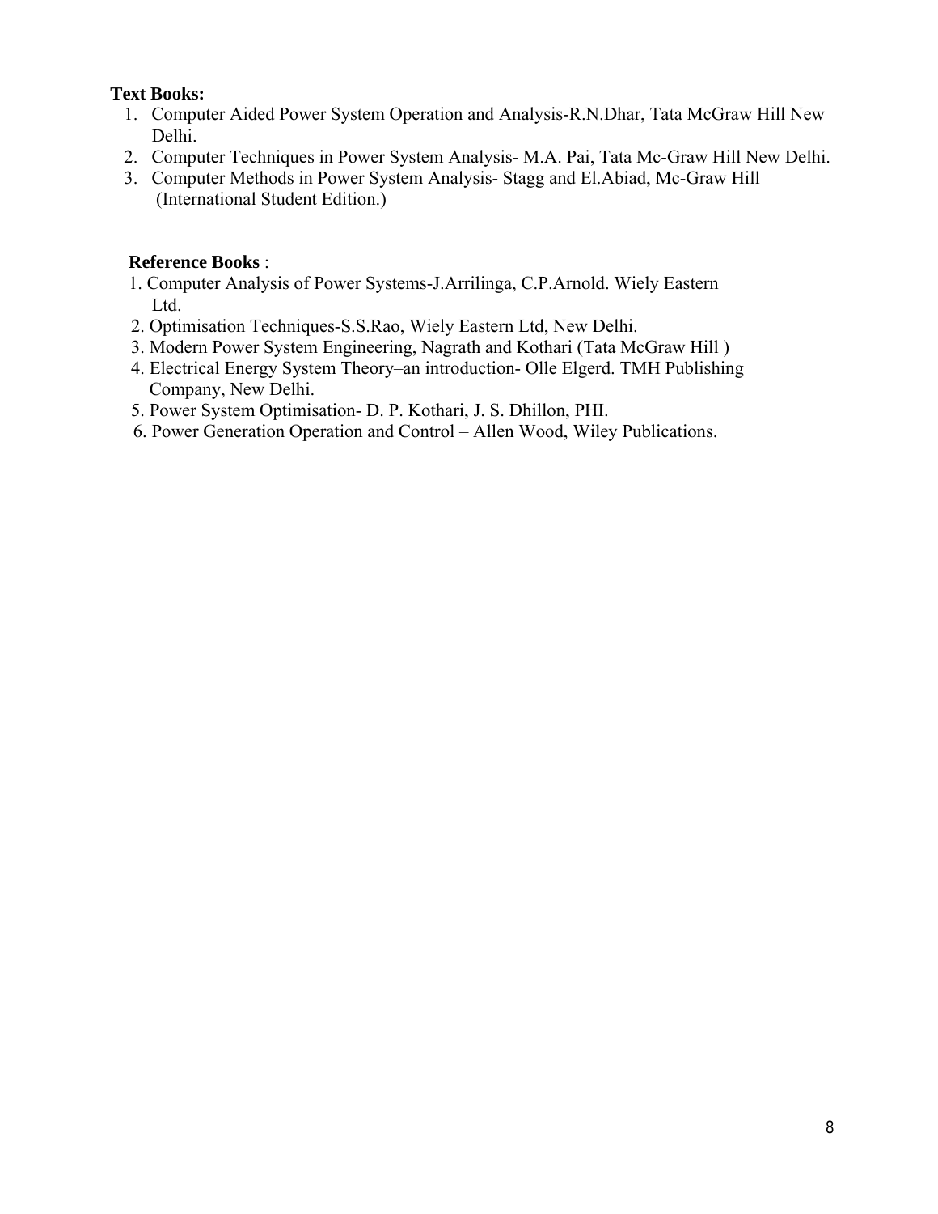**Text Books:**

1. Computer Aided Power System Operation and Analysis-R.N.Dhar, Tata McGraw Hill New Delhi.
2. Computer Techniques in Power System Analysis- M.A. Pai, Tata Mc-Graw Hill New Delhi.
3. Computer Methods in Power System Analysis- Stagg and El.Abiad, Mc-Graw Hill (International Student Edition.)

**Reference Books** :

1. Computer Analysis of Power Systems-J.Arrilinga, C.P.Arnold. Wiely Eastern Ltd.
2. Optimisation Techniques-S.S.Rao, Wiely Eastern Ltd, New Delhi.
3. Modern Power System Engineering, Nagrath and Kothari (Tata McGraw Hill )
4. Electrical Energy System Theory–an introduction- Olle Elgerd. TMH Publishing Company, New Delhi.
5. Power System Optimisation- D. P. Kothari, J. S. Dhillon, PHI.
6. Power Generation Operation and Control – Allen Wood, Wiley Publications.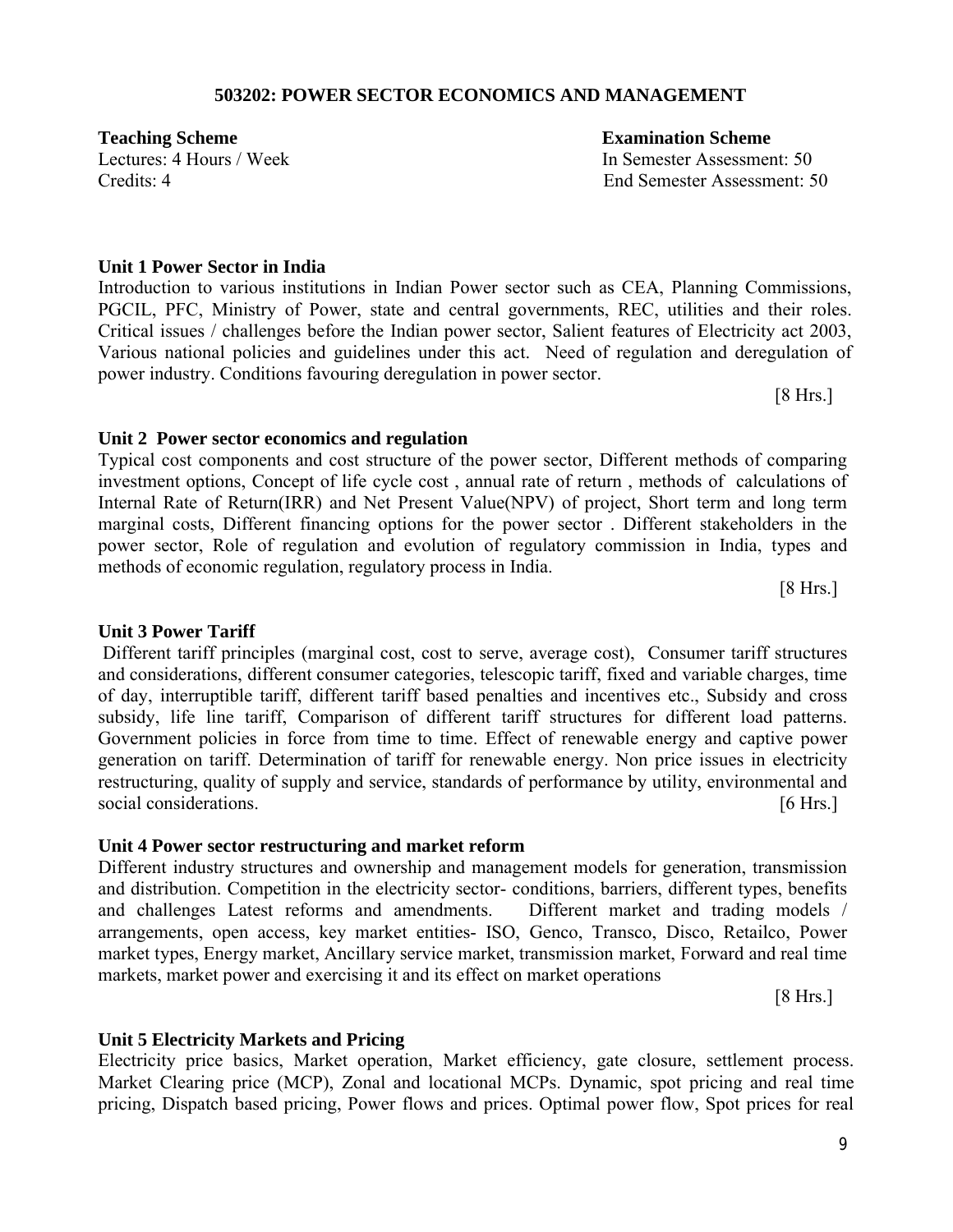## 503202: POWER SECTOR ECONOMICS AND MANAGEMENT

| **Teaching Scheme** | **Examination Scheme** |
|---|---|
| Lectures: 4 Hours / Week | In Semester Assessment: 50 |
| Credits: 4 | End Semester Assessment: 50 |

### Unit 1 Power Sector in India

Introduction to various institutions in Indian Power sector such as CEA, Planning Commissions, PGCIL, PFC, Ministry of Power, state and central governments, REC, utilities and their roles. Critical issues / challenges before the Indian power sector, Salient features of Electricity act 2003, Various national policies and guidelines under this act. Need of regulation and deregulation of power industry. Conditions favouring deregulation in power sector.

[8 Hrs.]

### Unit 2 Power sector economics and regulation

Typical cost components and cost structure of the power sector, Different methods of comparing investment options, Concept of life cycle cost , annual rate of return , methods of calculations of Internal Rate of Return(IRR) and Net Present Value(NPV) of project, Short term and long term marginal costs, Different financing options for the power sector . Different stakeholders in the power sector, Role of regulation and evolution of regulatory commission in India, types and methods of economic regulation, regulatory process in India.

[8 Hrs.]

### Unit 3 Power Tariff

Different tariff principles (marginal cost, cost to serve, average cost), Consumer tariff structures and considerations, different consumer categories, telescopic tariff, fixed and variable charges, time of day, interruptible tariff, different tariff based penalties and incentives etc., Subsidy and cross subsidy, life line tariff, Comparison of different tariff structures for different load patterns. Government policies in force from time to time. Effect of renewable energy and captive power generation on tariff. Determination of tariff for renewable energy. Non price issues in electricity restructuring, quality of supply and service, standards of performance by utility, environmental and social considerations. [6 Hrs.]

### Unit 4 Power sector restructuring and market reform

Different industry structures and ownership and management models for generation, transmission and distribution. Competition in the electricity sector- conditions, barriers, different types, benefits and challenges Latest reforms and amendments. Different market and trading models / arrangements, open access, key market entities- ISO, Genco, Transco, Disco, Retailco, Power market types, Energy market, Ancillary service market, transmission market, Forward and real time markets, market power and exercising it and its effect on market operations

[8 Hrs.]

### Unit 5 Electricity Markets and Pricing

Electricity price basics, Market operation, Market efficiency, gate closure, settlement process. Market Clearing price (MCP), Zonal and locational MCPs. Dynamic, spot pricing and real time pricing, Dispatch based pricing, Power flows and prices. Optimal power flow, Spot prices for real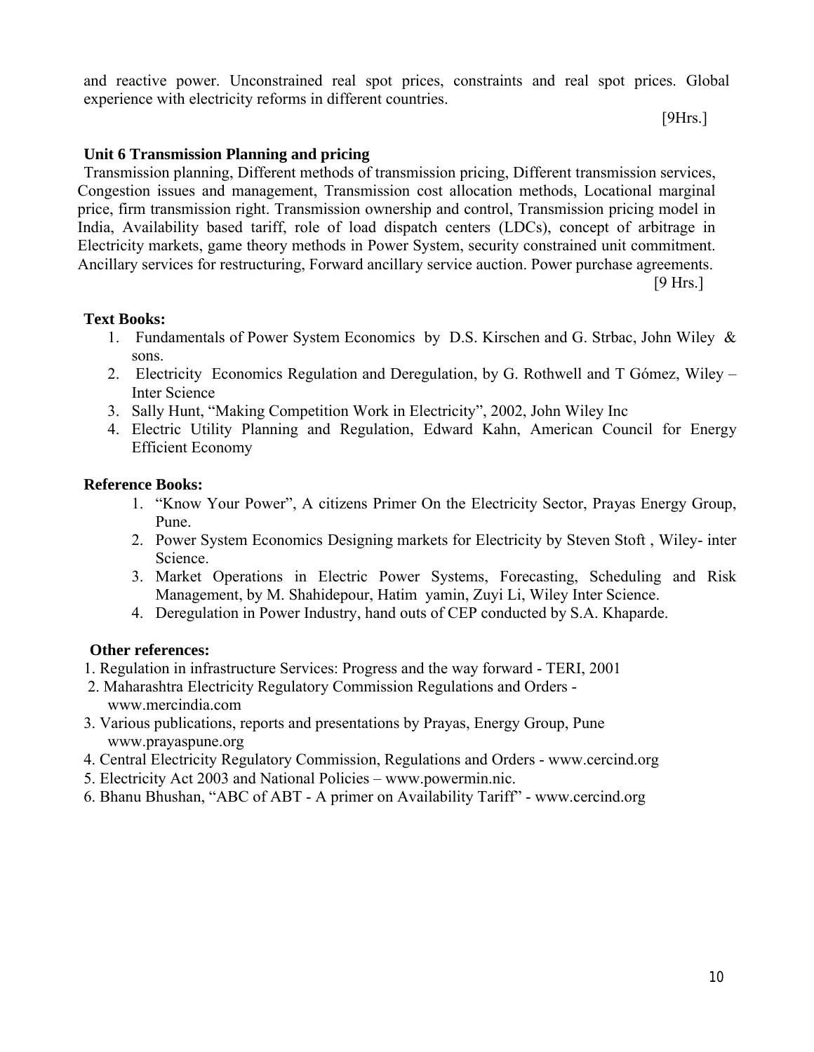and reactive power. Unconstrained real spot prices, constraints and real spot prices. Global experience with electricity reforms in different countries.

[9Hrs.]

**Unit 6 Transmission Planning and pricing**

Transmission planning, Different methods of transmission pricing, Different transmission services, Congestion issues and management, Transmission cost allocation methods, Locational marginal price, firm transmission right. Transmission ownership and control, Transmission pricing model in India, Availability based tariff, role of load dispatch centers (LDCs), concept of arbitrage in Electricity markets, game theory methods in Power System, security constrained unit commitment. Ancillary services for restructuring, Forward ancillary service auction. Power purchase agreements.

[9 Hrs.]

**Text Books:**

1. Fundamentals of Power System Economics by D.S. Kirschen and G. Strbac, John Wiley & sons.
2. Electricity Economics Regulation and Deregulation, by G. Rothwell and T Gómez, Wiley – Inter Science
3. Sally Hunt, "Making Competition Work in Electricity", 2002, John Wiley Inc
4. Electric Utility Planning and Regulation, Edward Kahn, American Council for Energy Efficient Economy

**Reference Books:**

1. "Know Your Power", A citizens Primer On the Electricity Sector, Prayas Energy Group, Pune.
2. Power System Economics Designing markets for Electricity by Steven Stoft , Wiley- inter Science.
3. Market Operations in Electric Power Systems, Forecasting, Scheduling and Risk Management, by M. Shahidepour, Hatim yamin, Zuyi Li, Wiley Inter Science.
4. Deregulation in Power Industry, hand outs of CEP conducted by S.A. Khaparde.

**Other references:**

1. Regulation in infrastructure Services: Progress and the way forward - TERI, 2001
2. Maharashtra Electricity Regulatory Commission Regulations and Orders - www.mercindia.com
3. Various publications, reports and presentations by Prayas, Energy Group, Pune www.prayaspune.org
4. Central Electricity Regulatory Commission, Regulations and Orders - www.cercind.org
5. Electricity Act 2003 and National Policies – www.powermin.nic.
6. Bhanu Bhushan, "ABC of ABT - A primer on Availability Tariff" - www.cercind.org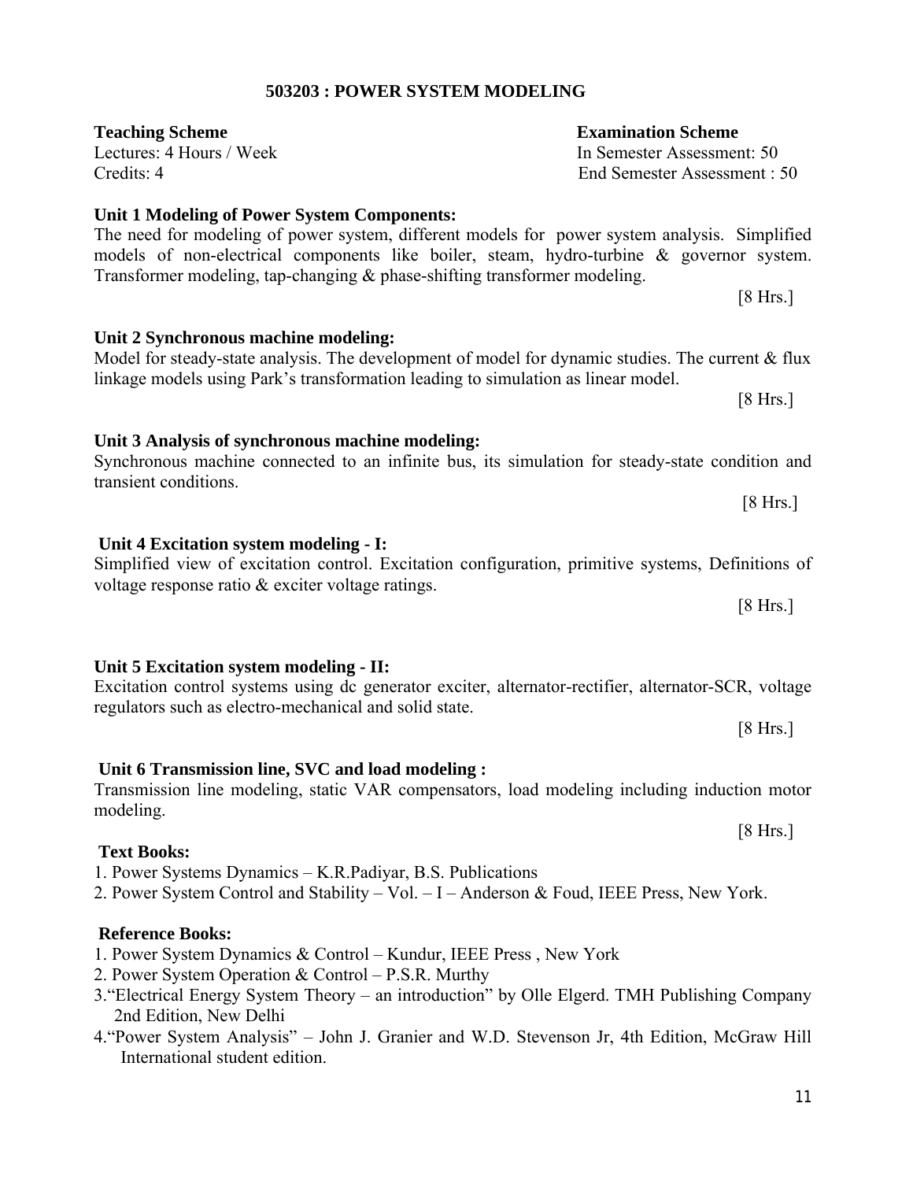## 503203 : POWER SYSTEM MODELING

| **Teaching Scheme** | **Examination Scheme** |
|---|---|
| Lectures: 4 Hours / Week | In Semester Assessment: 50 |
| Credits: 4 | End Semester Assessment : 50 |

**Unit 1 Modeling of Power System Components:**

The need for modeling of power system, different models for power system analysis. Simplified models of non-electrical components like boiler, steam, hydro-turbine & governor system. Transformer modeling, tap-changing & phase-shifting transformer modeling.

[8 Hrs.]

**Unit 2 Synchronous machine modeling:**

Model for steady-state analysis. The development of model for dynamic studies. The current & flux linkage models using Park's transformation leading to simulation as linear model.

[8 Hrs.]

**Unit 3 Analysis of synchronous machine modeling:**

Synchronous machine connected to an infinite bus, its simulation for steady-state condition and transient conditions.

[8 Hrs.]

**Unit 4 Excitation system modeling - I:**

Simplified view of excitation control. Excitation configuration, primitive systems, Definitions of voltage response ratio & exciter voltage ratings.

[8 Hrs.]

**Unit 5 Excitation system modeling - II:**

Excitation control systems using dc generator exciter, alternator-rectifier, alternator-SCR, voltage regulators such as electro-mechanical and solid state.

[8 Hrs.]

**Unit 6 Transmission line, SVC and load modeling :**

Transmission line modeling, static VAR compensators, load modeling including induction motor modeling.

[8 Hrs.]

**Text Books:**

1. Power Systems Dynamics – K.R.Padiyar, B.S. Publications
2. Power System Control and Stability – Vol. – I – Anderson & Foud, IEEE Press, New York.

**Reference Books:**

1. Power System Dynamics & Control – Kundur, IEEE Press , New York
2. Power System Operation & Control – P.S.R. Murthy
3. "Electrical Energy System Theory – an introduction" by Olle Elgerd. TMH Publishing Company 2nd Edition, New Delhi
4. "Power System Analysis" – John J. Granier and W.D. Stevenson Jr, 4th Edition, McGraw Hill International student edition.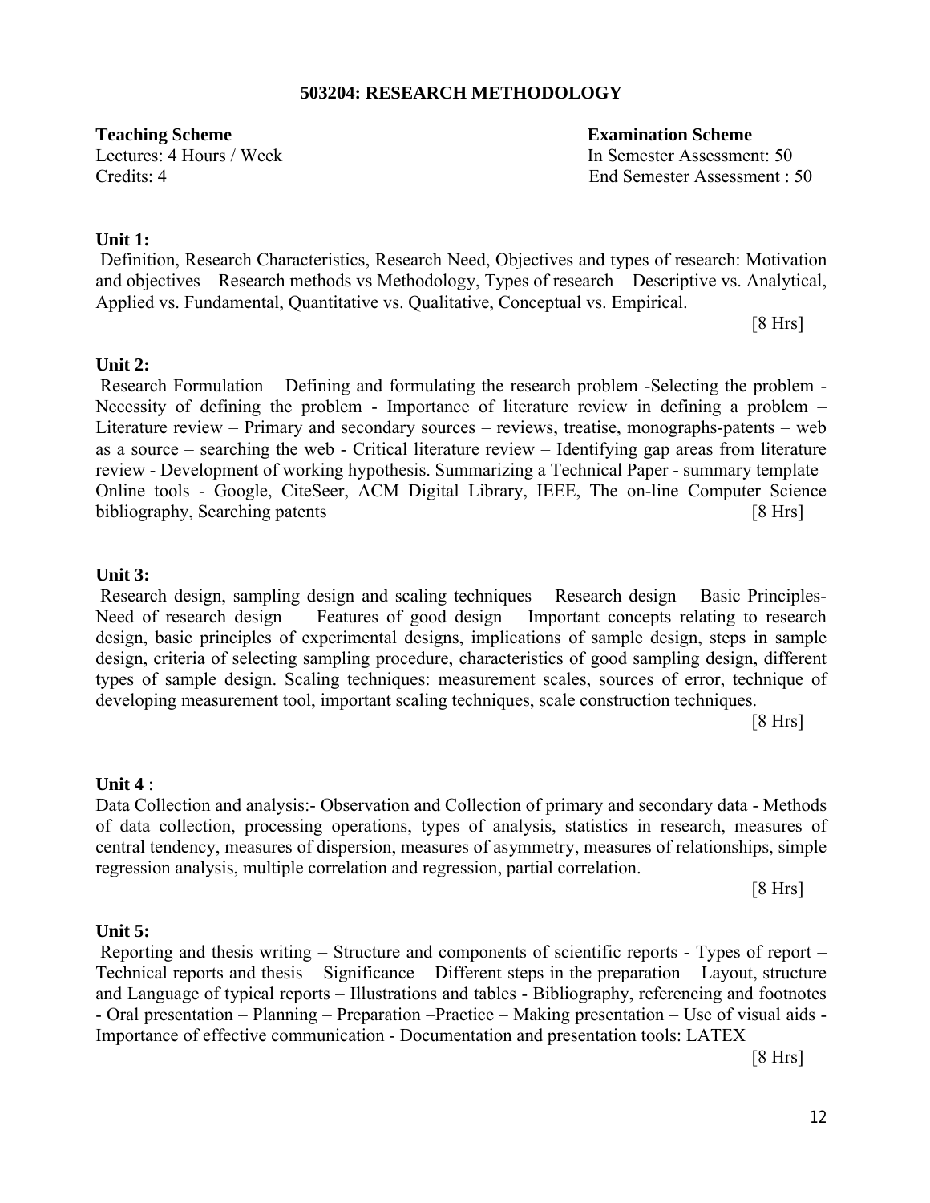# 503204: RESEARCH METHODOLOGY

| **Teaching Scheme** | **Examination Scheme** |
| --- | --- |
| Lectures: 4 Hours / Week | In Semester Assessment: 50 |
| Credits: 4 | End Semester Assessment : 50 |

**Unit 1:**

Definition, Research Characteristics, Research Need, Objectives and types of research: Motivation and objectives – Research methods vs Methodology, Types of research – Descriptive vs. Analytical, Applied vs. Fundamental, Quantitative vs. Qualitative, Conceptual vs. Empirical.

[8 Hrs]

**Unit 2:**

Research Formulation – Defining and formulating the research problem -Selecting the problem - Necessity of defining the problem - Importance of literature review in defining a problem – Literature review – Primary and secondary sources – reviews, treatise, monographs-patents – web as a source – searching the web - Critical literature review – Identifying gap areas from literature review - Development of working hypothesis. Summarizing a Technical Paper - summary template Online tools - Google, CiteSeer, ACM Digital Library, IEEE, The on-line Computer Science bibliography, Searching patents [8 Hrs]

**Unit 3:**

Research design, sampling design and scaling techniques – Research design – Basic Principles- Need of research design –– Features of good design – Important concepts relating to research design, basic principles of experimental designs, implications of sample design, steps in sample design, criteria of selecting sampling procedure, characteristics of good sampling design, different types of sample design. Scaling techniques: measurement scales, sources of error, technique of developing measurement tool, important scaling techniques, scale construction techniques.

[8 Hrs]

**Unit 4** :

Data Collection and analysis:- Observation and Collection of primary and secondary data - Methods of data collection, processing operations, types of analysis, statistics in research, measures of central tendency, measures of dispersion, measures of asymmetry, measures of relationships, simple regression analysis, multiple correlation and regression, partial correlation.

[8 Hrs]

**Unit 5:**

Reporting and thesis writing – Structure and components of scientific reports - Types of report – Technical reports and thesis – Significance – Different steps in the preparation – Layout, structure and Language of typical reports – Illustrations and tables - Bibliography, referencing and footnotes - Oral presentation – Planning – Preparation –Practice – Making presentation – Use of visual aids - Importance of effective communication - Documentation and presentation tools: LATEX

[8 Hrs]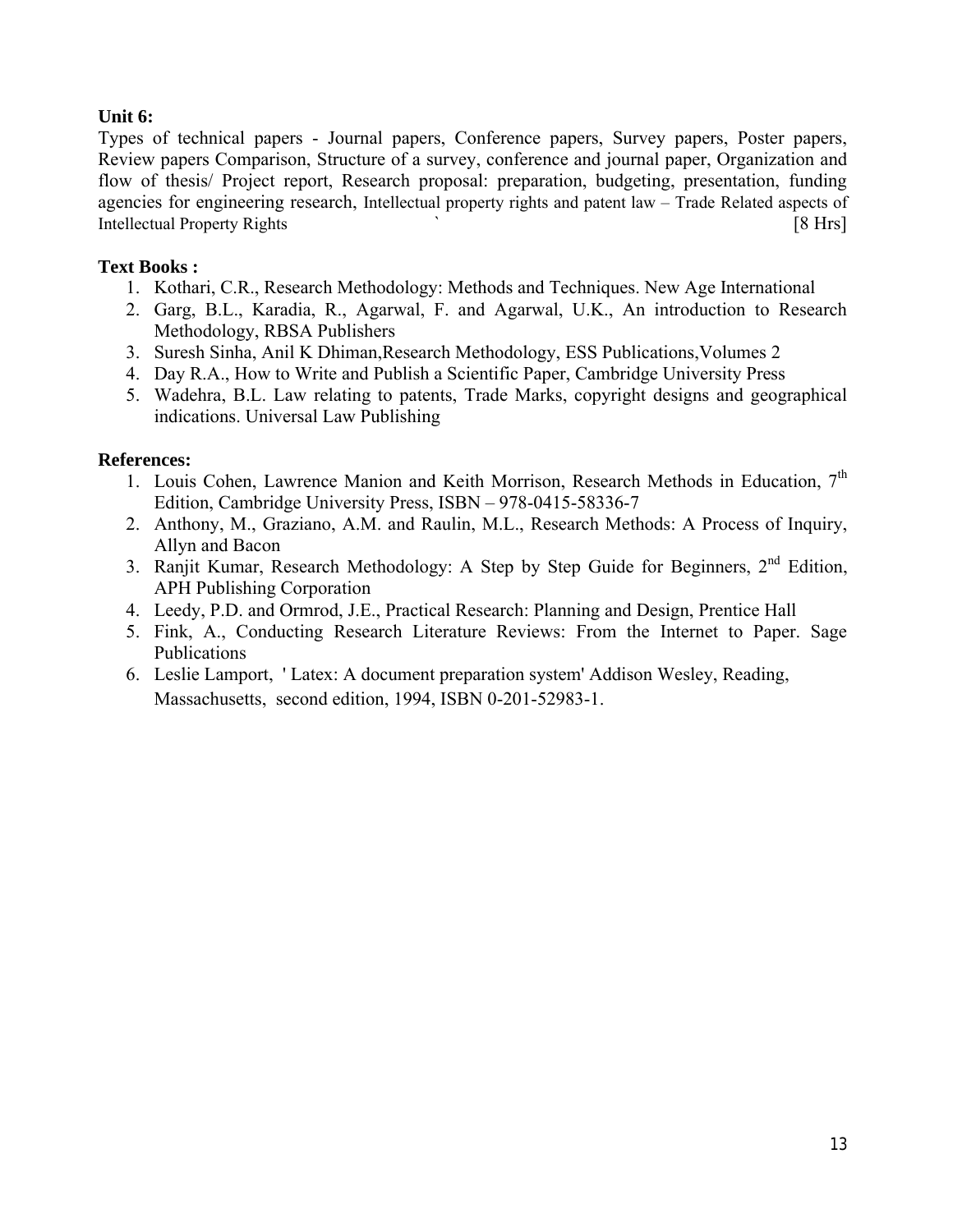**Unit 6:**

Types of technical papers - Journal papers, Conference papers, Survey papers, Poster papers, Review papers Comparison, Structure of a survey, conference and journal paper, Organization and flow of thesis/ Project report, Research proposal: preparation, budgeting, presentation, funding agencies for engineering research, Intellectual property rights and patent law – Trade Related aspects of Intellectual Property Rights ` [8 Hrs]

**Text Books :**

1. Kothari, C.R., Research Methodology: Methods and Techniques. New Age International
2. Garg, B.L., Karadia, R., Agarwal, F. and Agarwal, U.K., An introduction to Research Methodology, RBSA Publishers
3. Suresh Sinha, Anil K Dhiman,Research Methodology, ESS Publications,Volumes 2
4. Day R.A., How to Write and Publish a Scientific Paper, Cambridge University Press
5. Wadehra, B.L. Law relating to patents, Trade Marks, copyright designs and geographical indications. Universal Law Publishing

**References:**

1. Louis Cohen, Lawrence Manion and Keith Morrison, Research Methods in Education, 7th Edition, Cambridge University Press, ISBN – 978-0415-58336-7
2. Anthony, M., Graziano, A.M. and Raulin, M.L., Research Methods: A Process of Inquiry, Allyn and Bacon
3. Ranjit Kumar, Research Methodology: A Step by Step Guide for Beginners, 2nd Edition, APH Publishing Corporation
4. Leedy, P.D. and Ormrod, J.E., Practical Research: Planning and Design, Prentice Hall
5. Fink, A., Conducting Research Literature Reviews: From the Internet to Paper. Sage Publications
6. Leslie Lamport, ' Latex: A document preparation system' Addison Wesley, Reading, Massachusetts, second edition, 1994, ISBN 0-201-52983-1.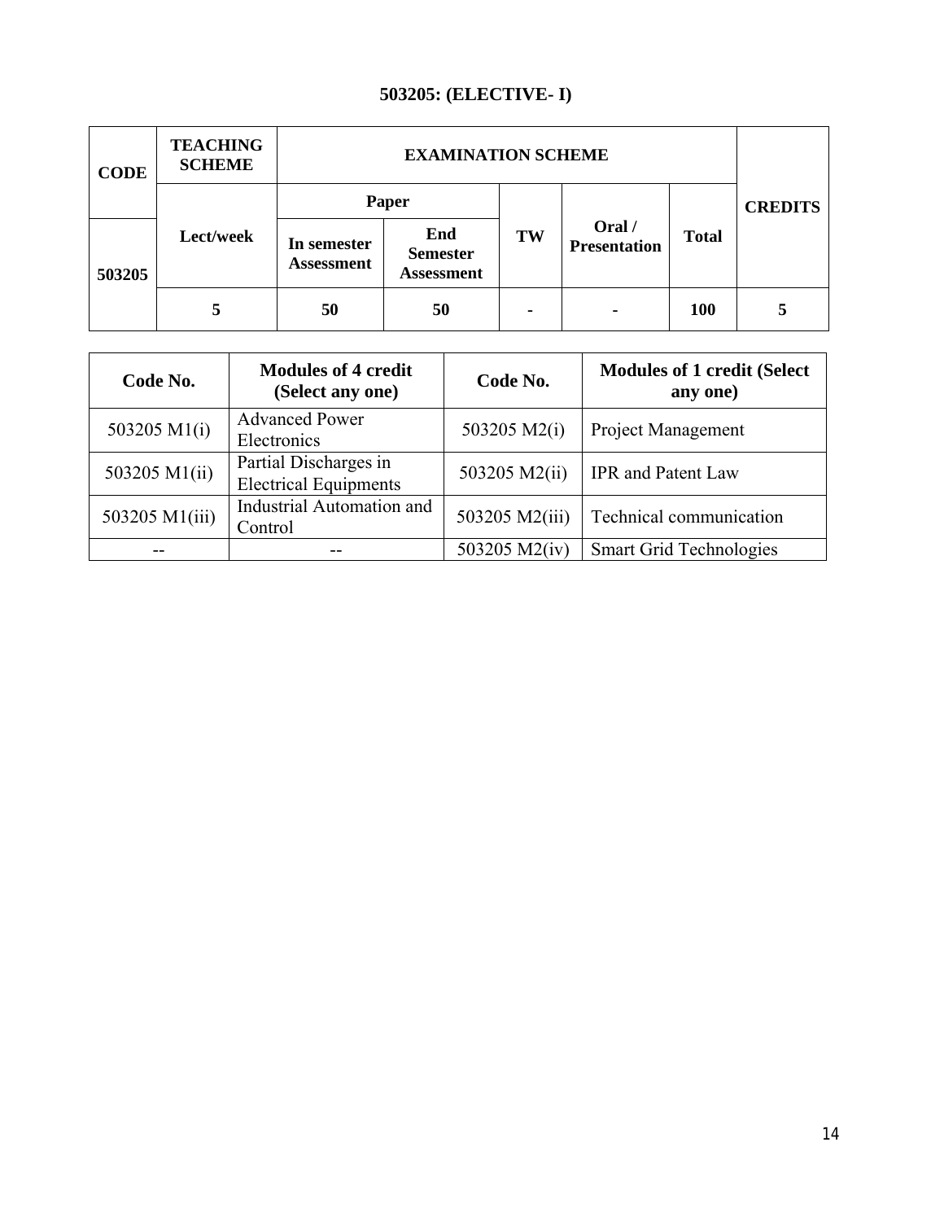## 503205: (ELECTIVE- I)

| CODE | TEACHING SCHEME | EXAMINATION SCHEME | | | | | CREDITS |
|---|---|---|---|---|---|---|---|
| | | Paper | | | | | |
| 503205 | Lect/week | In semester Assessment | End Semester Assessment | TW | Oral / Presentation | Total | |
| | 5 | 50 | 50 | - | - | 100 | 5 |

| Code No. | Modules of 4 credit (Select any one) | Code No. | Modules of 1 credit (Select any one) |
|---|---|---|---|
| 503205 M1(i) | Advanced Power Electronics | 503205 M2(i) | Project Management |
| 503205 M1(ii) | Partial Discharges in Electrical Equipments | 503205 M2(ii) | IPR and Patent Law |
| 503205 M1(iii) | Industrial Automation and Control | 503205 M2(iii) | Technical communication |
| -- | -- | 503205 M2(iv) | Smart Grid Technologies |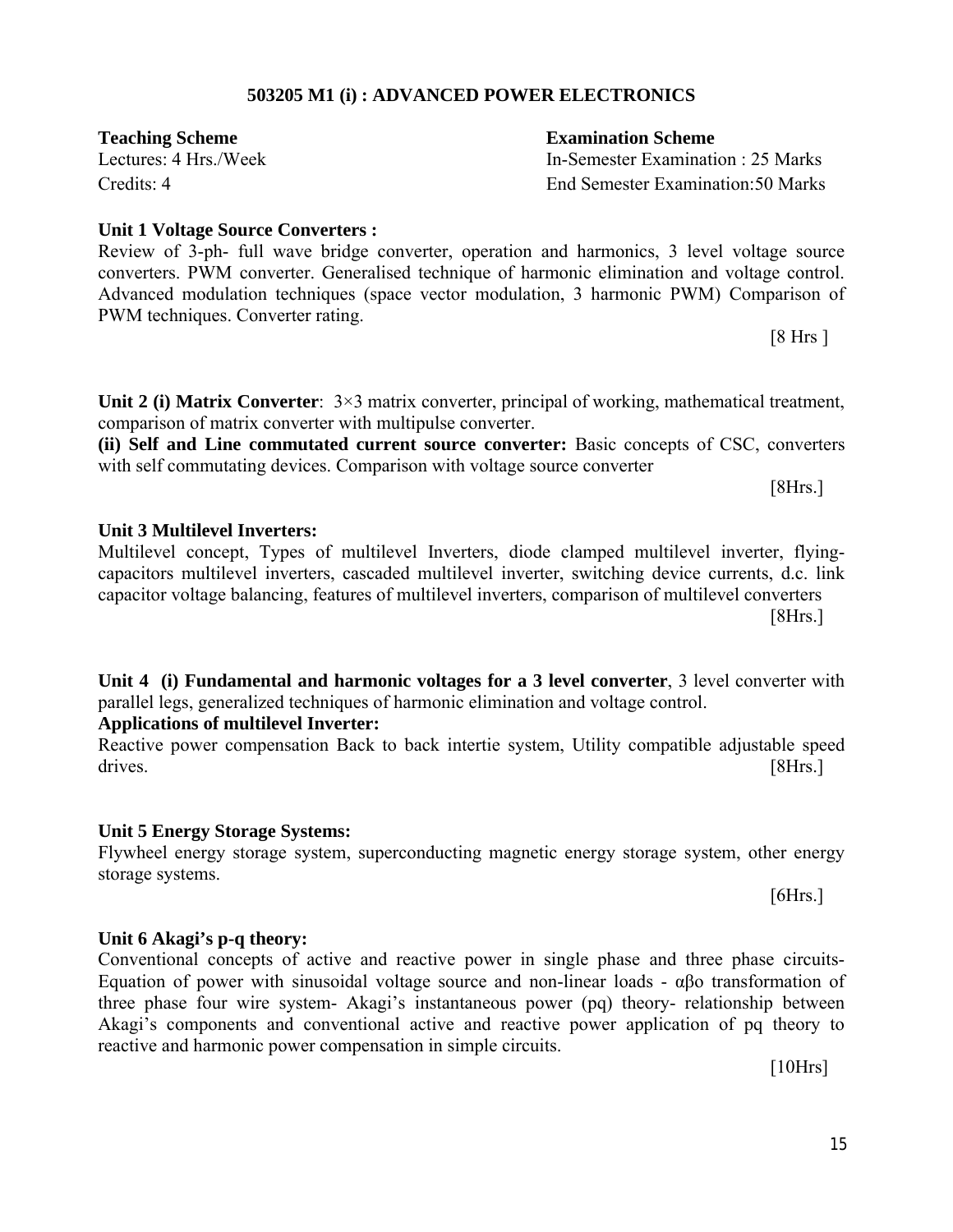## 503205 M1 (i) : ADVANCED POWER ELECTRONICS

| **Teaching Scheme** | **Examination Scheme** |
|---|---|
| Lectures: 4 Hrs./Week | In-Semester Examination : 25 Marks |
| Credits: 4 | End Semester Examination:50 Marks |

**Unit 1 Voltage Source Converters :**

Review of 3-ph- full wave bridge converter, operation and harmonics, 3 level voltage source converters. PWM converter. Generalised technique of harmonic elimination and voltage control. Advanced modulation techniques (space vector modulation, 3 harmonic PWM) Comparison of PWM techniques. Converter rating.

[8 Hrs ]

**Unit 2 (i) Matrix Converter**: $3\times3$ matrix converter, principal of working, mathematical treatment, comparison of matrix converter with multipulse converter.

**(ii) Self and Line commutated current source converter:** Basic concepts of CSC, converters with self commutating devices. Comparison with voltage source converter

[8Hrs.]

**Unit 3 Multilevel Inverters:**

Multilevel concept, Types of multilevel Inverters, diode clamped multilevel inverter, flying-capacitors multilevel inverters, cascaded multilevel inverter, switching device currents, d.c. link capacitor voltage balancing, features of multilevel inverters, comparison of multilevel converters

[8Hrs.]

**Unit 4 (i) Fundamental and harmonic voltages for a 3 level converter**, 3 level converter with parallel legs, generalized techniques of harmonic elimination and voltage control.

**Applications of multilevel Inverter:**

Reactive power compensation Back to back intertie system, Utility compatible adjustable speed drives. [8Hrs.]

**Unit 5 Energy Storage Systems:**

Flywheel energy storage system, superconducting magnetic energy storage system, other energy storage systems.

[6Hrs.]

**Unit 6 Akagi's p-q theory:**

Conventional concepts of active and reactive power in single phase and three phase circuits- Equation of power with sinusoidal voltage source and non-linear loads - $\alpha\beta o$ transformation of three phase four wire system- Akagi's instantaneous power (pq) theory- relationship between Akagi's components and conventional active and reactive power application of pq theory to reactive and harmonic power compensation in simple circuits.

[10Hrs]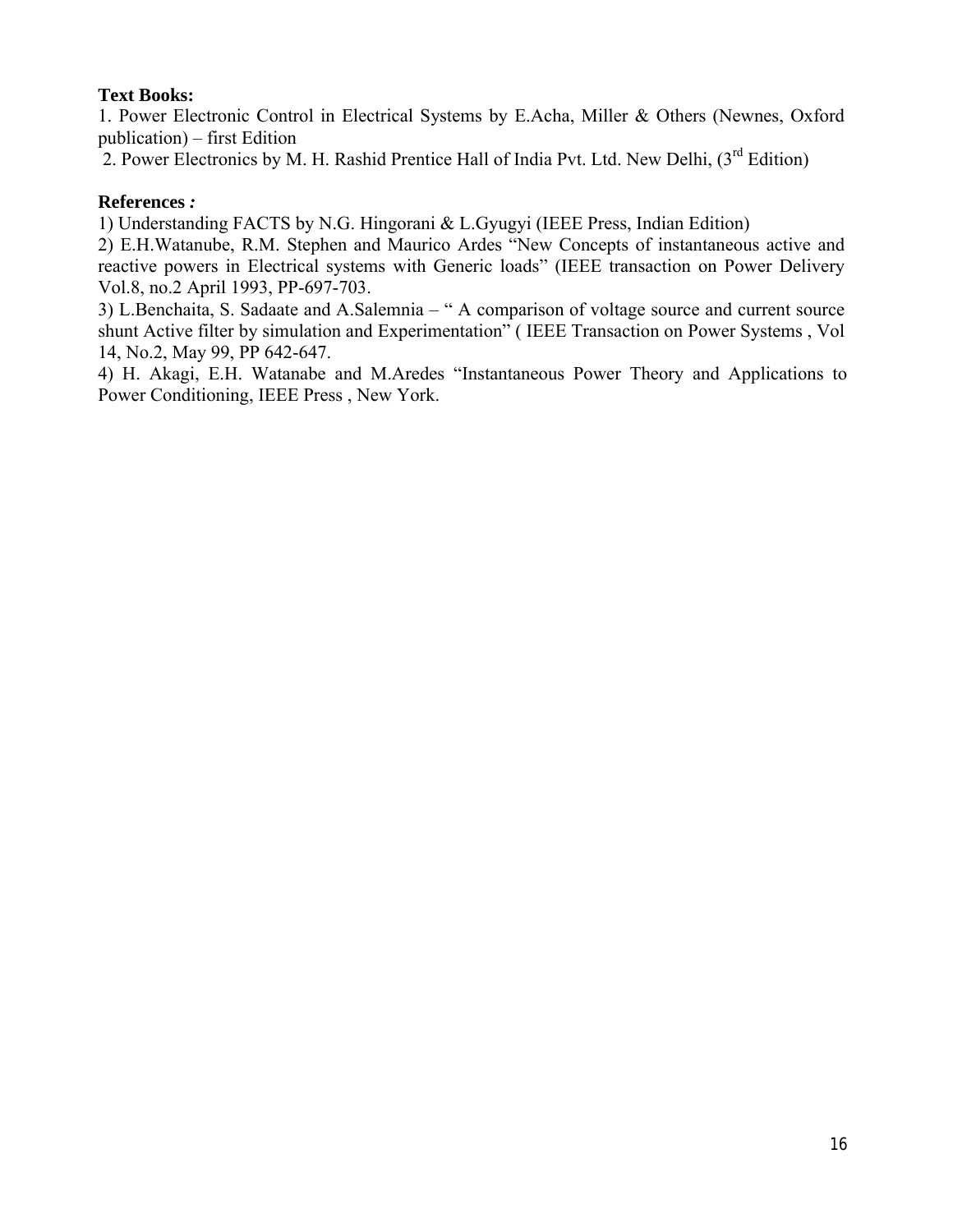**Text Books:**

1. Power Electronic Control in Electrical Systems by E.Acha, Miller & Others (Newnes, Oxford publication) – first Edition
2. Power Electronics by M. H. Rashid Prentice Hall of India Pvt. Ltd. New Delhi, (3rd Edition)

**References** ***:***

1) Understanding FACTS by N.G. Hingorani & L.Gyugyi (IEEE Press, Indian Edition)

2) E.H.Watanube, R.M. Stephen and Maurico Ardes "New Concepts of instantaneous active and reactive powers in Electrical systems with Generic loads" (IEEE transaction on Power Delivery Vol.8, no.2 April 1993, PP-697-703.

3) L.Benchaita, S. Sadaate and A.Salemnia – " A comparison of voltage source and current source shunt Active filter by simulation and Experimentation" ( IEEE Transaction on Power Systems , Vol 14, No.2, May 99, PP 642-647.

4) H. Akagi, E.H. Watanabe and M.Aredes "Instantaneous Power Theory and Applications to Power Conditioning, IEEE Press , New York.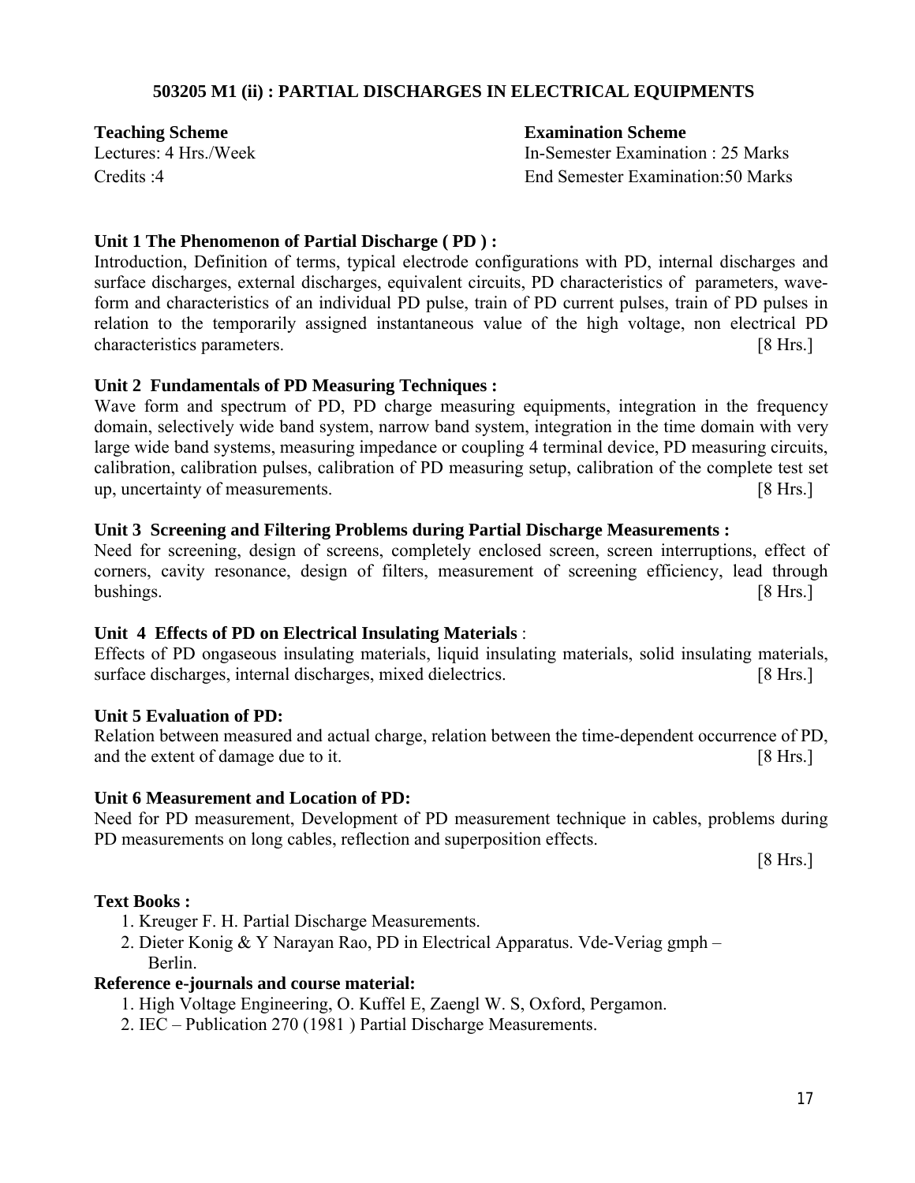## 503205 M1 (ii) : PARTIAL DISCHARGES IN ELECTRICAL EQUIPMENTS

**Teaching Scheme**
Lectures: 4 Hrs./Week
Credits :4

**Examination Scheme**
In-Semester Examination : 25 Marks
End Semester Examination:50 Marks

**Unit 1 The Phenomenon of Partial Discharge ( PD ) :**
Introduction, Definition of terms, typical electrode configurations with PD, internal discharges and surface discharges, external discharges, equivalent circuits, PD characteristics of parameters, wave-form and characteristics of an individual PD pulse, train of PD current pulses, train of PD pulses in relation to the temporarily assigned instantaneous value of the high voltage, non electrical PD characteristics parameters. [8 Hrs.]

**Unit 2 Fundamentals of PD Measuring Techniques :**
Wave form and spectrum of PD, PD charge measuring equipments, integration in the frequency domain, selectively wide band system, narrow band system, integration in the time domain with very large wide band systems, measuring impedance or coupling 4 terminal device, PD measuring circuits, calibration, calibration pulses, calibration of PD measuring setup, calibration of the complete test set up, uncertainty of measurements. [8 Hrs.]

**Unit 3 Screening and Filtering Problems during Partial Discharge Measurements :**
Need for screening, design of screens, completely enclosed screen, screen interruptions, effect of corners, cavity resonance, design of filters, measurement of screening efficiency, lead through bushings. [8 Hrs.]

**Unit 4 Effects of PD on Electrical Insulating Materials** :
Effects of PD ongaseous insulating materials, liquid insulating materials, solid insulating materials, surface discharges, internal discharges, mixed dielectrics. [8 Hrs.]

**Unit 5 Evaluation of PD:**
Relation between measured and actual charge, relation between the time-dependent occurrence of PD, and the extent of damage due to it. [8 Hrs.]

**Unit 6 Measurement and Location of PD:**
Need for PD measurement, Development of PD measurement technique in cables, problems during PD measurements on long cables, reflection and superposition effects. [8 Hrs.]

**Text Books :**

1. Kreuger F. H. Partial Discharge Measurements.
2. Dieter Konig & Y Narayan Rao, PD in Electrical Apparatus. Vde-Veriag gmph – Berlin.

**Reference e-journals and course material:**

1. High Voltage Engineering, O. Kuffel E, Zaengl W. S, Oxford, Pergamon.
2. IEC – Publication 270 (1981 ) Partial Discharge Measurements.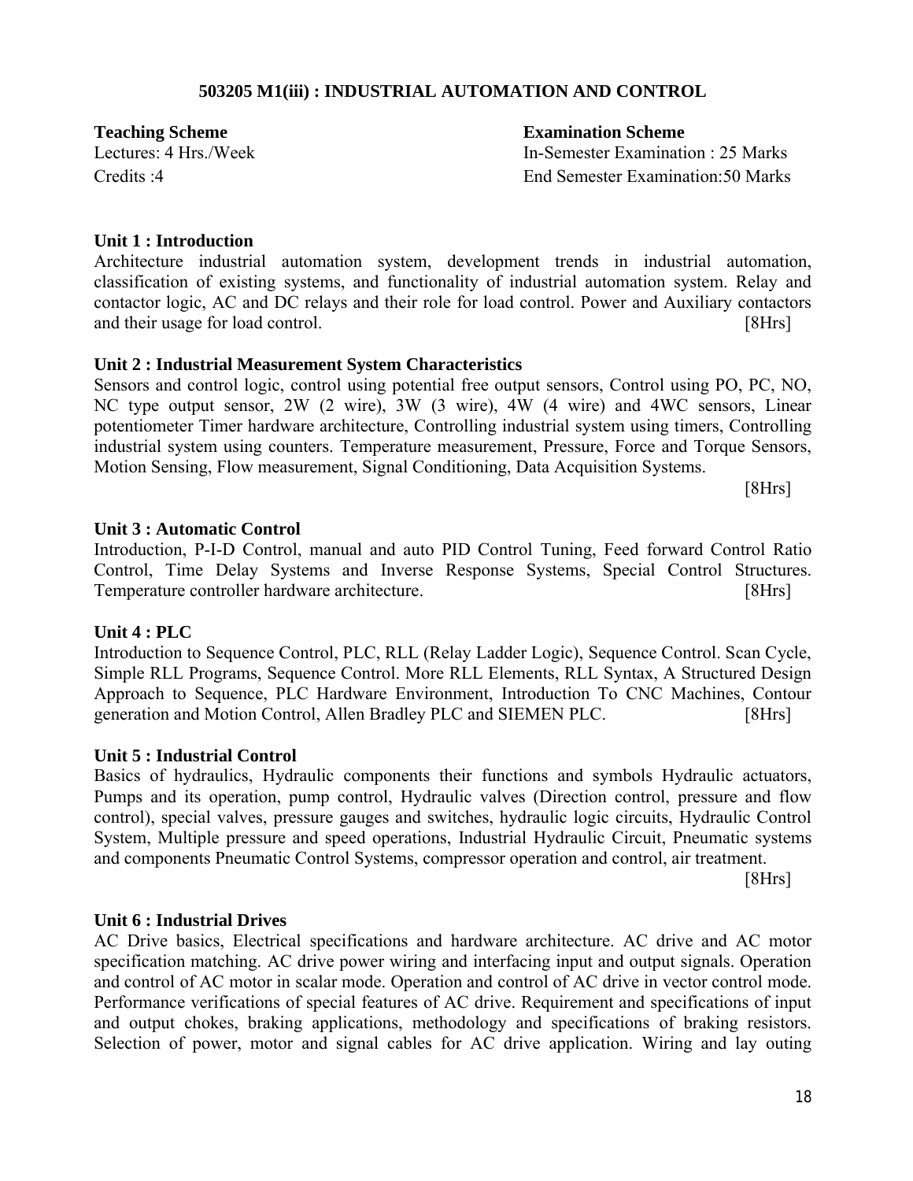## 503205 M1(iii) : INDUSTRIAL AUTOMATION AND CONTROL

**Teaching Scheme**
Lectures: 4 Hrs./Week
Credits :4

**Examination Scheme**
In-Semester Examination : 25 Marks
End Semester Examination:50 Marks

**Unit 1 : Introduction**

Architecture industrial automation system, development trends in industrial automation, classification of existing systems, and functionality of industrial automation system. Relay and contactor logic, AC and DC relays and their role for load control. Power and Auxiliary contactors and their usage for load control. [8Hrs]

**Unit 2 : Industrial Measurement System Characteristics**

Sensors and control logic, control using potential free output sensors, Control using PO, PC, NO, NC type output sensor, 2W (2 wire), 3W (3 wire), 4W (4 wire) and 4WC sensors, Linear potentiometer Timer hardware architecture, Controlling industrial system using timers, Controlling industrial system using counters. Temperature measurement, Pressure, Force and Torque Sensors, Motion Sensing, Flow measurement, Signal Conditioning, Data Acquisition Systems. [8Hrs]

**Unit 3 : Automatic Control**

Introduction, P-I-D Control, manual and auto PID Control Tuning, Feed forward Control Ratio Control, Time Delay Systems and Inverse Response Systems, Special Control Structures. Temperature controller hardware architecture. [8Hrs]

**Unit 4 : PLC**

Introduction to Sequence Control, PLC, RLL (Relay Ladder Logic), Sequence Control. Scan Cycle, Simple RLL Programs, Sequence Control. More RLL Elements, RLL Syntax, A Structured Design Approach to Sequence, PLC Hardware Environment, Introduction To CNC Machines, Contour generation and Motion Control, Allen Bradley PLC and SIEMEN PLC. [8Hrs]

**Unit 5 : Industrial Control**

Basics of hydraulics, Hydraulic components their functions and symbols Hydraulic actuators, Pumps and its operation, pump control, Hydraulic valves (Direction control, pressure and flow control), special valves, pressure gauges and switches, hydraulic logic circuits, Hydraulic Control System, Multiple pressure and speed operations, Industrial Hydraulic Circuit, Pneumatic systems and components Pneumatic Control Systems, compressor operation and control, air treatment. [8Hrs]

**Unit 6 : Industrial Drives**

AC Drive basics, Electrical specifications and hardware architecture. AC drive and AC motor specification matching. AC drive power wiring and interfacing input and output signals. Operation and control of AC motor in scalar mode. Operation and control of AC drive in vector control mode. Performance verifications of special features of AC drive. Requirement and specifications of input and output chokes, braking applications, methodology and specifications of braking resistors. Selection of power, motor and signal cables for AC drive application. Wiring and lay outing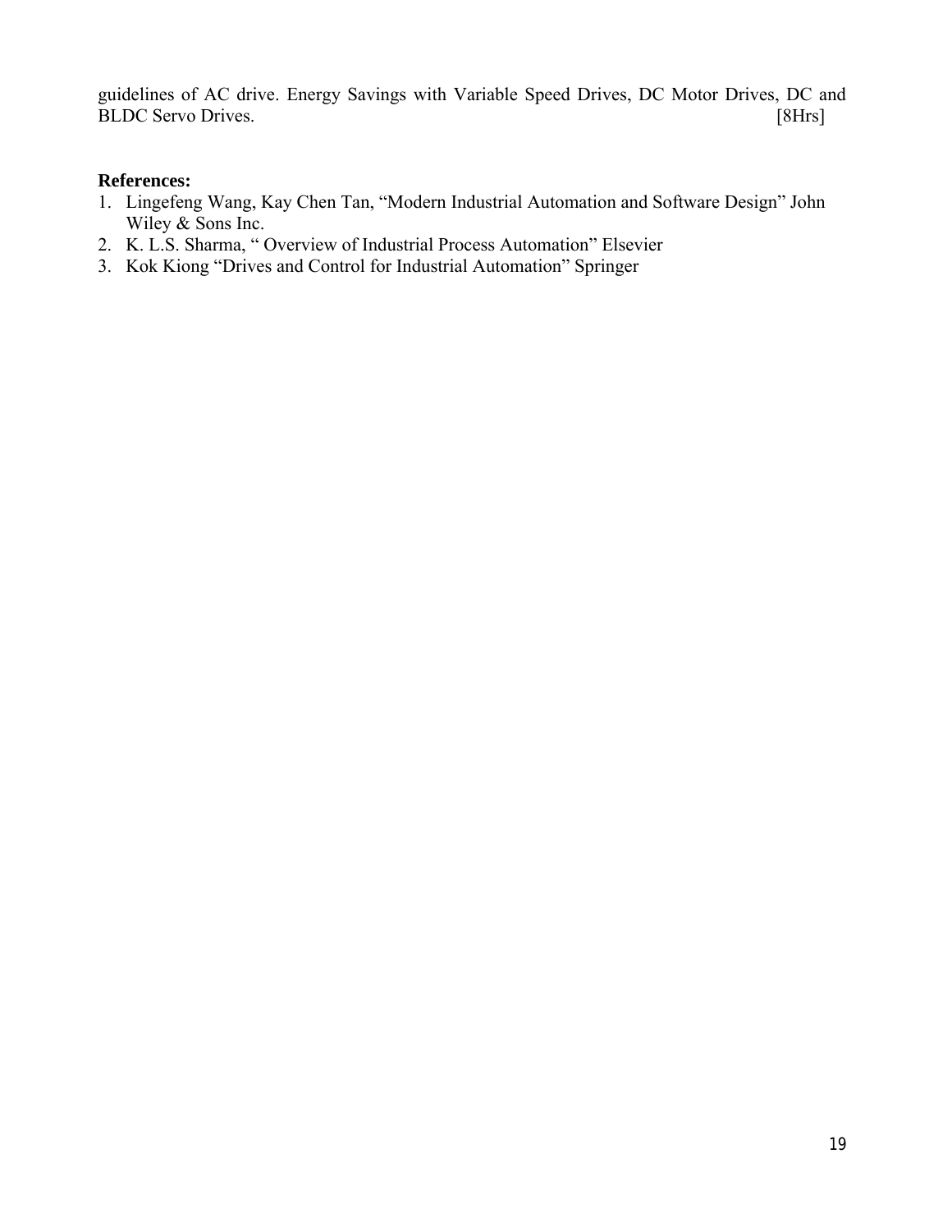guidelines of AC drive. Energy Savings with Variable Speed Drives, DC Motor Drives, DC and BLDC Servo Drives. [8Hrs]

**References:**

1. Lingefeng Wang, Kay Chen Tan, "Modern Industrial Automation and Software Design" John Wiley & Sons Inc.
2. K. L.S. Sharma, " Overview of Industrial Process Automation" Elsevier
3. Kok Kiong "Drives and Control for Industrial Automation" Springer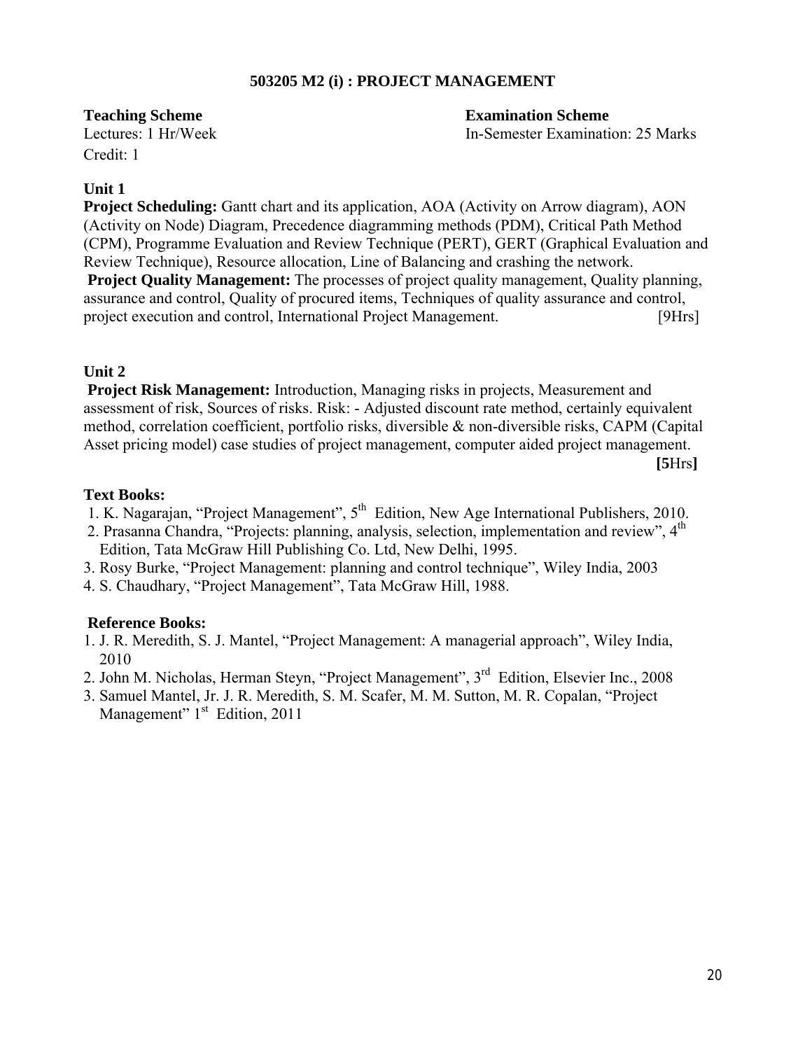## 503205 M2 (i) : PROJECT MANAGEMENT

**Teaching Scheme**
Lectures: 1 Hr/Week
Credit: 1

**Examination Scheme**
In-Semester Examination: 25 Marks

### Unit 1

**Project Scheduling:** Gantt chart and its application, AOA (Activity on Arrow diagram), AON (Activity on Node) Diagram, Precedence diagramming methods (PDM), Critical Path Method (CPM), Programme Evaluation and Review Technique (PERT), GERT (Graphical Evaluation and Review Technique), Resource allocation, Line of Balancing and crashing the network.

**Project Quality Management:** The processes of project quality management, Quality planning, assurance and control, Quality of procured items, Techniques of quality assurance and control, project execution and control, International Project Management. [9Hrs]

### Unit 2

**Project Risk Management:** Introduction, Managing risks in projects, Measurement and assessment of risk, Sources of risks. Risk: - Adjusted discount rate method, certainly equivalent method, correlation coefficient, portfolio risks, diversible & non-diversible risks, CAPM (Capital Asset pricing model) case studies of project management, computer aided project management. **[5**Hrs**]**

### Text Books:

1. K. Nagarajan, "Project Management", 5th Edition, New Age International Publishers, 2010.
2. Prasanna Chandra, "Projects: planning, analysis, selection, implementation and review", 4th Edition, Tata McGraw Hill Publishing Co. Ltd, New Delhi, 1995.
3. Rosy Burke, "Project Management: planning and control technique", Wiley India, 2003
4. S. Chaudhary, "Project Management", Tata McGraw Hill, 1988.

### Reference Books:

1. J. R. Meredith, S. J. Mantel, "Project Management: A managerial approach", Wiley India, 2010
2. John M. Nicholas, Herman Steyn, "Project Management", 3rd Edition, Elsevier Inc., 2008
3. Samuel Mantel, Jr. J. R. Meredith, S. M. Scafer, M. M. Sutton, M. R. Copalan, "Project Management" 1st Edition, 2011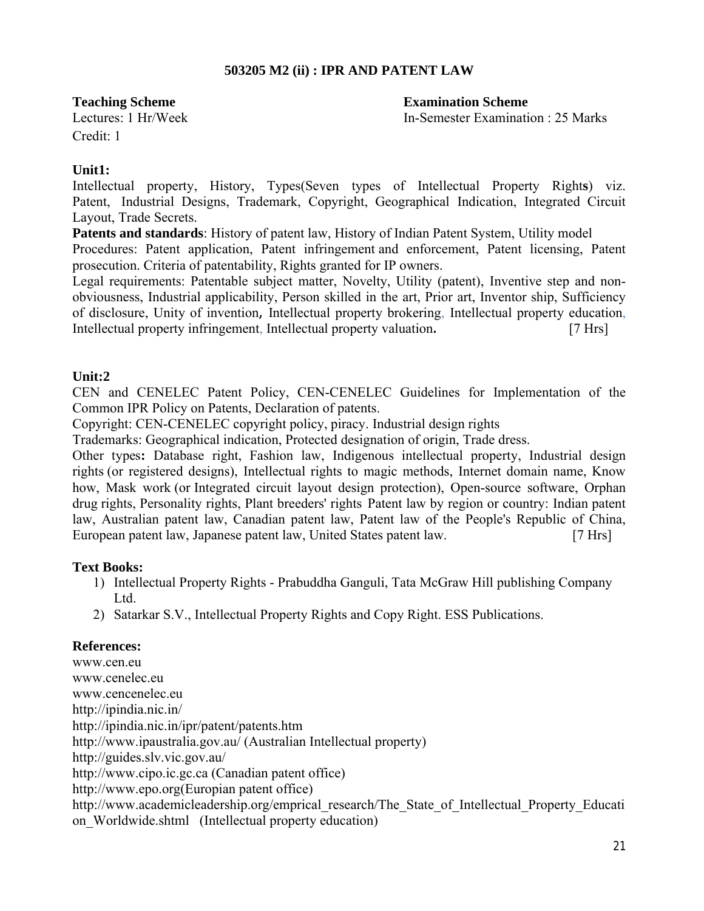## 503205 M2 (ii) : IPR AND PATENT LAW

**Teaching Scheme**
Lectures: 1 Hr/Week
Credit: 1

**Examination Scheme**
In-Semester Examination : 25 Marks

**Unit1:**

Intellectual property, History, Types(Seven types of Intellectual Property Rights) viz. Patent, Industrial Designs, Trademark, Copyright, Geographical Indication, Integrated Circuit Layout, Trade Secrets.

**Patents and standards**: History of patent law, History of Indian Patent System, Utility model

Procedures: Patent application, Patent infringement and enforcement, Patent licensing, Patent prosecution. Criteria of patentability, Rights granted for IP owners.

Legal requirements: Patentable subject matter, Novelty, Utility (patent), Inventive step and non-obviousness, Industrial applicability, Person skilled in the art, Prior art, Inventor ship, Sufficiency of disclosure, Unity of invention**,** Intellectual property brokering, Intellectual property education, Intellectual property infringement, Intellectual property valuation**.** [7 Hrs]

**Unit:2**

CEN and CENELEC Patent Policy, CEN-CENELEC Guidelines for Implementation of the Common IPR Policy on Patents, Declaration of patents.

Copyright: CEN-CENELEC copyright policy, piracy. Industrial design rights

Trademarks: Geographical indication, Protected designation of origin, Trade dress.

Other types**:** Database right, Fashion law, Indigenous intellectual property, Industrial design rights (or registered designs), Intellectual rights to magic methods, Internet domain name, Know how, Mask work (or Integrated circuit layout design protection), Open-source software, Orphan drug rights, Personality rights, Plant breeders' rights Patent law by region or country: Indian patent law, Australian patent law, Canadian patent law, Patent law of the People's Republic of China, European patent law, Japanese patent law, United States patent law. [7 Hrs]

**Text Books:**

1) Intellectual Property Rights - Prabuddha Ganguli, Tata McGraw Hill publishing Company Ltd.
2) Satarkar S.V., Intellectual Property Rights and Copy Right. ESS Publications.

**References:**

www.cen.eu
www.cenelec.eu
www.cencenelec.eu
http://ipindia.nic.in/
http://ipindia.nic.in/ipr/patent/patents.htm
http://www.ipaustralia.gov.au/ (Australian Intellectual property)
http://guides.slv.vic.gov.au/
http://www.cipo.ic.gc.ca (Canadian patent office)
http://www.epo.org(Europian patent office)
http://www.academicleadership.org/emprical_research/The_State_of_Intellectual_Property_Education_Worldwide.shtml (Intellectual property education)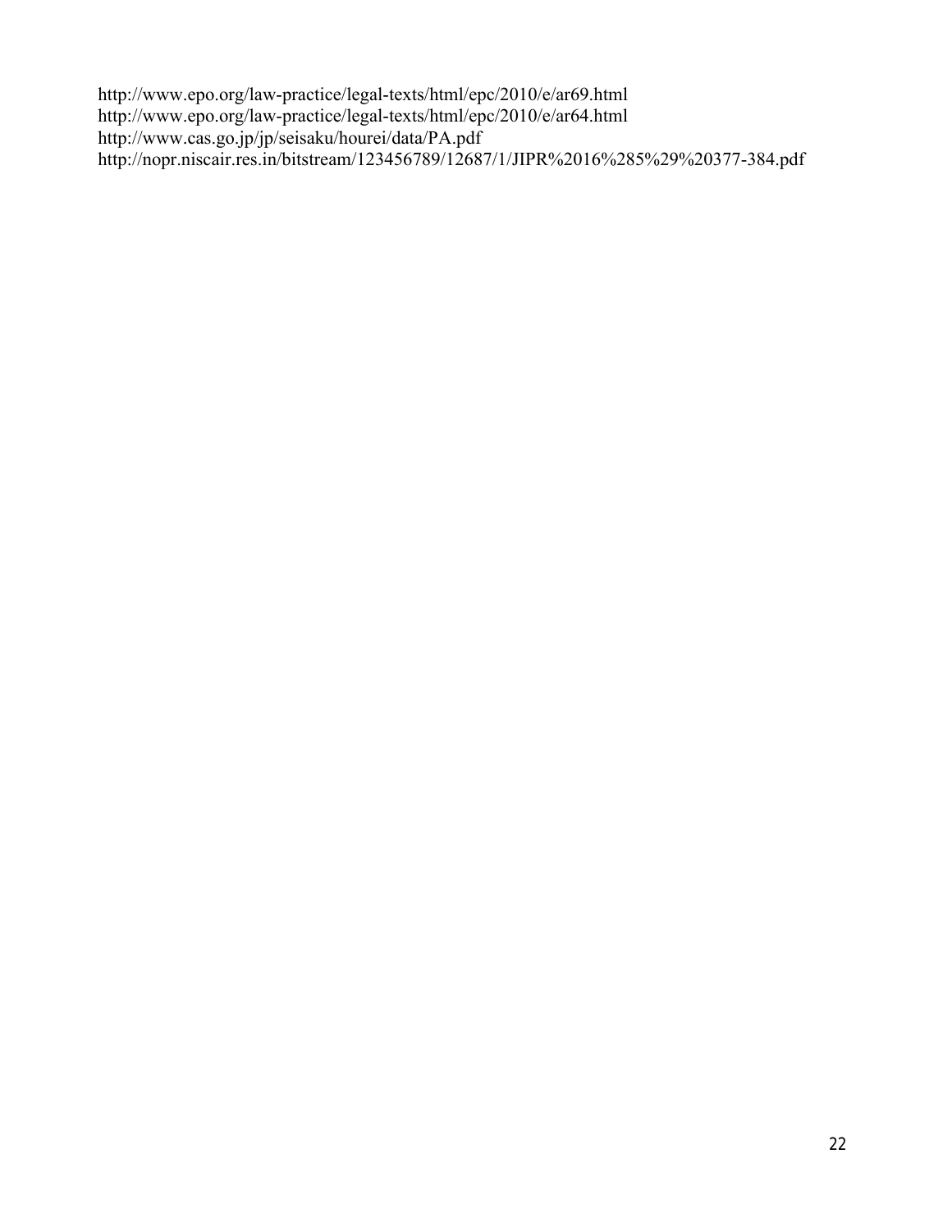http://www.epo.org/law-practice/legal-texts/html/epc/2010/e/ar69.html
http://www.epo.org/law-practice/legal-texts/html/epc/2010/e/ar64.html
http://www.cas.go.jp/jp/seisaku/hourei/data/PA.pdf
http://nopr.niscair.res.in/bitstream/123456789/12687/1/JIPR%2016%285%29%20377-384.pdf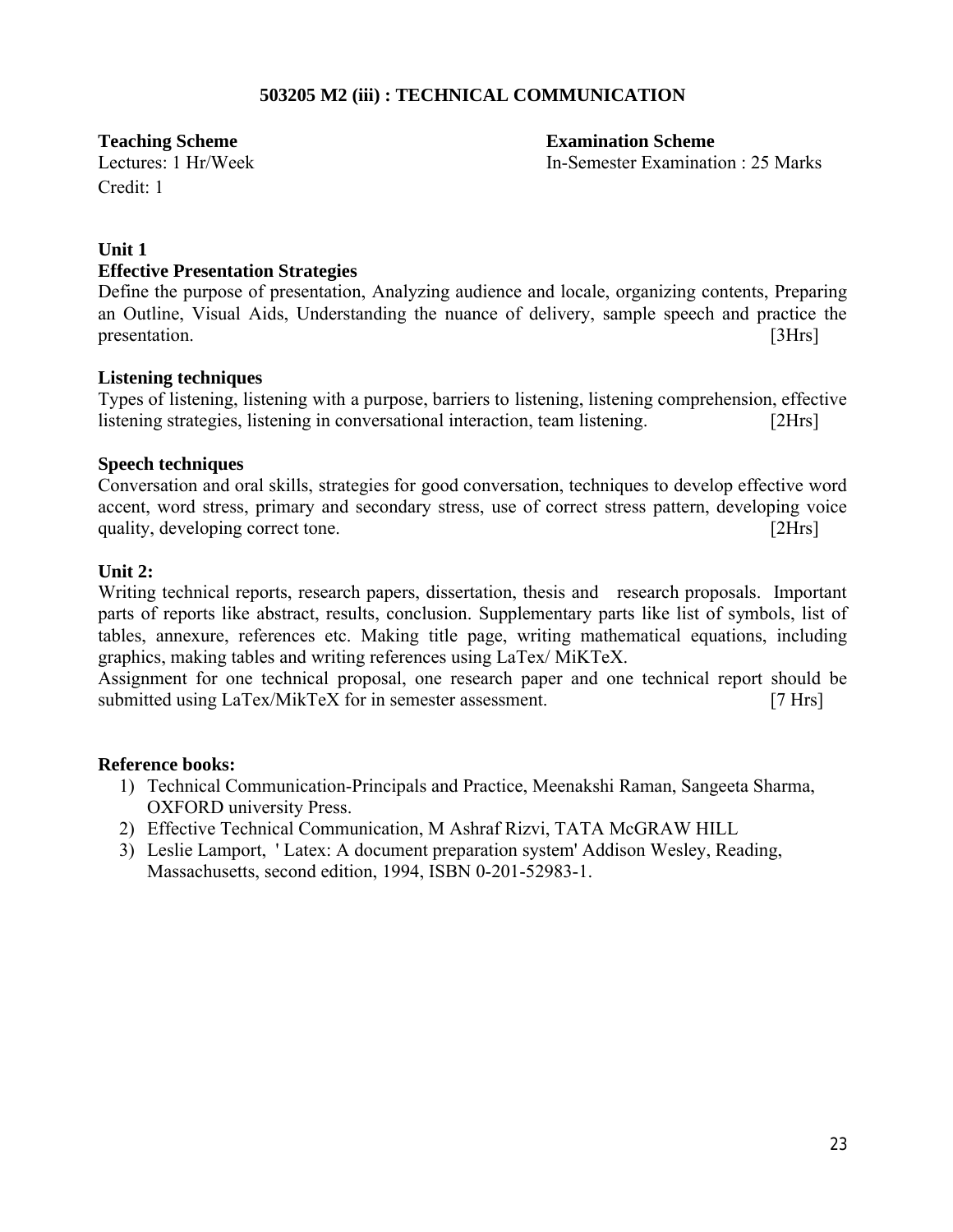## 503205 M2 (iii) : TECHNICAL COMMUNICATION

**Teaching Scheme**
Lectures: 1 Hr/Week
Credit: 1

**Examination Scheme**
In-Semester Examination : 25 Marks

### Unit 1

**Effective Presentation Strategies**

Define the purpose of presentation, Analyzing audience and locale, organizing contents, Preparing an Outline, Visual Aids, Understanding the nuance of delivery, sample speech and practice the presentation. [3Hrs]

**Listening techniques**

Types of listening, listening with a purpose, barriers to listening, listening comprehension, effective listening strategies, listening in conversational interaction, team listening. [2Hrs]

**Speech techniques**

Conversation and oral skills, strategies for good conversation, techniques to develop effective word accent, word stress, primary and secondary stress, use of correct stress pattern, developing voice quality, developing correct tone. [2Hrs]

### Unit 2:

Writing technical reports, research papers, dissertation, thesis and research proposals. Important parts of reports like abstract, results, conclusion. Supplementary parts like list of symbols, list of tables, annexure, references etc. Making title page, writing mathematical equations, including graphics, making tables and writing references using LaTex/ MiKTeX.

Assignment for one technical proposal, one research paper and one technical report should be submitted using LaTex/MikTeX for in semester assessment. [7 Hrs]

**Reference books:**

1) Technical Communication-Principals and Practice, Meenakshi Raman, Sangeeta Sharma, OXFORD university Press.
2) Effective Technical Communication, M Ashraf Rizvi, TATA McGRAW HILL
3) Leslie Lamport, ' Latex: A document preparation system' Addison Wesley, Reading, Massachusetts, second edition, 1994, ISBN 0-201-52983-1.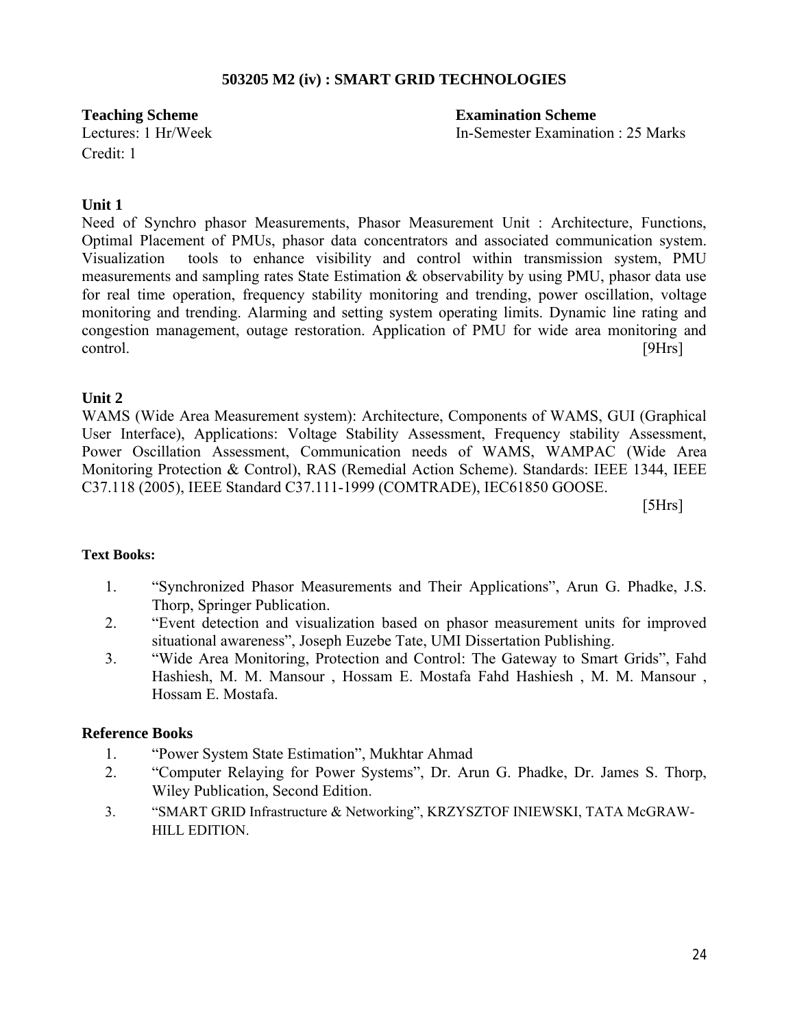# 503205 M2 (iv) : SMART GRID TECHNOLOGIES

**Teaching Scheme**
Lectures: 1 Hr/Week
Credit: 1

**Examination Scheme**
In-Semester Examination : 25 Marks

**Unit 1**

Need of Synchro phasor Measurements, Phasor Measurement Unit : Architecture, Functions, Optimal Placement of PMUs, phasor data concentrators and associated communication system. Visualization tools to enhance visibility and control within transmission system, PMU measurements and sampling rates State Estimation & observability by using PMU, phasor data use for real time operation, frequency stability monitoring and trending, power oscillation, voltage monitoring and trending. Alarming and setting system operating limits. Dynamic line rating and congestion management, outage restoration. Application of PMU for wide area monitoring and control. [9Hrs]

**Unit 2**

WAMS (Wide Area Measurement system): Architecture, Components of WAMS, GUI (Graphical User Interface), Applications: Voltage Stability Assessment, Frequency stability Assessment, Power Oscillation Assessment, Communication needs of WAMS, WAMPAC (Wide Area Monitoring Protection & Control), RAS (Remedial Action Scheme). Standards: IEEE 1344, IEEE C37.118 (2005), IEEE Standard C37.111-1999 (COMTRADE), IEC61850 GOOSE.

[5Hrs]

**Text Books:**

1. "Synchronized Phasor Measurements and Their Applications", Arun G. Phadke, J.S. Thorp, Springer Publication.
2. "Event detection and visualization based on phasor measurement units for improved situational awareness", Joseph Euzebe Tate, UMI Dissertation Publishing.
3. "Wide Area Monitoring, Protection and Control: The Gateway to Smart Grids", Fahd Hashiesh, M. M. Mansour , Hossam E. Mostafa Fahd Hashiesh , M. M. Mansour , Hossam E. Mostafa.

**Reference Books**

1. "Power System State Estimation", Mukhtar Ahmad
2. "Computer Relaying for Power Systems", Dr. Arun G. Phadke, Dr. James S. Thorp, Wiley Publication, Second Edition.
3. "SMART GRID Infrastructure & Networking", KRZYSZTOF INIEWSKI, TATA McGRAW-HILL EDITION.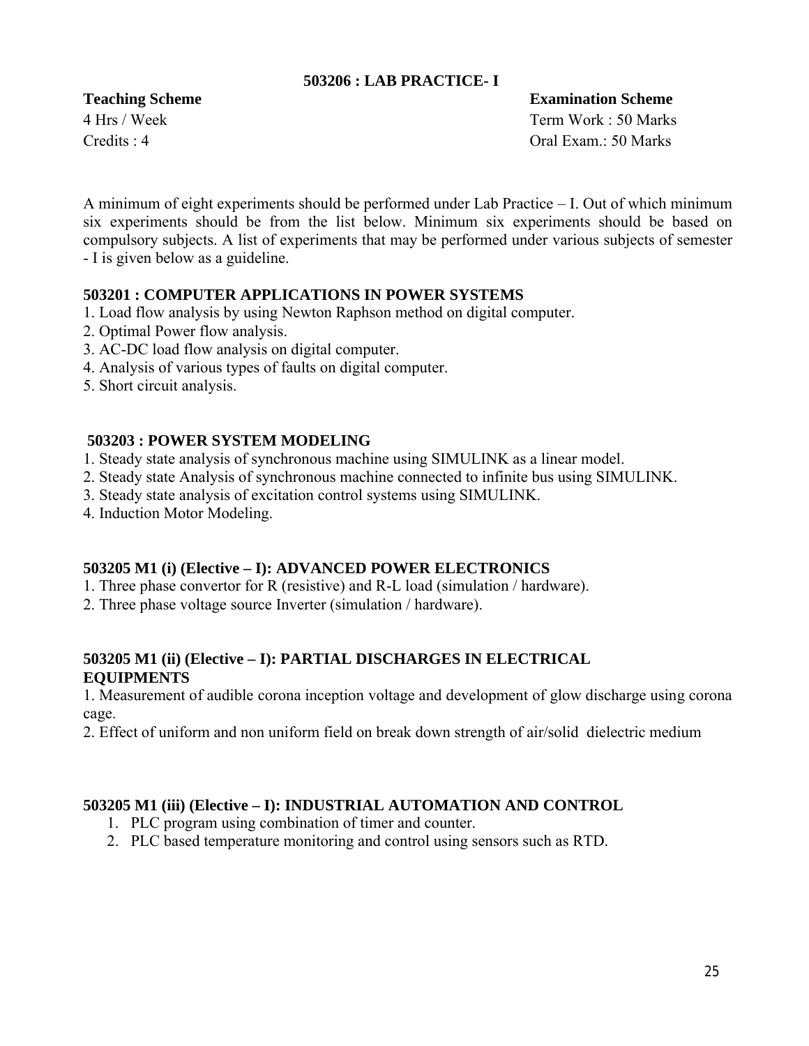## 503206 : LAB PRACTICE- I

**Teaching Scheme**
4 Hrs / Week
Credits : 4

**Examination Scheme**
Term Work : 50 Marks
Oral Exam.: 50 Marks

A minimum of eight experiments should be performed under Lab Practice – I. Out of which minimum six experiments should be from the list below. Minimum six experiments should be based on compulsory subjects. A list of experiments that may be performed under various subjects of semester - I is given below as a guideline.

### 503201 : COMPUTER APPLICATIONS IN POWER SYSTEMS

1. Load flow analysis by using Newton Raphson method on digital computer.
2. Optimal Power flow analysis.
3. AC-DC load flow analysis on digital computer.
4. Analysis of various types of faults on digital computer.
5. Short circuit analysis.

### 503203 : POWER SYSTEM MODELING

1. Steady state analysis of synchronous machine using SIMULINK as a linear model.
2. Steady state Analysis of synchronous machine connected to infinite bus using SIMULINK.
3. Steady state analysis of excitation control systems using SIMULINK.
4. Induction Motor Modeling.

### 503205 M1 (i) (Elective – I): ADVANCED POWER ELECTRONICS

1. Three phase convertor for R (resistive) and R-L load (simulation / hardware).
2. Three phase voltage source Inverter (simulation / hardware).

### 503205 M1 (ii) (Elective – I): PARTIAL DISCHARGES IN ELECTRICAL EQUIPMENTS

1. Measurement of audible corona inception voltage and development of glow discharge using corona cage.
2. Effect of uniform and non uniform field on break down strength of air/solid dielectric medium

### 503205 M1 (iii) (Elective – I): INDUSTRIAL AUTOMATION AND CONTROL

1. PLC program using combination of timer and counter.
2. PLC based temperature monitoring and control using sensors such as RTD.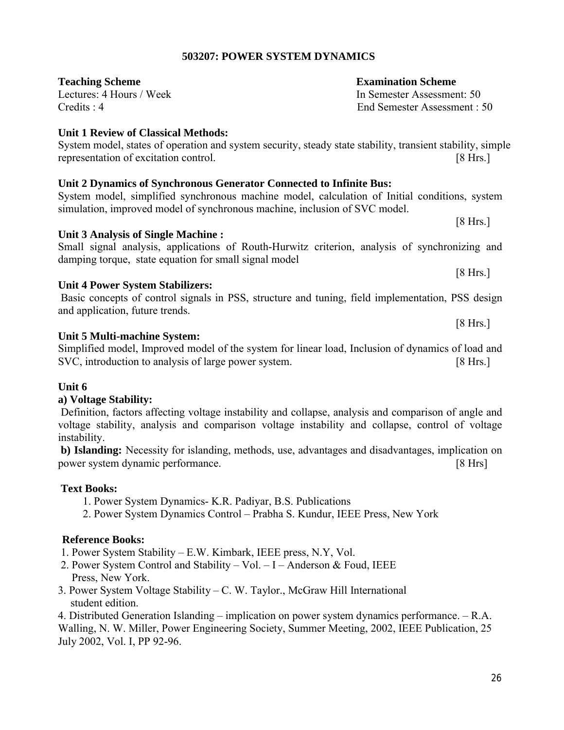# 503207: POWER SYSTEM DYNAMICS

**Teaching Scheme**
Lectures: 4 Hours / Week
Credits : 4

**Examination Scheme**
In Semester Assessment: 50
End Semester Assessment : 50

**Unit 1 Review of Classical Methods:**
System model, states of operation and system security, steady state stability, transient stability, simple representation of excitation control. [8 Hrs.]

**Unit 2 Dynamics of Synchronous Generator Connected to Infinite Bus:**
System model, simplified synchronous machine model, calculation of Initial conditions, system simulation, improved model of synchronous machine, inclusion of SVC model. [8 Hrs.]

**Unit 3 Analysis of Single Machine :**
Small signal analysis, applications of Routh-Hurwitz criterion, analysis of synchronizing and damping torque, state equation for small signal model [8 Hrs.]

**Unit 4 Power System Stabilizers:**
Basic concepts of control signals in PSS, structure and tuning, field implementation, PSS design and application, future trends. [8 Hrs.]

**Unit 5 Multi-machine System:**
Simplified model, Improved model of the system for linear load, Inclusion of dynamics of load and SVC, introduction to analysis of large power system. [8 Hrs.]

**Unit 6**

**a) Voltage Stability:**
Definition, factors affecting voltage instability and collapse, analysis and comparison of angle and voltage stability, analysis and comparison voltage instability and collapse, control of voltage instability.

**b) Islanding:** Necessity for islanding, methods, use, advantages and disadvantages, implication on power system dynamic performance. [8 Hrs]

**Text Books:**

1. Power System Dynamics- K.R. Padiyar, B.S. Publications
2. Power System Dynamics Control – Prabha S. Kundur, IEEE Press, New York

**Reference Books:**

1. Power System Stability – E.W. Kimbark, IEEE press, N.Y, Vol.
2. Power System Control and Stability – Vol. – I – Anderson & Foud, IEEE Press, New York.
3. Power System Voltage Stability – C. W. Taylor., McGraw Hill International student edition.
4. Distributed Generation Islanding – implication on power system dynamics performance. – R.A. Walling, N. W. Miller, Power Engineering Society, Summer Meeting, 2002, IEEE Publication, 25 July 2002, Vol. I, PP 92-96.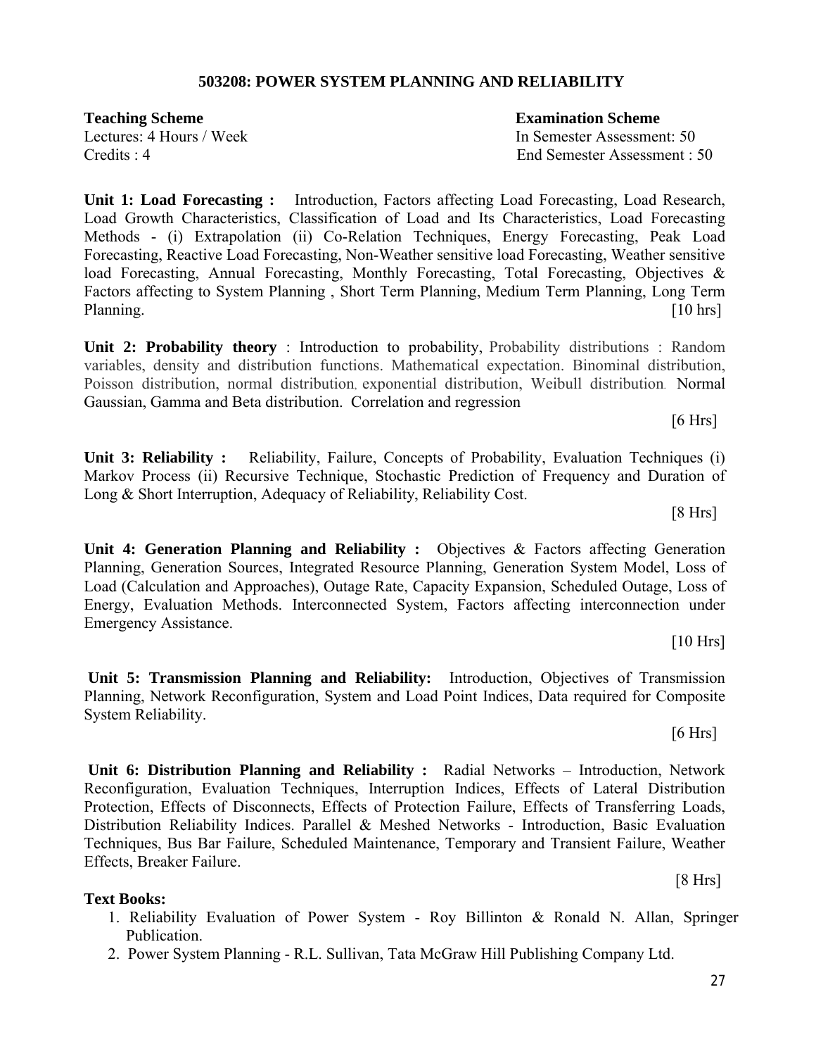## 503208: POWER SYSTEM PLANNING AND RELIABILITY

| **Teaching Scheme** | **Examination Scheme** |
|---|---|
| Lectures: 4 Hours / Week | In Semester Assessment: 50 |
| Credits : 4 | End Semester Assessment : 50 |

**Unit 1: Load Forecasting :** Introduction, Factors affecting Load Forecasting, Load Research, Load Growth Characteristics, Classification of Load and Its Characteristics, Load Forecasting Methods - (i) Extrapolation (ii) Co-Relation Techniques, Energy Forecasting, Peak Load Forecasting, Reactive Load Forecasting, Non-Weather sensitive load Forecasting, Weather sensitive load Forecasting, Annual Forecasting, Monthly Forecasting, Total Forecasting, Objectives & Factors affecting to System Planning , Short Term Planning, Medium Term Planning, Long Term Planning. [10 hrs]

**Unit 2: Probability theory** : Introduction to probability, Probability distributions : Random variables, density and distribution functions. Mathematical expectation. Binominal distribution, Poisson distribution, normal distribution, exponential distribution, Weibull distribution. Normal Gaussian, Gamma and Beta distribution. Correlation and regression

[6 Hrs]

**Unit 3: Reliability :** Reliability, Failure, Concepts of Probability, Evaluation Techniques (i) Markov Process (ii) Recursive Technique, Stochastic Prediction of Frequency and Duration of Long & Short Interruption, Adequacy of Reliability, Reliability Cost.

[8 Hrs]

**Unit 4: Generation Planning and Reliability :** Objectives & Factors affecting Generation Planning, Generation Sources, Integrated Resource Planning, Generation System Model, Loss of Load (Calculation and Approaches), Outage Rate, Capacity Expansion, Scheduled Outage, Loss of Energy, Evaluation Methods. Interconnected System, Factors affecting interconnection under Emergency Assistance.

[10 Hrs]

**Unit 5: Transmission Planning and Reliability:** Introduction, Objectives of Transmission Planning, Network Reconfiguration, System and Load Point Indices, Data required for Composite System Reliability.

[6 Hrs]

**Unit 6: Distribution Planning and Reliability :** Radial Networks – Introduction, Network Reconfiguration, Evaluation Techniques, Interruption Indices, Effects of Lateral Distribution Protection, Effects of Disconnects, Effects of Protection Failure, Effects of Transferring Loads, Distribution Reliability Indices. Parallel & Meshed Networks - Introduction, Basic Evaluation Techniques, Bus Bar Failure, Scheduled Maintenance, Temporary and Transient Failure, Weather Effects, Breaker Failure.

[8 Hrs]

**Text Books:**

1. Reliability Evaluation of Power System - Roy Billinton & Ronald N. Allan, Springer Publication.
2. Power System Planning - R.L. Sullivan, Tata McGraw Hill Publishing Company Ltd.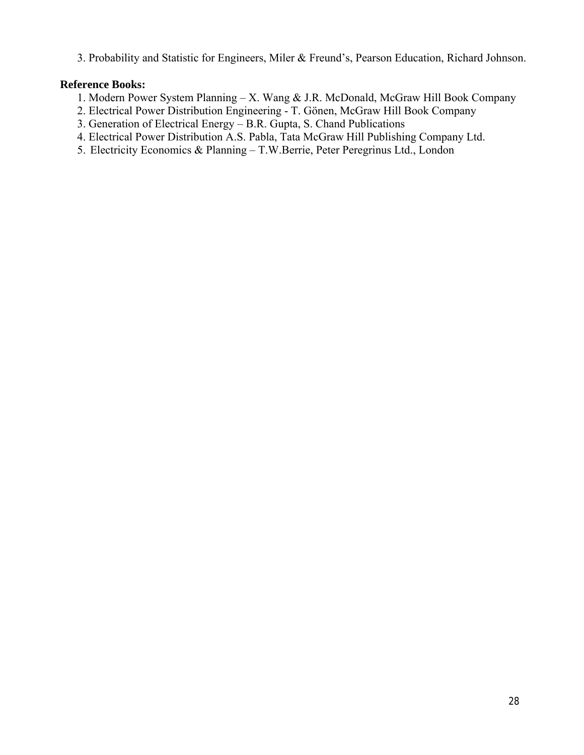3. Probability and Statistic for Engineers, Miler & Freund's, Pearson Education, Richard Johnson.

**Reference Books:**

1. Modern Power System Planning – X. Wang & J.R. McDonald, McGraw Hill Book Company
2. Electrical Power Distribution Engineering - T. Gönen, McGraw Hill Book Company
3. Generation of Electrical Energy – B.R. Gupta, S. Chand Publications
4. Electrical Power Distribution A.S. Pabla, Tata McGraw Hill Publishing Company Ltd.
5. Electricity Economics & Planning – T.W.Berrie, Peter Peregrinus Ltd., London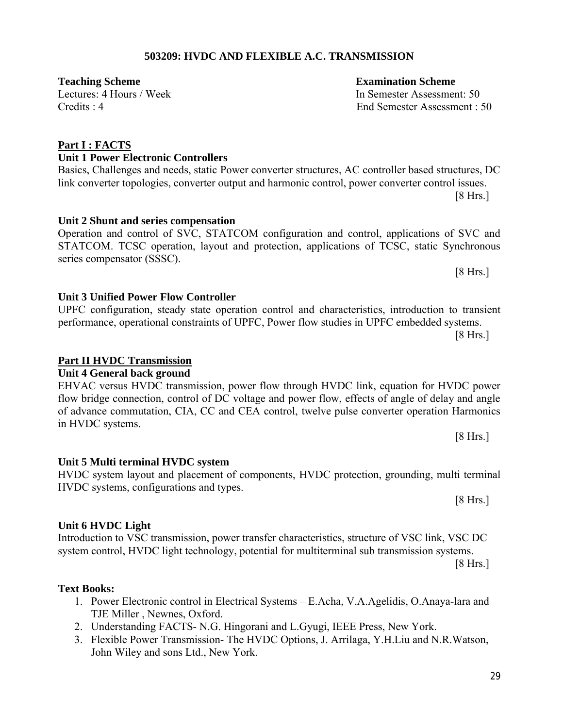## 503209: HVDC AND FLEXIBLE A.C. TRANSMISSION

| **Teaching Scheme** | **Examination Scheme** |
|---|---|
| Lectures: 4 Hours / Week | In Semester Assessment: 50 |
| Credits : 4 | End Semester Assessment : 50 |

### Part I : FACTS

**Unit 1 Power Electronic Controllers**

Basics, Challenges and needs, static Power converter structures, AC controller based structures, DC link converter topologies, converter output and harmonic control, power converter control issues.

[8 Hrs.]

**Unit 2 Shunt and series compensation**

Operation and control of SVC, STATCOM configuration and control, applications of SVC and STATCOM. TCSC operation, layout and protection, applications of TCSC, static Synchronous series compensator (SSSC).

[8 Hrs.]

**Unit 3 Unified Power Flow Controller**

UPFC configuration, steady state operation control and characteristics, introduction to transient performance, operational constraints of UPFC, Power flow studies in UPFC embedded systems.

[8 Hrs.]

### Part II HVDC Transmission

**Unit 4 General back ground**

EHVAC versus HVDC transmission, power flow through HVDC link, equation for HVDC power flow bridge connection, control of DC voltage and power flow, effects of angle of delay and angle of advance commutation, CIA, CC and CEA control, twelve pulse converter operation Harmonics in HVDC systems.

[8 Hrs.]

**Unit 5 Multi terminal HVDC system**

HVDC system layout and placement of components, HVDC protection, grounding, multi terminal HVDC systems, configurations and types.

[8 Hrs.]

**Unit 6 HVDC Light**

Introduction to VSC transmission, power transfer characteristics, structure of VSC link, VSC DC system control, HVDC light technology, potential for multiterminal sub transmission systems.

[8 Hrs.]

**Text Books:**

1. Power Electronic control in Electrical Systems – E.Acha, V.A.Agelidis, O.Anaya-lara and TJE Miller , Newnes, Oxford.
2. Understanding FACTS- N.G. Hingorani and L.Gyugi, IEEE Press, New York.
3. Flexible Power Transmission- The HVDC Options, J. Arrilaga, Y.H.Liu and N.R.Watson, John Wiley and sons Ltd., New York.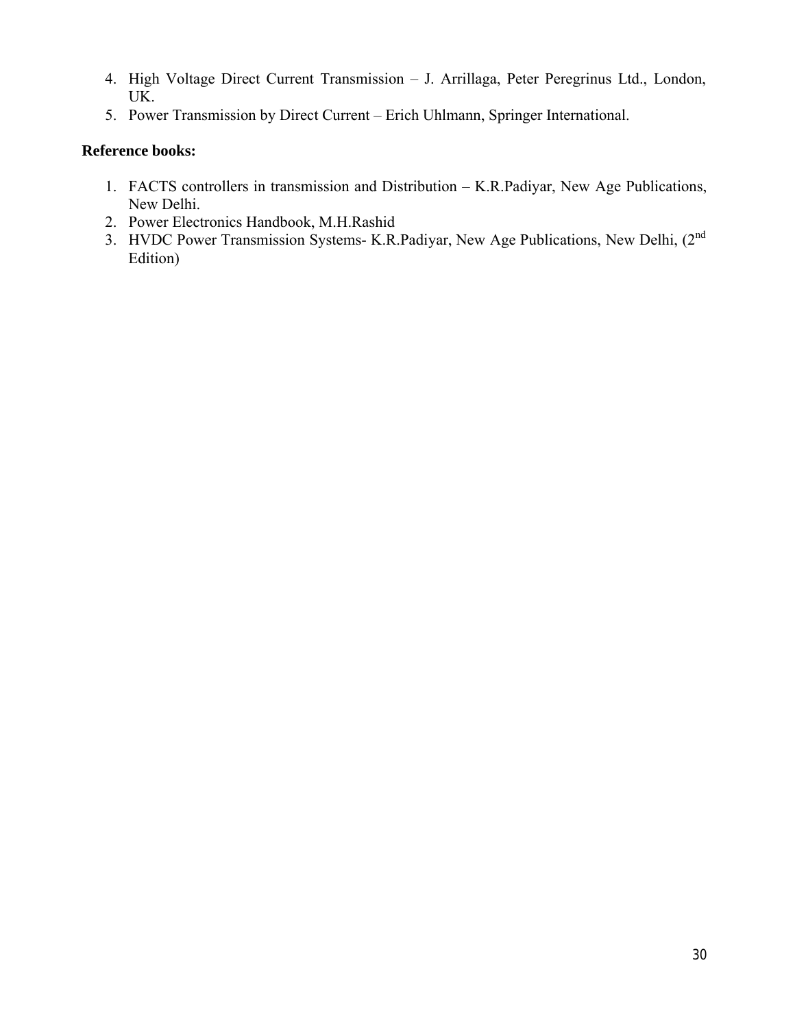4. High Voltage Direct Current Transmission – J. Arrillaga, Peter Peregrinus Ltd., London, UK.
5. Power Transmission by Direct Current – Erich Uhlmann, Springer International.

**Reference books:**

1. FACTS controllers in transmission and Distribution – K.R.Padiyar, New Age Publications, New Delhi.
2. Power Electronics Handbook, M.H.Rashid
3. HVDC Power Transmission Systems- K.R.Padiyar, New Age Publications, New Delhi, (2nd Edition)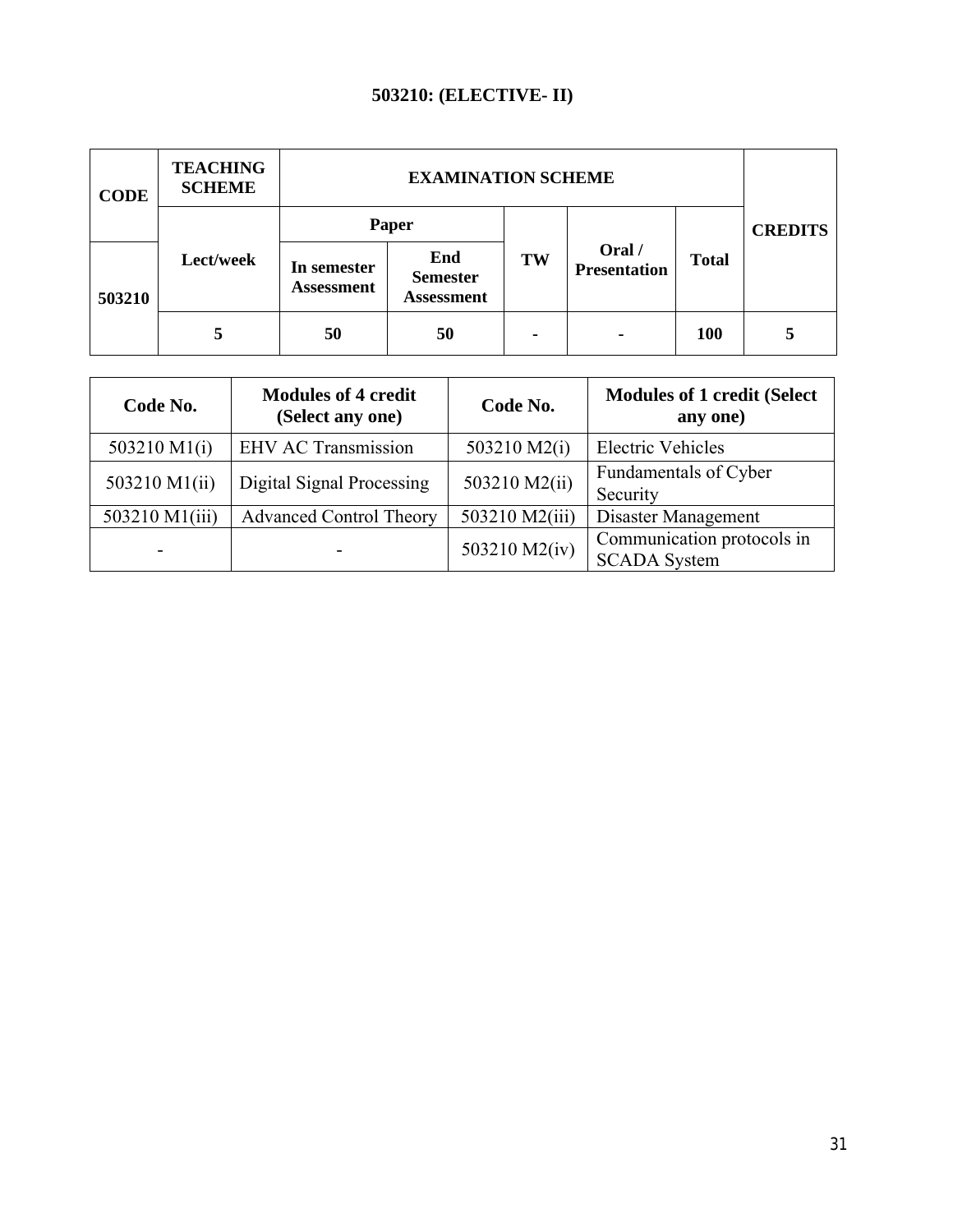## 503210: (ELECTIVE- II)

| CODE | TEACHING SCHEME | EXAMINATION SCHEME | | | | | CREDITS |
|---|---|---|---|---|---|---|---|
| | Lect/week | Paper | | TW | Oral / Presentation | Total | |
| | | In semester Assessment | End Semester Assessment | | | | |
| 503210 | 5 | 50 | 50 | - | - | 100 | 5 |

| Code No. | Modules of 4 credit (Select any one) | Code No. | Modules of 1 credit (Select any one) |
|---|---|---|---|
| 503210 M1(i) | EHV AC Transmission | 503210 M2(i) | Electric Vehicles |
| 503210 M1(ii) | Digital Signal Processing | 503210 M2(ii) | Fundamentals of Cyber Security |
| 503210 M1(iii) | Advanced Control Theory | 503210 M2(iii) | Disaster Management |
| - | - | 503210 M2(iv) | Communication protocols in SCADA System |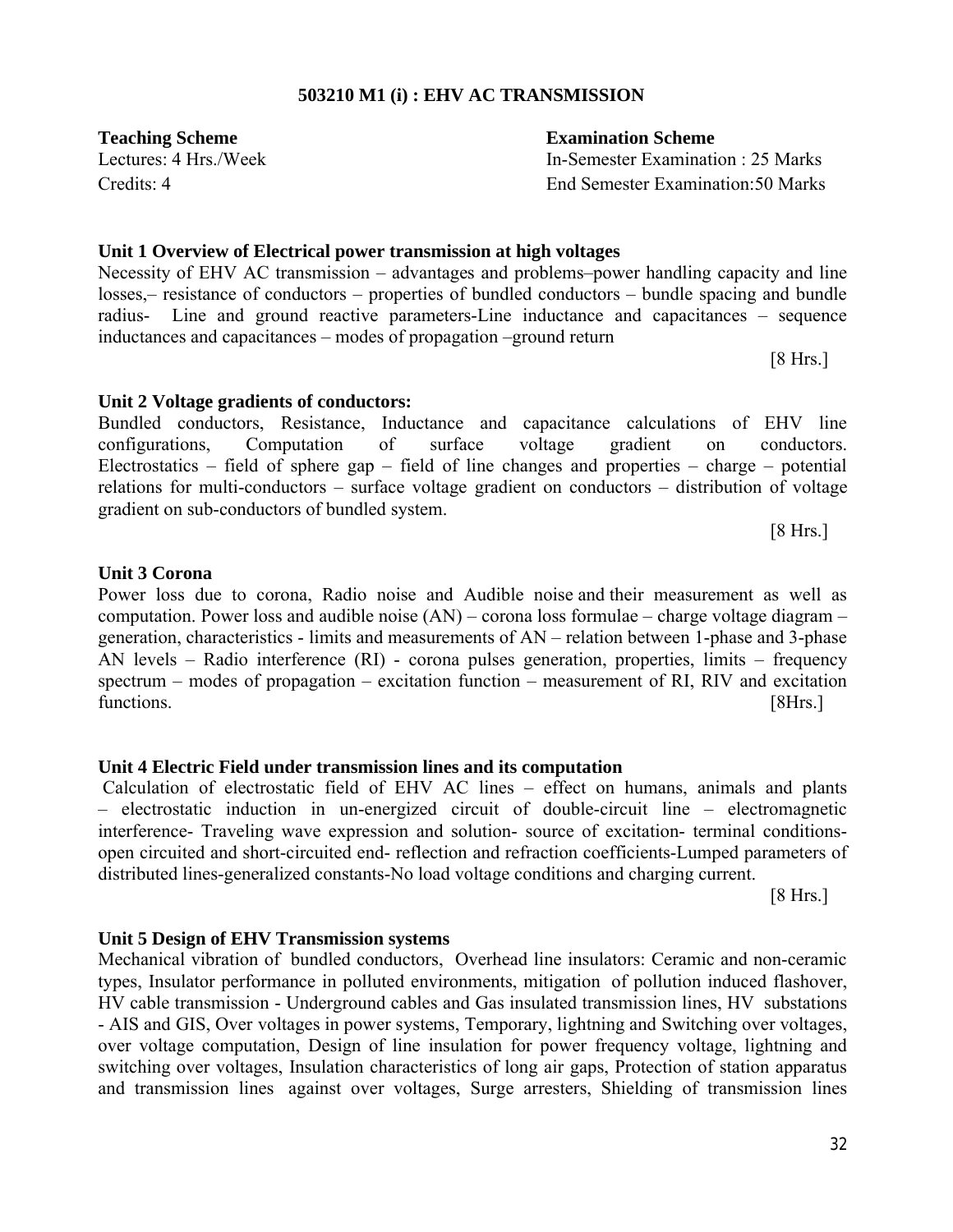## 503210 M1 (i) : EHV AC TRANSMISSION

**Teaching Scheme**
Lectures: 4 Hrs./Week
Credits: 4

**Examination Scheme**
In-Semester Examination : 25 Marks
End Semester Examination:50 Marks

**Unit 1 Overview of Electrical power transmission at high voltages**

Necessity of EHV AC transmission – advantages and problems–power handling capacity and line losses,– resistance of conductors – properties of bundled conductors – bundle spacing and bundle radius- Line and ground reactive parameters-Line inductance and capacitances – sequence inductances and capacitances – modes of propagation –ground return

[8 Hrs.]

**Unit 2 Voltage gradients of conductors:**

Bundled conductors, Resistance, Inductance and capacitance calculations of EHV line configurations, Computation of surface voltage gradient on conductors. Electrostatics – field of sphere gap – field of line changes and properties – charge – potential relations for multi-conductors – surface voltage gradient on conductors – distribution of voltage gradient on sub-conductors of bundled system.

[8 Hrs.]

**Unit 3 Corona**

Power loss due to corona, Radio noise and Audible noise and their measurement as well as computation. Power loss and audible noise (AN) – corona loss formulae – charge voltage diagram – generation, characteristics - limits and measurements of AN – relation between 1-phase and 3-phase AN levels – Radio interference (RI) - corona pulses generation, properties, limits – frequency spectrum – modes of propagation – excitation function – measurement of RI, RIV and excitation functions. [8Hrs.]

**Unit 4 Electric Field under transmission lines and its computation**

Calculation of electrostatic field of EHV AC lines – effect on humans, animals and plants – electrostatic induction in un-energized circuit of double-circuit line – electromagnetic interference- Traveling wave expression and solution- source of excitation- terminal conditions-open circuited and short-circuited end- reflection and refraction coefficients-Lumped parameters of distributed lines-generalized constants-No load voltage conditions and charging current.

[8 Hrs.]

**Unit 5 Design of EHV Transmission systems**

Mechanical vibration of bundled conductors, Overhead line insulators: Ceramic and non-ceramic types, Insulator performance in polluted environments, mitigation of pollution induced flashover, HV cable transmission - Underground cables and Gas insulated transmission lines, HV substations - AIS and GIS, Over voltages in power systems, Temporary, lightning and Switching over voltages, over voltage computation, Design of line insulation for power frequency voltage, lightning and switching over voltages, Insulation characteristics of long air gaps, Protection of station apparatus and transmission lines against over voltages, Surge arresters, Shielding of transmission lines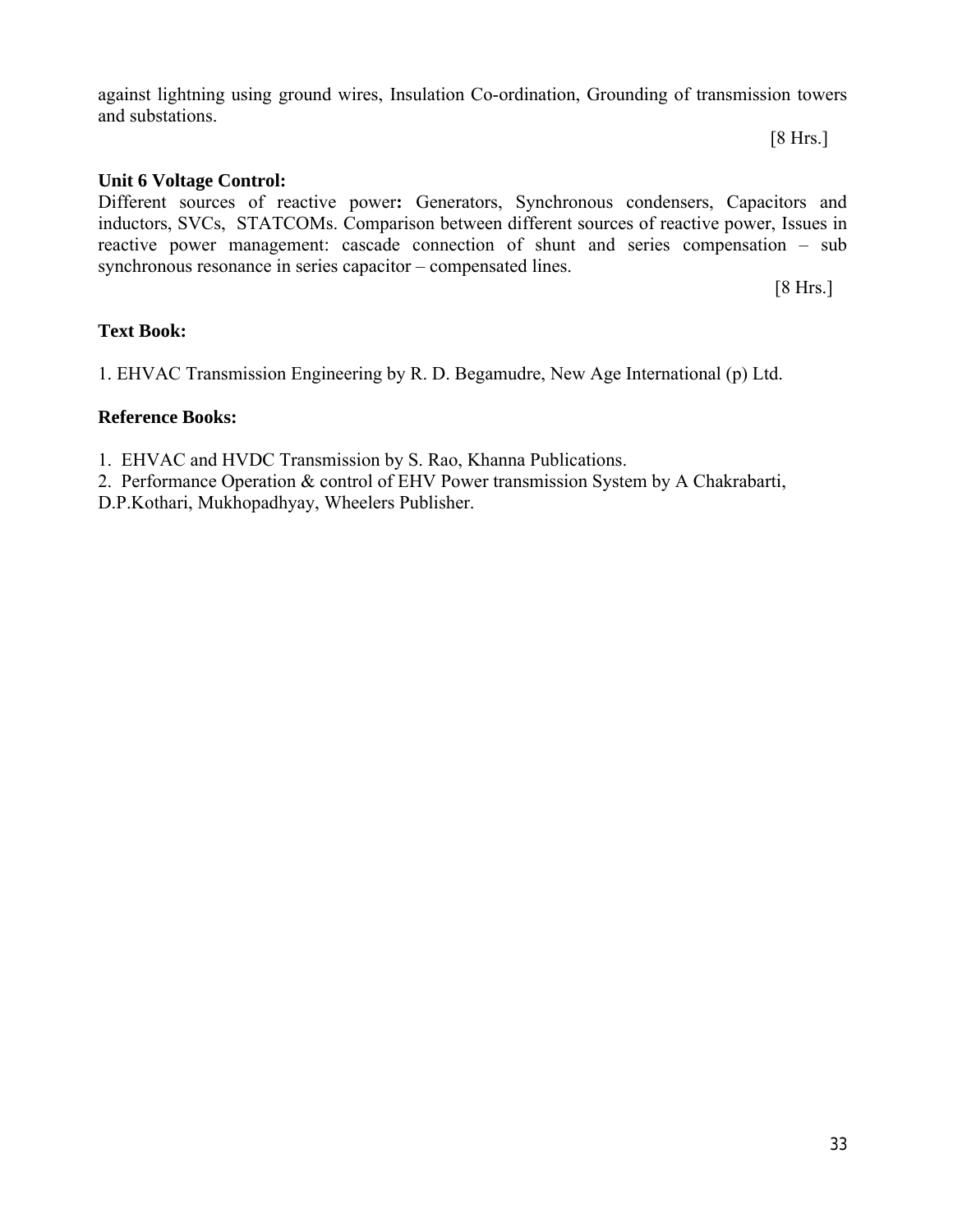against lightning using ground wires, Insulation Co-ordination, Grounding of transmission towers and substations.

[8 Hrs.]

**Unit 6 Voltage Control:**

Different sources of reactive power**:** Generators, Synchronous condensers, Capacitors and inductors, SVCs, STATCOMs. Comparison between different sources of reactive power, Issues in reactive power management: cascade connection of shunt and series compensation – sub synchronous resonance in series capacitor – compensated lines.

[8 Hrs.]

**Text Book:**

1. EHVAC Transmission Engineering by R. D. Begamudre, New Age International (p) Ltd.

**Reference Books:**

1. EHVAC and HVDC Transmission by S. Rao, Khanna Publications.
2. Performance Operation & control of EHV Power transmission System by A Chakrabarti, D.P.Kothari, Mukhopadhyay, Wheelers Publisher.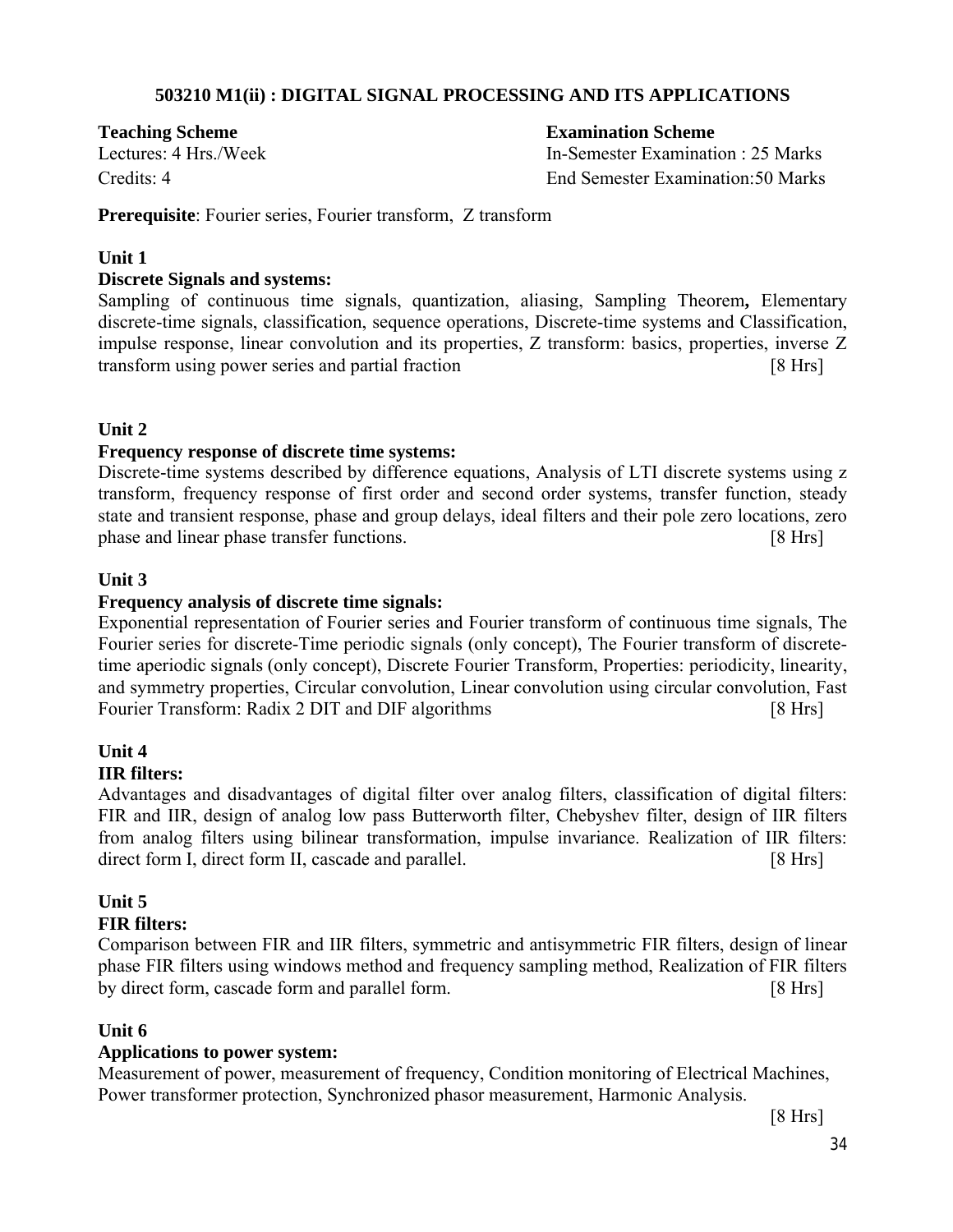## 503210 M1(ii) : DIGITAL SIGNAL PROCESSING AND ITS APPLICATIONS

| **Teaching Scheme** | **Examination Scheme** |
|---|---|
| Lectures: 4 Hrs./Week | In-Semester Examination : 25 Marks |
| Credits: 4 | End Semester Examination:50 Marks |

**Prerequisite**: Fourier series, Fourier transform, Z transform

**Unit 1**

**Discrete Signals and systems:**

Sampling of continuous time signals, quantization, aliasing, Sampling Theorem**,** Elementary discrete-time signals, classification, sequence operations, Discrete-time systems and Classification, impulse response, linear convolution and its properties, Z transform: basics, properties, inverse Z transform using power series and partial fraction [8 Hrs]

**Unit 2**

**Frequency response of discrete time systems:**

Discrete-time systems described by difference equations, Analysis of LTI discrete systems using z transform, frequency response of first order and second order systems, transfer function, steady state and transient response, phase and group delays, ideal filters and their pole zero locations, zero phase and linear phase transfer functions. [8 Hrs]

**Unit 3**

**Frequency analysis of discrete time signals:**

Exponential representation of Fourier series and Fourier transform of continuous time signals, The Fourier series for discrete-Time periodic signals (only concept), The Fourier transform of discrete-time aperiodic signals (only concept), Discrete Fourier Transform, Properties: periodicity, linearity, and symmetry properties, Circular convolution, Linear convolution using circular convolution, Fast Fourier Transform: Radix 2 DIT and DIF algorithms [8 Hrs]

**Unit 4**

**IIR filters:**

Advantages and disadvantages of digital filter over analog filters, classification of digital filters: FIR and IIR, design of analog low pass Butterworth filter, Chebyshev filter, design of IIR filters from analog filters using bilinear transformation, impulse invariance. Realization of IIR filters: direct form I, direct form II, cascade and parallel. [8 Hrs]

**Unit 5**

**FIR filters:**

Comparison between FIR and IIR filters, symmetric and antisymmetric FIR filters, design of linear phase FIR filters using windows method and frequency sampling method, Realization of FIR filters by direct form, cascade form and parallel form. [8 Hrs]

**Unit 6**

**Applications to power system:**

Measurement of power, measurement of frequency, Condition monitoring of Electrical Machines, Power transformer protection, Synchronized phasor measurement, Harmonic Analysis.

[8 Hrs]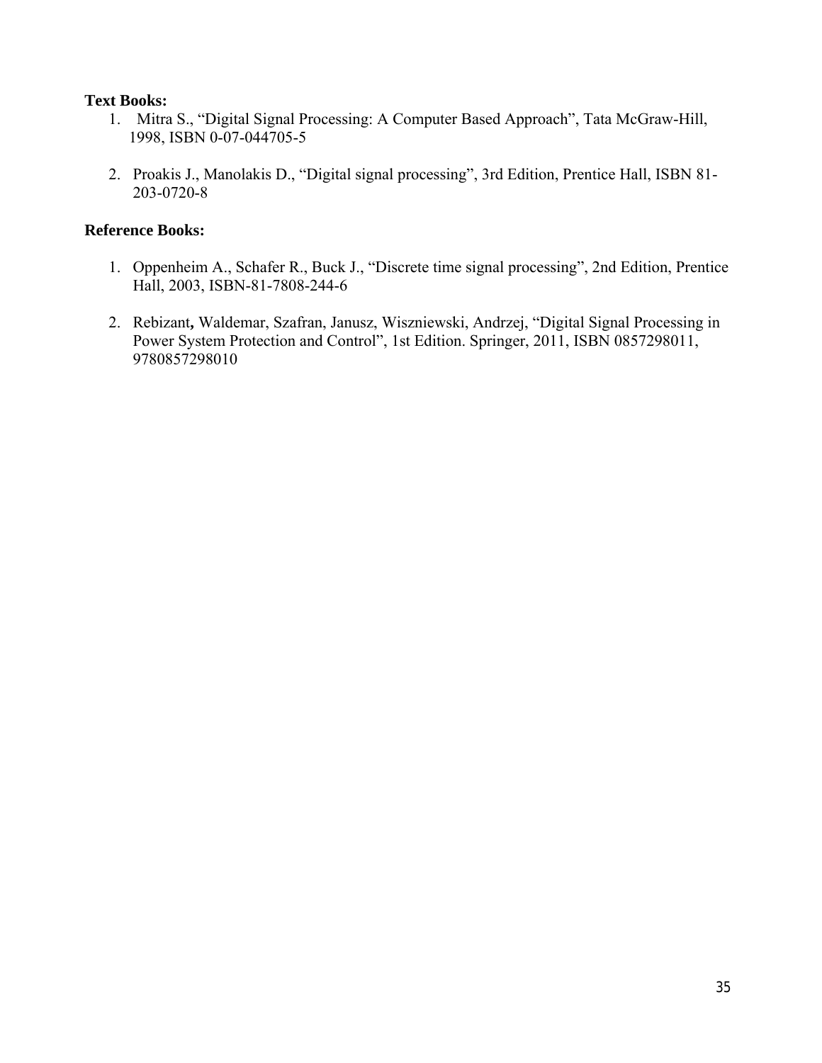**Text Books:**

1. Mitra S., "Digital Signal Processing: A Computer Based Approach", Tata McGraw-Hill, 1998, ISBN 0-07-044705-5

2. Proakis J., Manolakis D., "Digital signal processing", 3rd Edition, Prentice Hall, ISBN 81-203-0720-8

**Reference Books:**

1. Oppenheim A., Schafer R., Buck J., "Discrete time signal processing", 2nd Edition, Prentice Hall, 2003, ISBN-81-7808-244-6

2. Rebizant**,** Waldemar, Szafran, Janusz, Wiszniewski, Andrzej, "Digital Signal Processing in Power System Protection and Control", 1st Edition. Springer, 2011, ISBN 0857298011, 9780857298010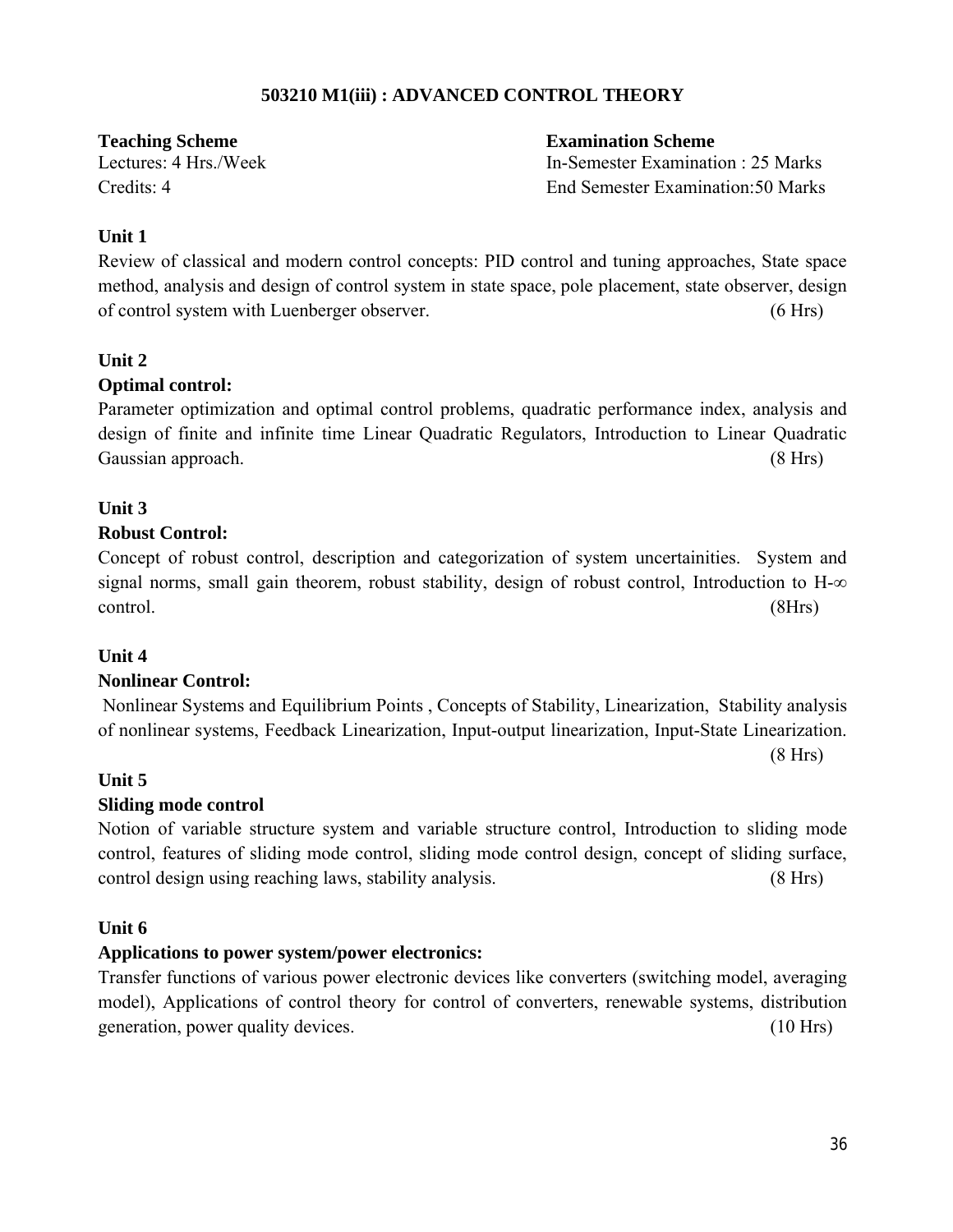## 503210 M1(iii) : ADVANCED CONTROL THEORY

**Teaching Scheme**
Lectures: 4 Hrs./Week
Credits: 4

**Examination Scheme**
In-Semester Examination : 25 Marks
End Semester Examination:50 Marks

### Unit 1

Review of classical and modern control concepts: PID control and tuning approaches, State space method, analysis and design of control system in state space, pole placement, state observer, design of control system with Luenberger observer. (6 Hrs)

### Unit 2

**Optimal control:**

Parameter optimization and optimal control problems, quadratic performance index, analysis and design of finite and infinite time Linear Quadratic Regulators, Introduction to Linear Quadratic Gaussian approach. (8 Hrs)

### Unit 3

**Robust Control:**

Concept of robust control, description and categorization of system uncertainities. System and signal norms, small gain theorem, robust stability, design of robust control, Introduction to H-$\infty$ control. (8Hrs)

### Unit 4

**Nonlinear Control:**

Nonlinear Systems and Equilibrium Points , Concepts of Stability, Linearization, Stability analysis of nonlinear systems, Feedback Linearization, Input-output linearization, Input-State Linearization. (8 Hrs)

### Unit 5

**Sliding mode control**

Notion of variable structure system and variable structure control, Introduction to sliding mode control, features of sliding mode control, sliding mode control design, concept of sliding surface, control design using reaching laws, stability analysis. (8 Hrs)

### Unit 6

**Applications to power system/power electronics:**

Transfer functions of various power electronic devices like converters (switching model, averaging model), Applications of control theory for control of converters, renewable systems, distribution generation, power quality devices. (10 Hrs)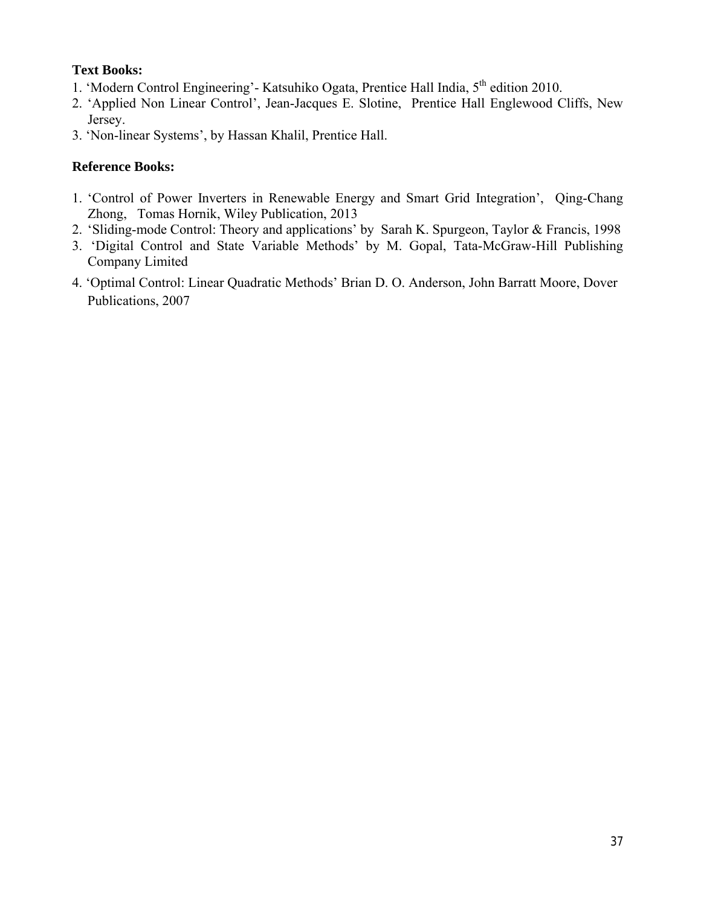**Text Books:**

1. 'Modern Control Engineering'- Katsuhiko Ogata, Prentice Hall India, 5$^{th}$ edition 2010.
2. 'Applied Non Linear Control', Jean-Jacques E. Slotine, Prentice Hall Englewood Cliffs, New Jersey.
3. 'Non-linear Systems', by Hassan Khalil, Prentice Hall.

**Reference Books:**

1. 'Control of Power Inverters in Renewable Energy and Smart Grid Integration', Qing-Chang Zhong, Tomas Hornik, Wiley Publication, 2013
2. 'Sliding-mode Control: Theory and applications' by Sarah K. Spurgeon, Taylor & Francis, 1998
3. 'Digital Control and State Variable Methods' by M. Gopal, Tata-McGraw-Hill Publishing Company Limited
4. 'Optimal Control: Linear Quadratic Methods' Brian D. O. Anderson, John Barratt Moore, Dover Publications, 2007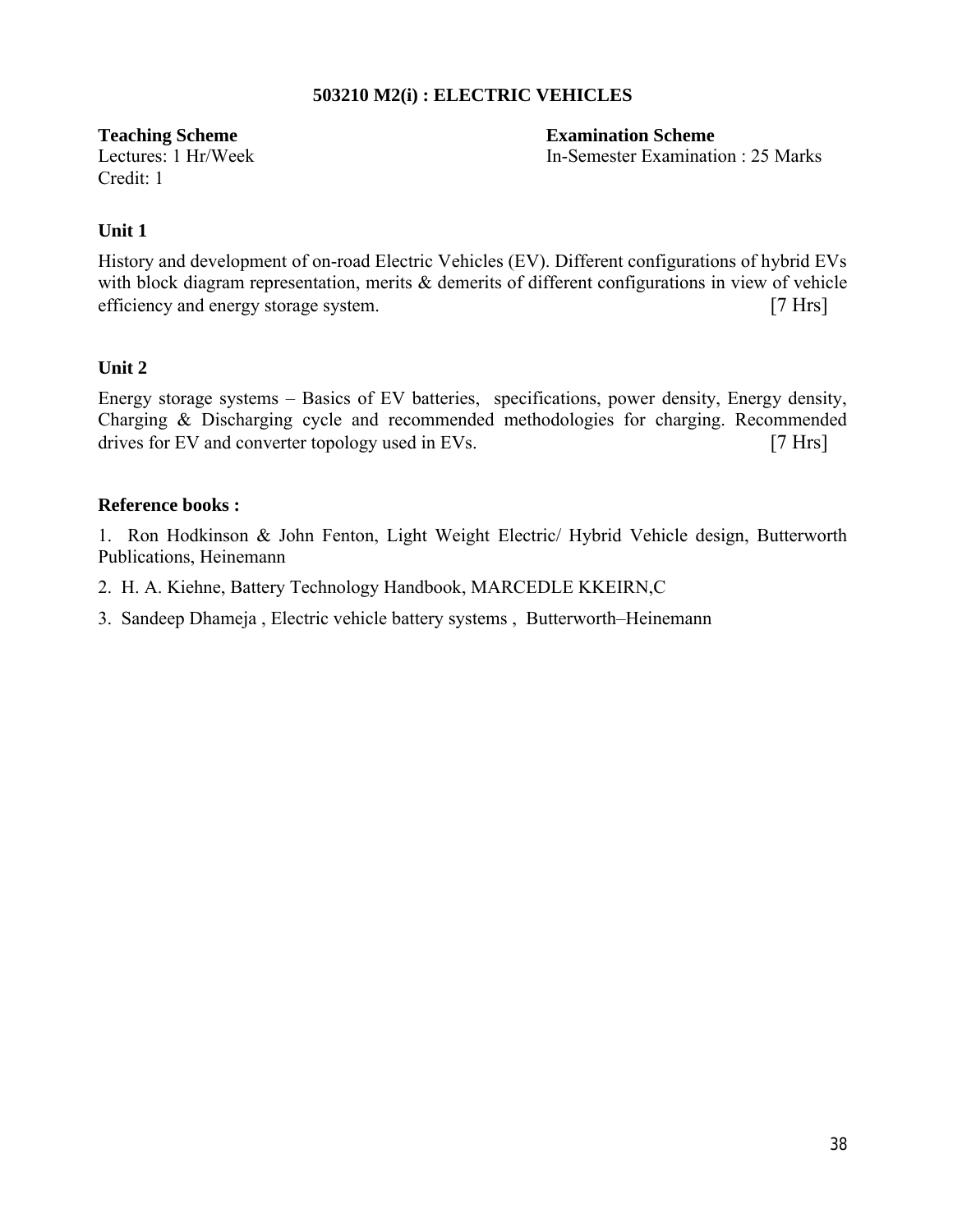## 503210 M2(i) : ELECTRIC VEHICLES

**Teaching Scheme**
Lectures: 1 Hr/Week
Credit: 1

**Examination Scheme**
In-Semester Examination : 25 Marks

### Unit 1

History and development of on-road Electric Vehicles (EV). Different configurations of hybrid EVs with block diagram representation, merits & demerits of different configurations in view of vehicle efficiency and energy storage system. [7 Hrs]

### Unit 2

Energy storage systems – Basics of EV batteries, specifications, power density, Energy density, Charging & Discharging cycle and recommended methodologies for charging. Recommended drives for EV and converter topology used in EVs. [7 Hrs]

### Reference books :

1. Ron Hodkinson & John Fenton, Light Weight Electric/ Hybrid Vehicle design, Butterworth Publications, Heinemann
2. H. A. Kiehne, Battery Technology Handbook, MARCEDLE KKEIRN,C
3. Sandeep Dhameja , Electric vehicle battery systems , Butterworth–Heinemann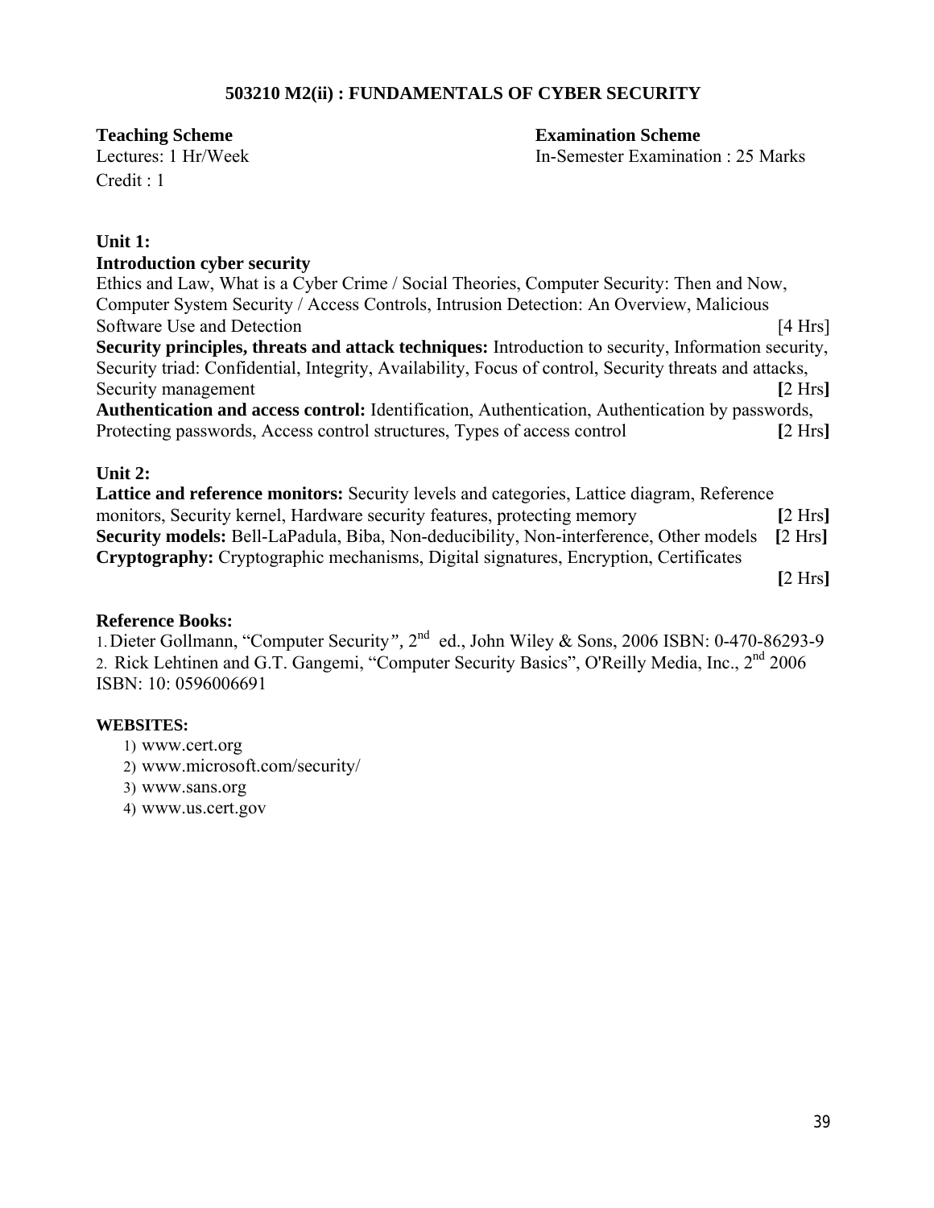## 503210 M2(ii) : FUNDAMENTALS OF CYBER SECURITY

**Teaching Scheme**
Lectures: 1 Hr/Week
Credit : 1

**Examination Scheme**
In-Semester Examination : 25 Marks

**Unit 1:**

**Introduction cyber security**
Ethics and Law, What is a Cyber Crime / Social Theories, Computer Security: Then and Now, Computer System Security / Access Controls, Intrusion Detection: An Overview, Malicious Software Use and Detection [4 Hrs]

**Security principles, threats and attack techniques:** Introduction to security, Information security, Security triad: Confidential, Integrity, Availability, Focus of control, Security threats and attacks, Security management **[**2 Hrs**]**

**Authentication and access control:** Identification, Authentication, Authentication by passwords, Protecting passwords, Access control structures, Types of access control **[**2 Hrs**]**

**Unit 2:**

**Lattice and reference monitors:** Security levels and categories, Lattice diagram, Reference monitors, Security kernel, Hardware security features, protecting memory **[**2 Hrs**]**

**Security models:** Bell-LaPadula, Biba, Non-deducibility, Non-interference, Other models **[**2 Hrs**]**

**Cryptography:** Cryptographic mechanisms, Digital signatures, Encryption, Certificates **[**2 Hrs**]**

**Reference Books:**

1. Dieter Gollmann, "Computer Security*",* 2nd ed., John Wiley & Sons, 2006 ISBN: 0-470-86293-9
2. Rick Lehtinen and G.T. Gangemi, "Computer Security Basics", O'Reilly Media, Inc., 2nd 2006 ISBN: 10: 0596006691

**WEBSITES:**

1) www.cert.org
2) www.microsoft.com/security/
3) www.sans.org
4) www.us.cert.gov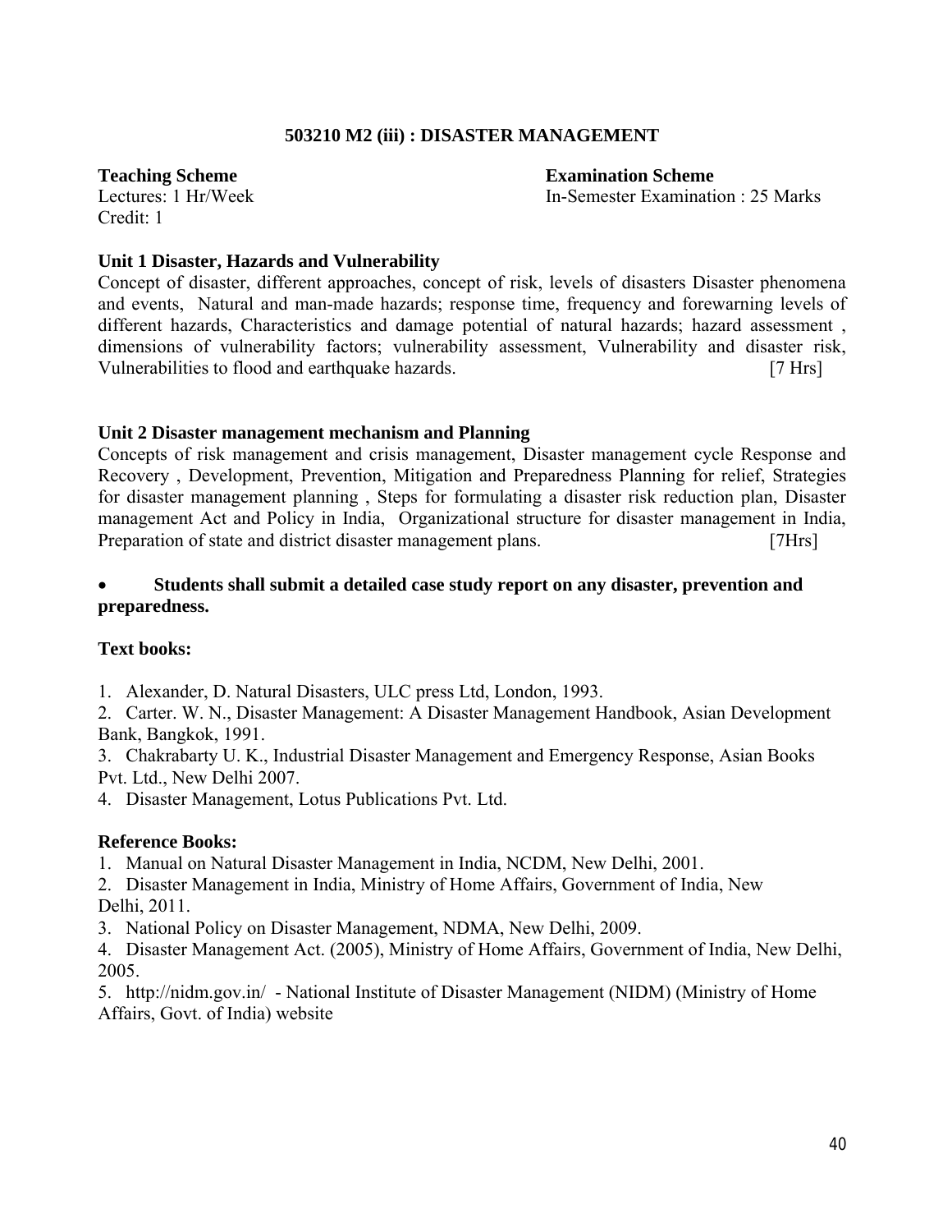## 503210 M2 (iii) : DISASTER MANAGEMENT

**Teaching Scheme**
Lectures: 1 Hr/Week
Credit: 1

**Examination Scheme**
In-Semester Examination : 25 Marks

### Unit 1 Disaster, Hazards and Vulnerability

Concept of disaster, different approaches, concept of risk, levels of disasters Disaster phenomena and events, Natural and man-made hazards; response time, frequency and forewarning levels of different hazards, Characteristics and damage potential of natural hazards; hazard assessment , dimensions of vulnerability factors; vulnerability assessment, Vulnerability and disaster risk, Vulnerabilities to flood and earthquake hazards. [7 Hrs]

### Unit 2 Disaster management mechanism and Planning

Concepts of risk management and crisis management, Disaster management cycle Response and Recovery , Development, Prevention, Mitigation and Preparedness Planning for relief, Strategies for disaster management planning , Steps for formulating a disaster risk reduction plan, Disaster management Act and Policy in India, Organizational structure for disaster management in India, Preparation of state and district disaster management plans. [7Hrs]

- **Students shall submit a detailed case study report on any disaster, prevention and preparedness.**

**Text books:**

1. Alexander, D. Natural Disasters, ULC press Ltd, London, 1993.
2. Carter. W. N., Disaster Management: A Disaster Management Handbook, Asian Development Bank, Bangkok, 1991.
3. Chakrabarty U. K., Industrial Disaster Management and Emergency Response, Asian Books Pvt. Ltd., New Delhi 2007.
4. Disaster Management, Lotus Publications Pvt. Ltd.

**Reference Books:**

1. Manual on Natural Disaster Management in India, NCDM, New Delhi, 2001.
2. Disaster Management in India, Ministry of Home Affairs, Government of India, New Delhi, 2011.
3. National Policy on Disaster Management, NDMA, New Delhi, 2009.
4. Disaster Management Act. (2005), Ministry of Home Affairs, Government of India, New Delhi, 2005.
5. http://nidm.gov.in/ - National Institute of Disaster Management (NIDM) (Ministry of Home Affairs, Govt. of India) website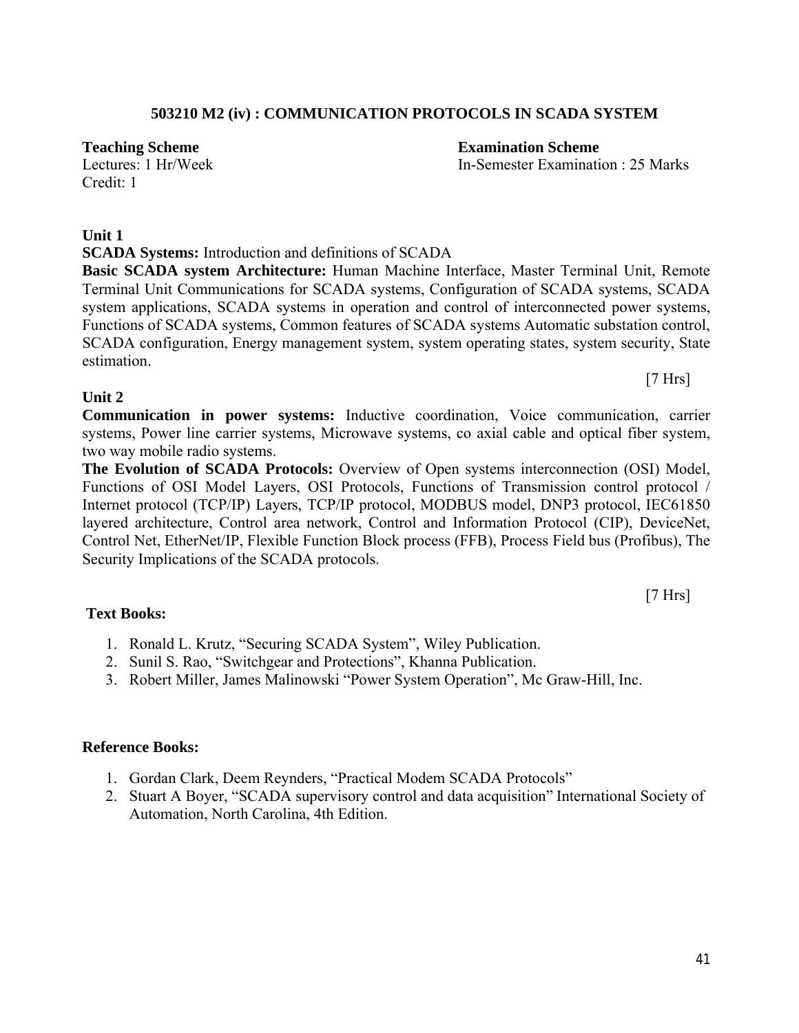## 503210 M2 (iv) : COMMUNICATION PROTOCOLS IN SCADA SYSTEM

**Teaching Scheme**
Lectures: 1 Hr/Week
Credit: 1

**Examination Scheme**
In-Semester Examination : 25 Marks

### Unit 1

**SCADA Systems:** Introduction and definitions of SCADA

**Basic SCADA system Architecture:** Human Machine Interface, Master Terminal Unit, Remote Terminal Unit Communications for SCADA systems, Configuration of SCADA systems, SCADA system applications, SCADA systems in operation and control of interconnected power systems, Functions of SCADA systems, Common features of SCADA systems Automatic substation control, SCADA configuration, Energy management system, system operating states, system security, State estimation.

[7 Hrs]

### Unit 2

**Communication in power systems:** Inductive coordination, Voice communication, carrier systems, Power line carrier systems, Microwave systems, co axial cable and optical fiber system, two way mobile radio systems.

**The Evolution of SCADA Protocols:** Overview of Open systems interconnection (OSI) Model, Functions of OSI Model Layers, OSI Protocols, Functions of Transmission control protocol / Internet protocol (TCP/IP) Layers, TCP/IP protocol, MODBUS model, DNP3 protocol, IEC61850 layered architecture, Control area network, Control and Information Protocol (CIP), DeviceNet, Control Net, EtherNet/IP, Flexible Function Block process (FFB), Process Field bus (Profibus), The Security Implications of the SCADA protocols.

[7 Hrs]

**Text Books:**

1. Ronald L. Krutz, "Securing SCADA System", Wiley Publication.
2. Sunil S. Rao, "Switchgear and Protections", Khanna Publication.
3. Robert Miller, James Malinowski "Power System Operation", Mc Graw-Hill, Inc.

**Reference Books:**

1. Gordan Clark, Deem Reynders, "Practical Modem SCADA Protocols"
2. Stuart A Boyer, "SCADA supervisory control and data acquisition" International Society of Automation, North Carolina, 4th Edition.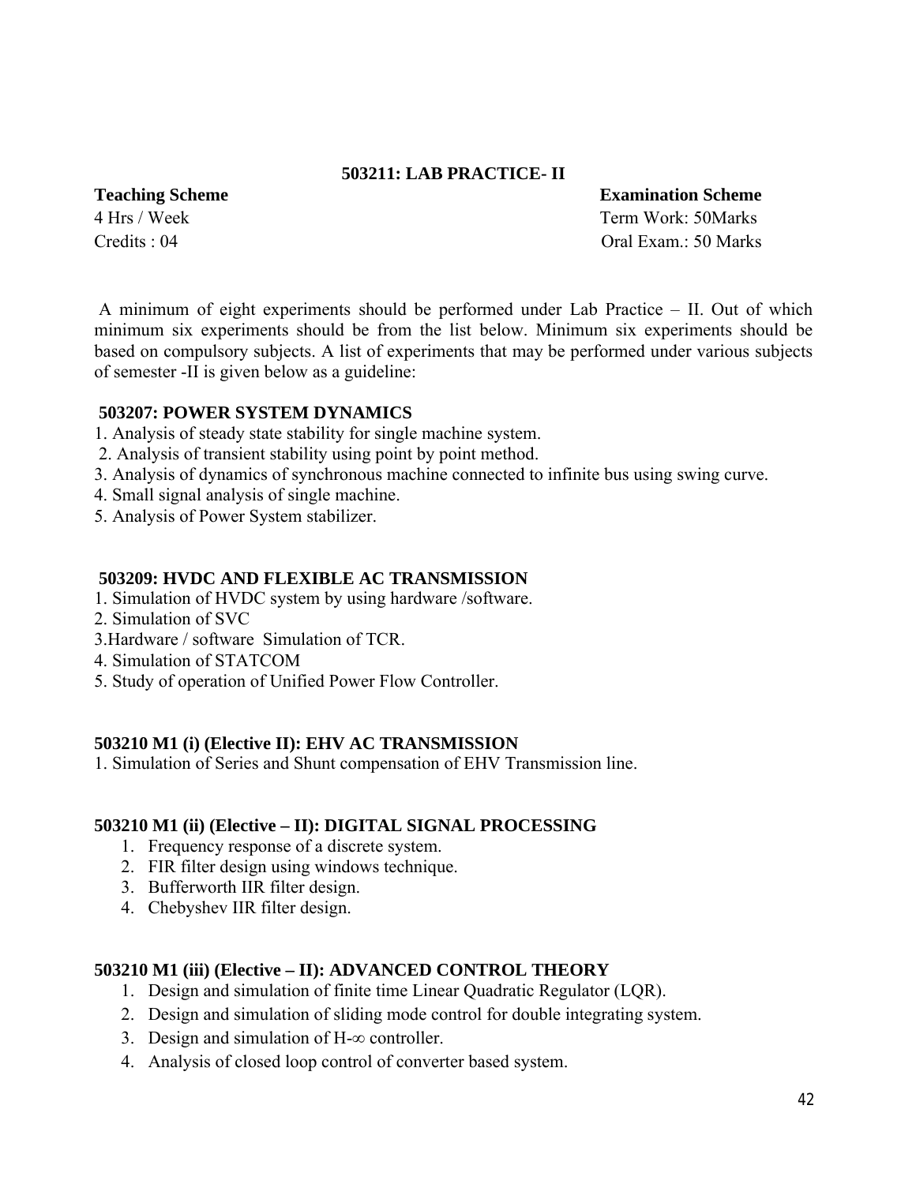## 503211: LAB PRACTICE- II

**Teaching Scheme**
4 Hrs / Week
Credits : 04

**Examination Scheme**
Term Work: 50Marks
Oral Exam.: 50 Marks

A minimum of eight experiments should be performed under Lab Practice – II. Out of which minimum six experiments should be from the list below. Minimum six experiments should be based on compulsory subjects. A list of experiments that may be performed under various subjects of semester -II is given below as a guideline:

### 503207: POWER SYSTEM DYNAMICS

1. Analysis of steady state stability for single machine system.
2. Analysis of transient stability using point by point method.
3. Analysis of dynamics of synchronous machine connected to infinite bus using swing curve.
4. Small signal analysis of single machine.
5. Analysis of Power System stabilizer.

### 503209: HVDC AND FLEXIBLE AC TRANSMISSION

1. Simulation of HVDC system by using hardware /software.
2. Simulation of SVC
3. Hardware / software Simulation of TCR.
4. Simulation of STATCOM
5. Study of operation of Unified Power Flow Controller.

### 503210 M1 (i) (Elective II): EHV AC TRANSMISSION

1. Simulation of Series and Shunt compensation of EHV Transmission line.

### 503210 M1 (ii) (Elective – II): DIGITAL SIGNAL PROCESSING

1. Frequency response of a discrete system.
2. FIR filter design using windows technique.
3. Bufferworth IIR filter design.
4. Chebyshev IIR filter design.

### 503210 M1 (iii) (Elective – II): ADVANCED CONTROL THEORY

1. Design and simulation of finite time Linear Quadratic Regulator (LQR).
2. Design and simulation of sliding mode control for double integrating system.
3. Design and simulation of H-$\infty$ controller.
4. Analysis of closed loop control of converter based system.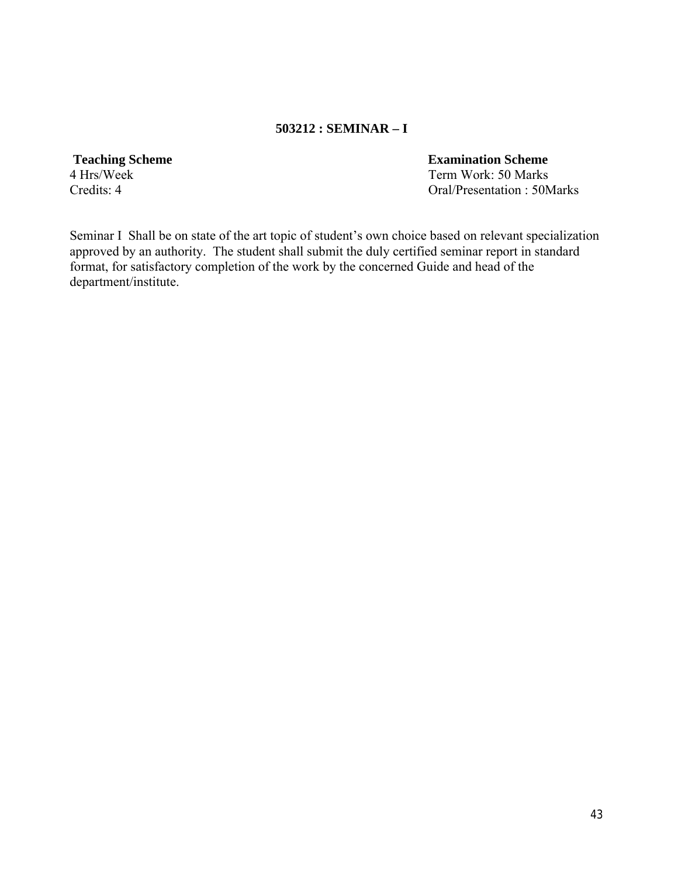### 503212 : SEMINAR – I

| **Teaching Scheme** | **Examination Scheme** |
|---|---|
| 4 Hrs/Week | Term Work: 50 Marks |
| Credits: 4 | Oral/Presentation : 50Marks |

Seminar I Shall be on state of the art topic of student's own choice based on relevant specialization approved by an authority. The student shall submit the duly certified seminar report in standard format, for satisfactory completion of the work by the concerned Guide and head of the department/institute.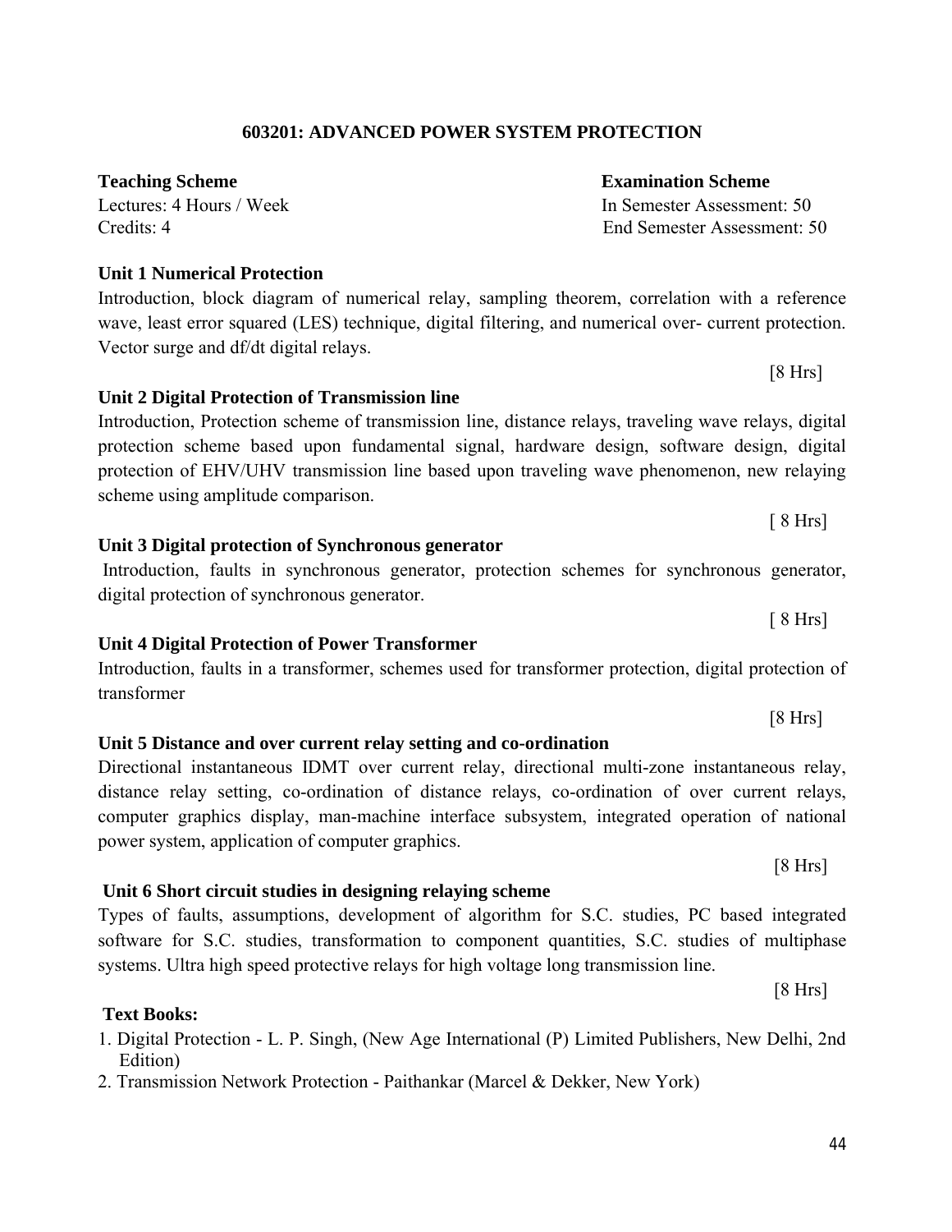## 603201: ADVANCED POWER SYSTEM PROTECTION

| **Teaching Scheme** | **Examination Scheme** |
|---|---|
| Lectures: 4 Hours / Week | In Semester Assessment: 50 |
| Credits: 4 | End Semester Assessment: 50 |

**Unit 1 Numerical Protection**

Introduction, block diagram of numerical relay, sampling theorem, correlation with a reference wave, least error squared (LES) technique, digital filtering, and numerical over- current protection. Vector surge and df/dt digital relays.

[8 Hrs]

**Unit 2 Digital Protection of Transmission line**

Introduction, Protection scheme of transmission line, distance relays, traveling wave relays, digital protection scheme based upon fundamental signal, hardware design, software design, digital protection of EHV/UHV transmission line based upon traveling wave phenomenon, new relaying scheme using amplitude comparison.

[ 8 Hrs]

**Unit 3 Digital protection of Synchronous generator**

Introduction, faults in synchronous generator, protection schemes for synchronous generator, digital protection of synchronous generator.

[ 8 Hrs]

**Unit 4 Digital Protection of Power Transformer**

Introduction, faults in a transformer, schemes used for transformer protection, digital protection of transformer

[8 Hrs]

**Unit 5 Distance and over current relay setting and co-ordination**

Directional instantaneous IDMT over current relay, directional multi-zone instantaneous relay, distance relay setting, co-ordination of distance relays, co-ordination of over current relays, computer graphics display, man-machine interface subsystem, integrated operation of national power system, application of computer graphics.

[8 Hrs]

**Unit 6 Short circuit studies in designing relaying scheme**

Types of faults, assumptions, development of algorithm for S.C. studies, PC based integrated software for S.C. studies, transformation to component quantities, S.C. studies of multiphase systems. Ultra high speed protective relays for high voltage long transmission line.

[8 Hrs]

**Text Books:**

1. Digital Protection - L. P. Singh, (New Age International (P) Limited Publishers, New Delhi, 2nd Edition)
2. Transmission Network Protection - Paithankar (Marcel & Dekker, New York)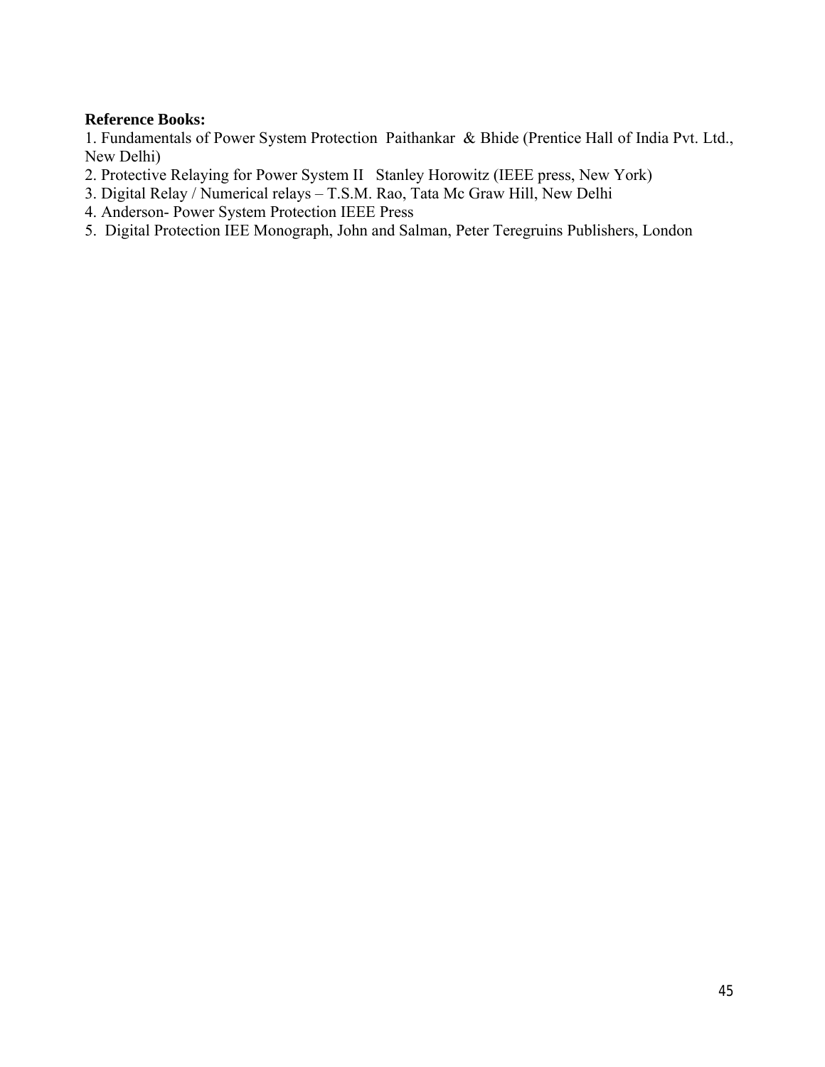**Reference Books:**

1. Fundamentals of Power System Protection Paithankar & Bhide (Prentice Hall of India Pvt. Ltd., New Delhi)
2. Protective Relaying for Power System II Stanley Horowitz (IEEE press, New York)
3. Digital Relay / Numerical relays – T.S.M. Rao, Tata Mc Graw Hill, New Delhi
4. Anderson- Power System Protection IEEE Press
5. Digital Protection IEE Monograph, John and Salman, Peter Teregruins Publishers, London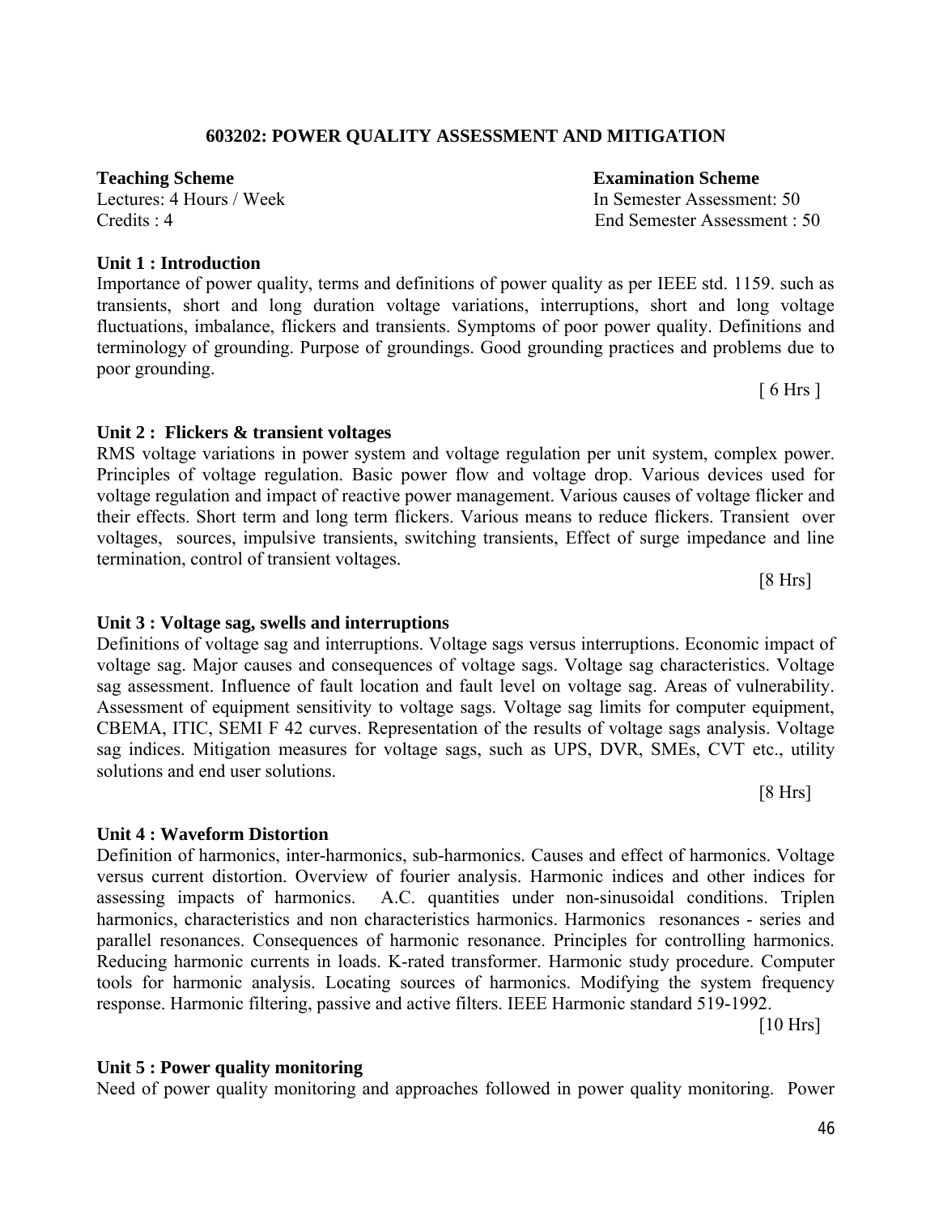## 603202: POWER QUALITY ASSESSMENT AND MITIGATION

**Teaching Scheme**
Lectures: 4 Hours / Week
Credits : 4

**Examination Scheme**
In Semester Assessment: 50
End Semester Assessment : 50

### Unit 1 : Introduction

Importance of power quality, terms and definitions of power quality as per IEEE std. 1159. such as transients, short and long duration voltage variations, interruptions, short and long voltage fluctuations, imbalance, flickers and transients. Symptoms of poor power quality. Definitions and terminology of grounding. Purpose of groundings. Good grounding practices and problems due to poor grounding.

[ 6 Hrs ]

### Unit 2 : Flickers & transient voltages

RMS voltage variations in power system and voltage regulation per unit system, complex power. Principles of voltage regulation. Basic power flow and voltage drop. Various devices used for voltage regulation and impact of reactive power management. Various causes of voltage flicker and their effects. Short term and long term flickers. Various means to reduce flickers. Transient over voltages, sources, impulsive transients, switching transients, Effect of surge impedance and line termination, control of transient voltages.

[8 Hrs]

### Unit 3 : Voltage sag, swells and interruptions

Definitions of voltage sag and interruptions. Voltage sags versus interruptions. Economic impact of voltage sag. Major causes and consequences of voltage sags. Voltage sag characteristics. Voltage sag assessment. Influence of fault location and fault level on voltage sag. Areas of vulnerability. Assessment of equipment sensitivity to voltage sags. Voltage sag limits for computer equipment, CBEMA, ITIC, SEMI F 42 curves. Representation of the results of voltage sags analysis. Voltage sag indices. Mitigation measures for voltage sags, such as UPS, DVR, SMEs, CVT etc., utility solutions and end user solutions.

[8 Hrs]

### Unit 4 : Waveform Distortion

Definition of harmonics, inter-harmonics, sub-harmonics. Causes and effect of harmonics. Voltage versus current distortion. Overview of fourier analysis. Harmonic indices and other indices for assessing impacts of harmonics. A.C. quantities under non-sinusoidal conditions. Triplen harmonics, characteristics and non characteristics harmonics. Harmonics resonances - series and parallel resonances. Consequences of harmonic resonance. Principles for controlling harmonics. Reducing harmonic currents in loads. K-rated transformer. Harmonic study procedure. Computer tools for harmonic analysis. Locating sources of harmonics. Modifying the system frequency response. Harmonic filtering, passive and active filters. IEEE Harmonic standard 519-1992.

[10 Hrs]

### Unit 5 : Power quality monitoring

Need of power quality monitoring and approaches followed in power quality monitoring. Power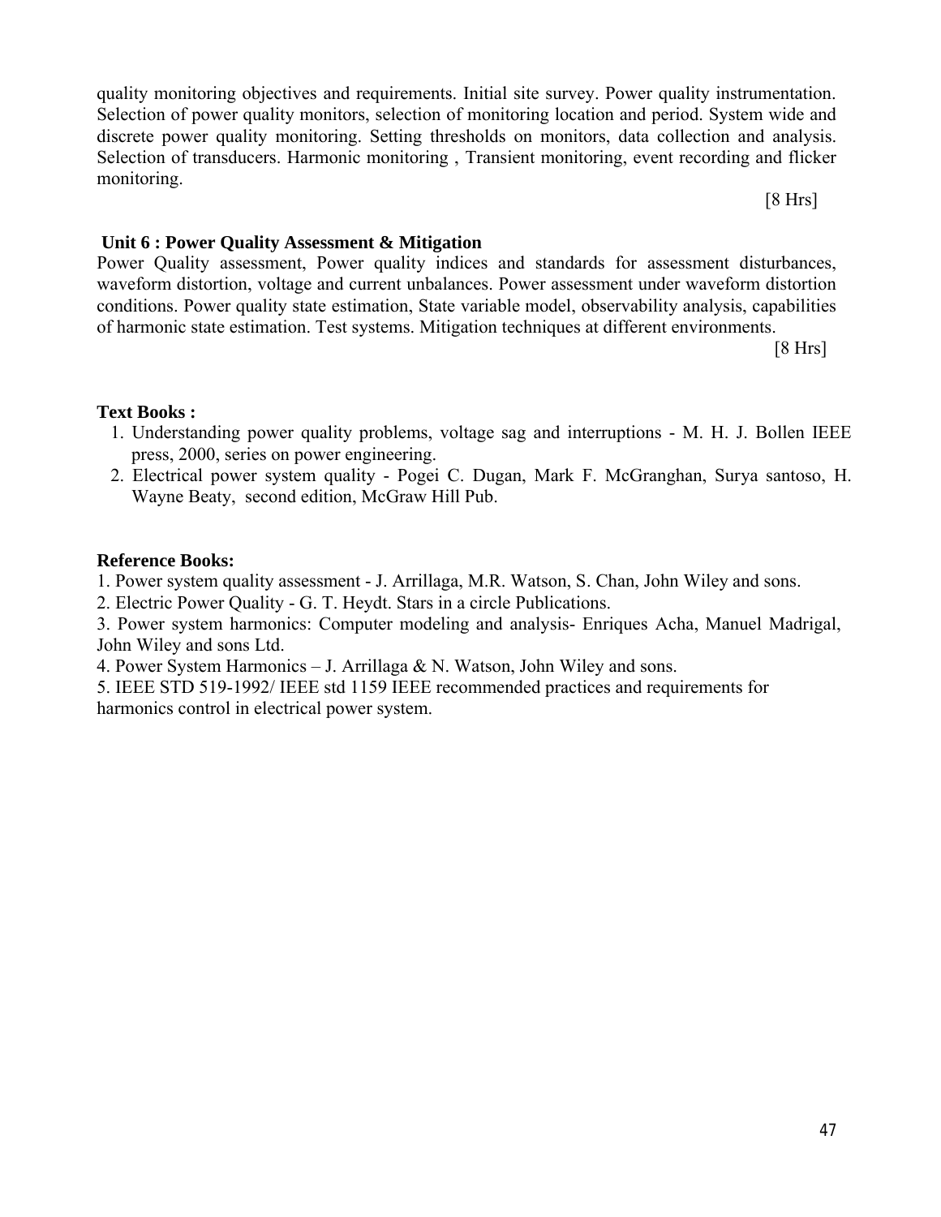quality monitoring objectives and requirements. Initial site survey. Power quality instrumentation. Selection of power quality monitors, selection of monitoring location and period. System wide and discrete power quality monitoring. Setting thresholds on monitors, data collection and analysis. Selection of transducers. Harmonic monitoring , Transient monitoring, event recording and flicker monitoring.

[8 Hrs]

**Unit 6 : Power Quality Assessment & Mitigation**

Power Quality assessment, Power quality indices and standards for assessment disturbances, waveform distortion, voltage and current unbalances. Power assessment under waveform distortion conditions. Power quality state estimation, State variable model, observability analysis, capabilities of harmonic state estimation. Test systems. Mitigation techniques at different environments.

[8 Hrs]

**Text Books :**

1. Understanding power quality problems, voltage sag and interruptions - M. H. J. Bollen IEEE press, 2000, series on power engineering.
2. Electrical power system quality - Pogei C. Dugan, Mark F. McGranghan, Surya santoso, H. Wayne Beaty, second edition, McGraw Hill Pub.

**Reference Books:**

1. Power system quality assessment - J. Arrillaga, M.R. Watson, S. Chan, John Wiley and sons.
2. Electric Power Quality - G. T. Heydt. Stars in a circle Publications.
3. Power system harmonics: Computer modeling and analysis- Enriques Acha, Manuel Madrigal, John Wiley and sons Ltd.
4. Power System Harmonics – J. Arrillaga & N. Watson, John Wiley and sons.
5. IEEE STD 519-1992/ IEEE std 1159 IEEE recommended practices and requirements for harmonics control in electrical power system.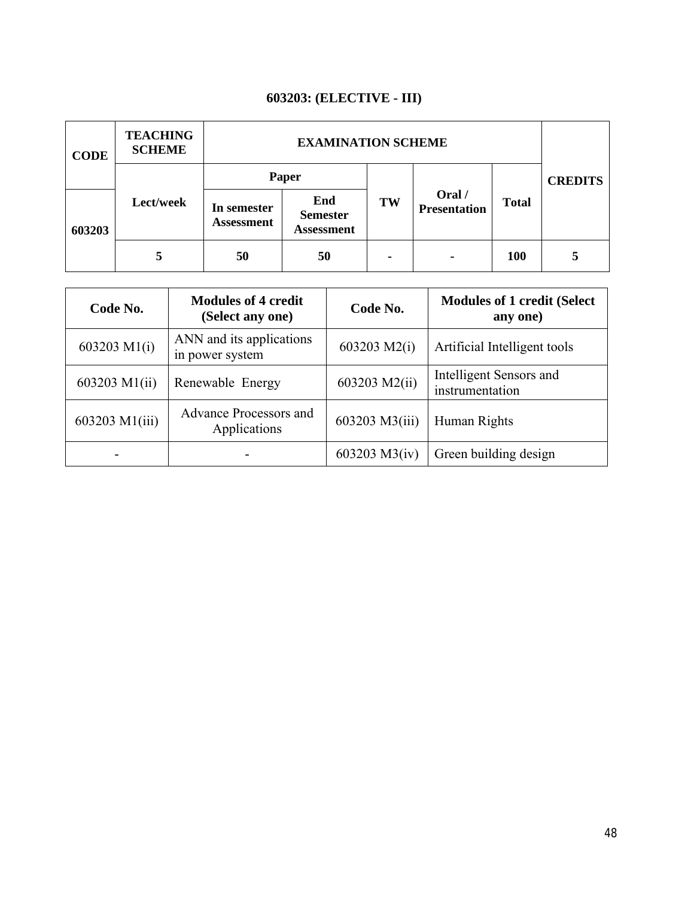## 603203: (ELECTIVE - III)

| CODE | TEACHING SCHEME | EXAMINATION SCHEME | | | | | CREDITS |
|---|---|---|---|---|---|---|---|
| | | Paper | | | | | |
| 603203 | Lect/week | In semester Assessment | End Semester Assessment | TW | Oral / Presentation | Total | |
| | 5 | 50 | 50 | - | - | 100 | 5 |

| Code No. | Modules of 4 credit (Select any one) | Code No. | Modules of 1 credit (Select any one) |
|---|---|---|---|
| 603203 M1(i) | ANN and its applications in power system | 603203 M2(i) | Artificial Intelligent tools |
| 603203 M1(ii) | Renewable Energy | 603203 M2(ii) | Intelligent Sensors and instrumentation |
| 603203 M1(iii) | Advance Processors and Applications | 603203 M3(iii) | Human Rights |
| - | - | 603203 M3(iv) | Green building design |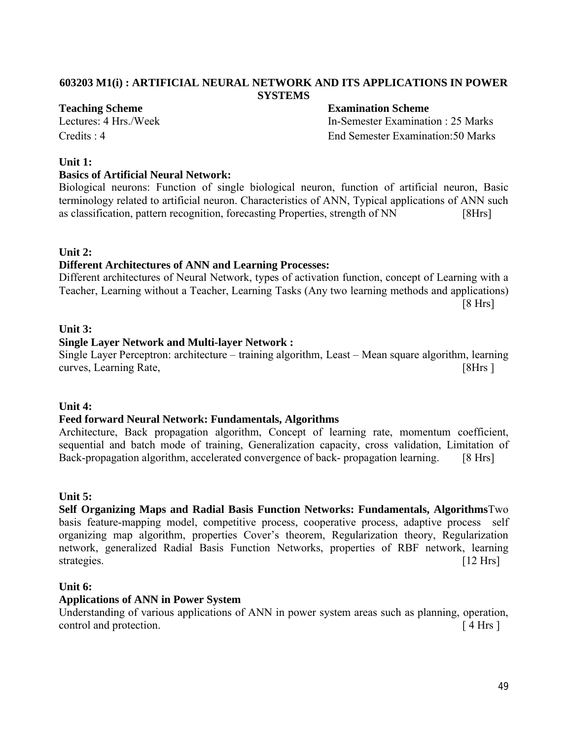## 603203 M1(i) : ARTIFICIAL NEURAL NETWORK AND ITS APPLICATIONS IN POWER SYSTEMS

| **Teaching Scheme** | **Examination Scheme** |
|---|---|
| Lectures: 4 Hrs./Week | In-Semester Examination : 25 Marks |
| Credits : 4 | End Semester Examination:50 Marks |

**Unit 1:**

**Basics of Artificial Neural Network:**

Biological neurons: Function of single biological neuron, function of artificial neuron, Basic terminology related to artificial neuron. Characteristics of ANN, Typical applications of ANN such as classification, pattern recognition, forecasting Properties, strength of NN [8Hrs]

**Unit 2:**

**Different Architectures of ANN and Learning Processes:**

Different architectures of Neural Network, types of activation function, concept of Learning with a Teacher, Learning without a Teacher, Learning Tasks (Any two learning methods and applications) [8 Hrs]

**Unit 3:**

**Single Layer Network and Multi-layer Network :**

Single Layer Perceptron: architecture – training algorithm, Least – Mean square algorithm, learning curves, Learning Rate, [8Hrs ]

**Unit 4:**

**Feed forward Neural Network: Fundamentals, Algorithms**

Architecture, Back propagation algorithm, Concept of learning rate, momentum coefficient, sequential and batch mode of training, Generalization capacity, cross validation, Limitation of Back-propagation algorithm, accelerated convergence of back- propagation learning. [8 Hrs]

**Unit 5:**

**Self Organizing Maps and Radial Basis Function Networks: Fundamentals, Algorithms**Two basis feature-mapping model, competitive process, cooperative process, adaptive process self organizing map algorithm, properties Cover's theorem, Regularization theory, Regularization network, generalized Radial Basis Function Networks, properties of RBF network, learning strategies. [12 Hrs]

**Unit 6:**

**Applications of ANN in Power System**

Understanding of various applications of ANN in power system areas such as planning, operation, control and protection. [ 4 Hrs ]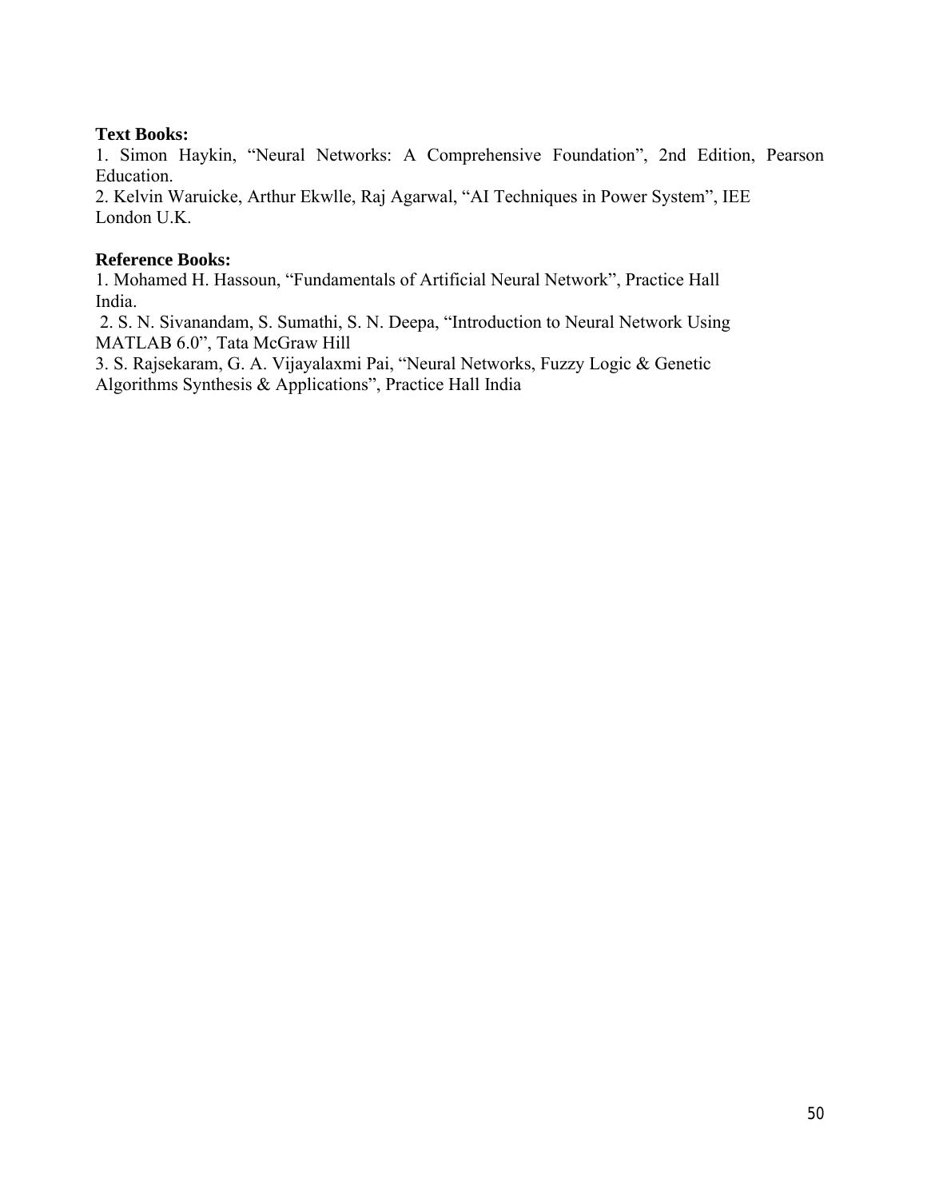**Text Books:**

1. Simon Haykin, "Neural Networks: A Comprehensive Foundation", 2nd Edition, Pearson Education.
2. Kelvin Waruicke, Arthur Ekwlle, Raj Agarwal, "AI Techniques in Power System", IEE London U.K.

**Reference Books:**

1. Mohamed H. Hassoun, "Fundamentals of Artificial Neural Network", Practice Hall India.
2. S. N. Sivanandam, S. Sumathi, S. N. Deepa, "Introduction to Neural Network Using MATLAB 6.0", Tata McGraw Hill
3. S. Rajsekaram, G. A. Vijayalaxmi Pai, "Neural Networks, Fuzzy Logic & Genetic Algorithms Synthesis & Applications", Practice Hall India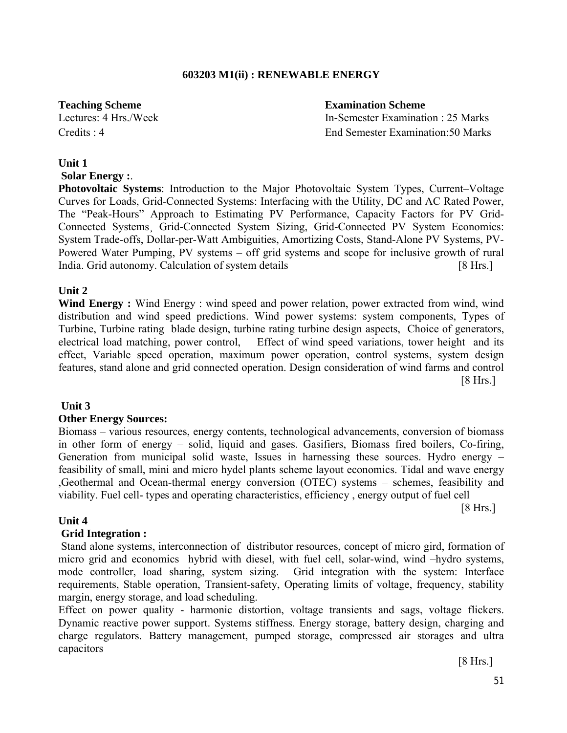## 603203 M1(ii) : RENEWABLE ENERGY

**Teaching Scheme**
Lectures: 4 Hrs./Week
Credits : 4

**Examination Scheme**
In-Semester Examination : 25 Marks
End Semester Examination:50 Marks

### Unit 1

**Solar Energy :**.

**Photovoltaic Systems**: Introduction to the Major Photovoltaic System Types, Current–Voltage Curves for Loads, Grid-Connected Systems: Interfacing with the Utility, DC and AC Rated Power, The "Peak-Hours" Approach to Estimating PV Performance, Capacity Factors for PV Grid-Connected Systems¸ Grid-Connected System Sizing, Grid-Connected PV System Economics: System Trade-offs, Dollar-per-Watt Ambiguities, Amortizing Costs, Stand-Alone PV Systems, PV-Powered Water Pumping, PV systems – off grid systems and scope for inclusive growth of rural India. Grid autonomy. Calculation of system details [8 Hrs.]

### Unit 2

**Wind Energy :** Wind Energy : wind speed and power relation, power extracted from wind, wind distribution and wind speed predictions. Wind power systems: system components, Types of Turbine, Turbine rating blade design, turbine rating turbine design aspects, Choice of generators, electrical load matching, power control, Effect of wind speed variations, tower height and its effect, Variable speed operation, maximum power operation, control systems, system design features, stand alone and grid connected operation. Design consideration of wind farms and control [8 Hrs.]

### Unit 3

**Other Energy Sources:**

Biomass – various resources, energy contents, technological advancements, conversion of biomass in other form of energy – solid, liquid and gases. Gasifiers, Biomass fired boilers, Co-firing, Generation from municipal solid waste, Issues in harnessing these sources. Hydro energy – feasibility of small, mini and micro hydel plants scheme layout economics. Tidal and wave energy ,Geothermal and Ocean-thermal energy conversion (OTEC) systems – schemes, feasibility and viability. Fuel cell- types and operating characteristics, efficiency , energy output of fuel cell [8 Hrs.]

### Unit 4

**Grid Integration :**

Stand alone systems, interconnection of distributor resources, concept of micro gird, formation of micro grid and economics hybrid with diesel, with fuel cell, solar-wind, wind –hydro systems, mode controller, load sharing, system sizing. Grid integration with the system: Interface requirements, Stable operation, Transient-safety, Operating limits of voltage, frequency, stability margin, energy storage, and load scheduling.

Effect on power quality - harmonic distortion, voltage transients and sags, voltage flickers. Dynamic reactive power support. Systems stiffness. Energy storage, battery design, charging and charge regulators. Battery management, pumped storage, compressed air storages and ultra capacitors [8 Hrs.]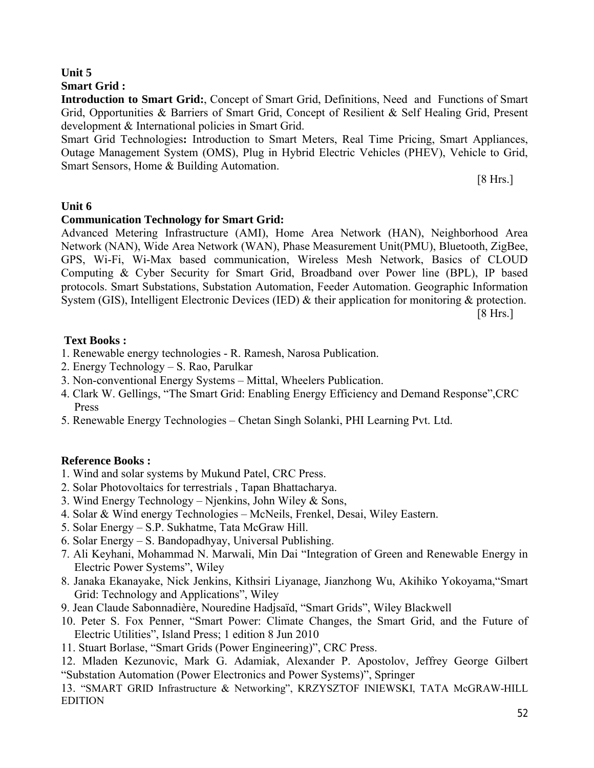**Unit 5**

**Smart Grid :**

**Introduction to Smart Grid:**, Concept of Smart Grid, Definitions, Need and Functions of Smart Grid, Opportunities & Barriers of Smart Grid, Concept of Resilient & Self Healing Grid, Present development & International policies in Smart Grid.

Smart Grid Technologies**:** Introduction to Smart Meters, Real Time Pricing, Smart Appliances, Outage Management System (OMS), Plug in Hybrid Electric Vehicles (PHEV), Vehicle to Grid, Smart Sensors, Home & Building Automation.

[8 Hrs.]

**Unit 6**

**Communication Technology for Smart Grid:**

Advanced Metering Infrastructure (AMI), Home Area Network (HAN), Neighborhood Area Network (NAN), Wide Area Network (WAN), Phase Measurement Unit(PMU), Bluetooth, ZigBee, GPS, Wi-Fi, Wi-Max based communication, Wireless Mesh Network, Basics of CLOUD Computing & Cyber Security for Smart Grid, Broadband over Power line (BPL), IP based protocols. Smart Substations, Substation Automation, Feeder Automation. Geographic Information System (GIS), Intelligent Electronic Devices (IED) & their application for monitoring & protection.

[8 Hrs.]

**Text Books :**

1. Renewable energy technologies - R. Ramesh, Narosa Publication.
2. Energy Technology – S. Rao, Parulkar
3. Non-conventional Energy Systems – Mittal, Wheelers Publication.
4. Clark W. Gellings, "The Smart Grid: Enabling Energy Efficiency and Demand Response",CRC Press
5. Renewable Energy Technologies – Chetan Singh Solanki, PHI Learning Pvt. Ltd.

**Reference Books :**

1. Wind and solar systems by Mukund Patel, CRC Press.
2. Solar Photovoltaics for terrestrials , Tapan Bhattacharya.
3. Wind Energy Technology – Njenkins, John Wiley & Sons,
4. Solar & Wind energy Technologies – McNeils, Frenkel, Desai, Wiley Eastern.
5. Solar Energy – S.P. Sukhatme, Tata McGraw Hill.
6. Solar Energy – S. Bandopadhyay, Universal Publishing.
7. Ali Keyhani, Mohammad N. Marwali, Min Dai "Integration of Green and Renewable Energy in Electric Power Systems", Wiley
8. Janaka Ekanayake, Nick Jenkins, Kithsiri Liyanage, Jianzhong Wu, Akihiko Yokoyama,"Smart Grid: Technology and Applications", Wiley
9. Jean Claude Sabonnadière, Nouredine Hadjsaïd, "Smart Grids", Wiley Blackwell
10. Peter S. Fox Penner, "Smart Power: Climate Changes, the Smart Grid, and the Future of Electric Utilities", Island Press; 1 edition 8 Jun 2010
11. Stuart Borlase, "Smart Grids (Power Engineering)", CRC Press.
12. Mladen Kezunovic, Mark G. Adamiak, Alexander P. Apostolov, Jeffrey George Gilbert "Substation Automation (Power Electronics and Power Systems)", Springer
13. "SMART GRID Infrastructure & Networking", KRZYSZTOF INIEWSKI, TATA McGRAW-HILL EDITION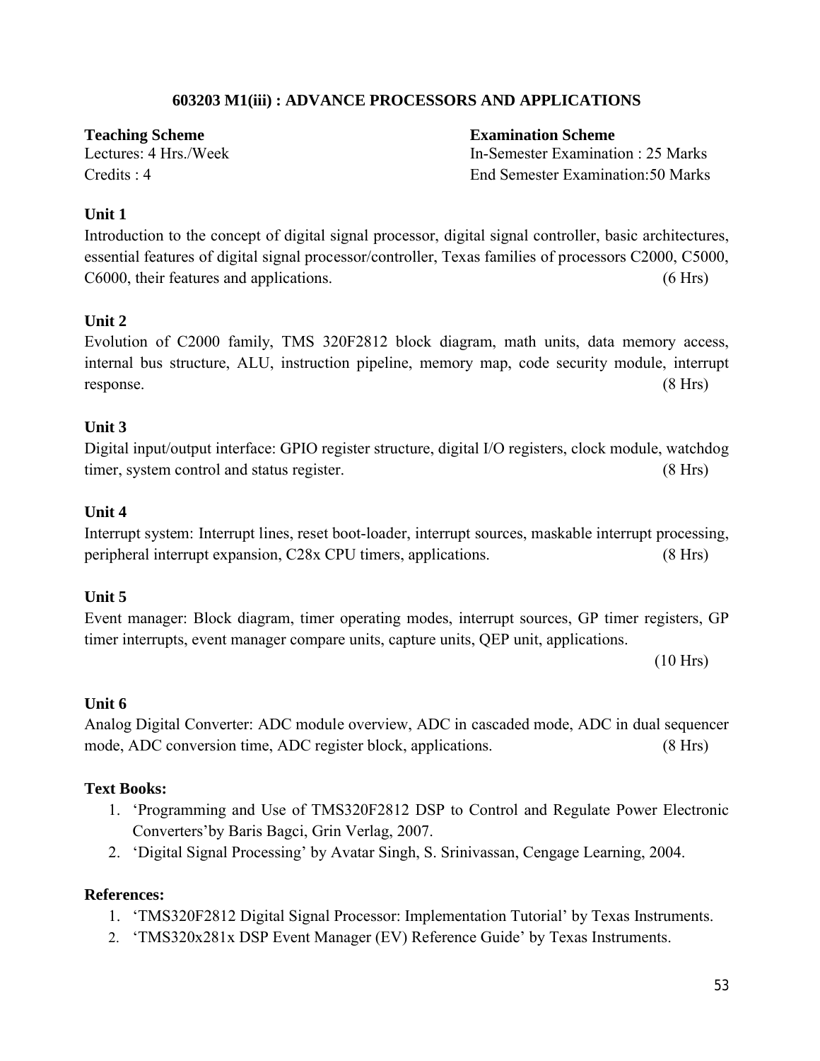## 603203 M1(iii) : ADVANCE PROCESSORS AND APPLICATIONS

**Teaching Scheme**
Lectures: 4 Hrs./Week
Credits : 4

**Examination Scheme**
In-Semester Examination : 25 Marks
End Semester Examination:50 Marks

**Unit 1**

Introduction to the concept of digital signal processor, digital signal controller, basic architectures, essential features of digital signal processor/controller, Texas families of processors C2000, C5000, C6000, their features and applications. (6 Hrs)

**Unit 2**

Evolution of C2000 family, TMS 320F2812 block diagram, math units, data memory access, internal bus structure, ALU, instruction pipeline, memory map, code security module, interrupt response. (8 Hrs)

**Unit 3**

Digital input/output interface: GPIO register structure, digital I/O registers, clock module, watchdog timer, system control and status register. (8 Hrs)

**Unit 4**

Interrupt system: Interrupt lines, reset boot-loader, interrupt sources, maskable interrupt processing, peripheral interrupt expansion, C28x CPU timers, applications. (8 Hrs)

**Unit 5**

Event manager: Block diagram, timer operating modes, interrupt sources, GP timer registers, GP timer interrupts, event manager compare units, capture units, QEP unit, applications.

(10 Hrs)

**Unit 6**

Analog Digital Converter: ADC module overview, ADC in cascaded mode, ADC in dual sequencer mode, ADC conversion time, ADC register block, applications. (8 Hrs)

**Text Books:**

1. 'Programming and Use of TMS320F2812 DSP to Control and Regulate Power Electronic Converters'by Baris Bagci, Grin Verlag, 2007.
2. 'Digital Signal Processing' by Avatar Singh, S. Srinivassan, Cengage Learning, 2004.

**References:**

1. 'TMS320F2812 Digital Signal Processor: Implementation Tutorial' by Texas Instruments.
2. 'TMS320x281x DSP Event Manager (EV) Reference Guide' by Texas Instruments.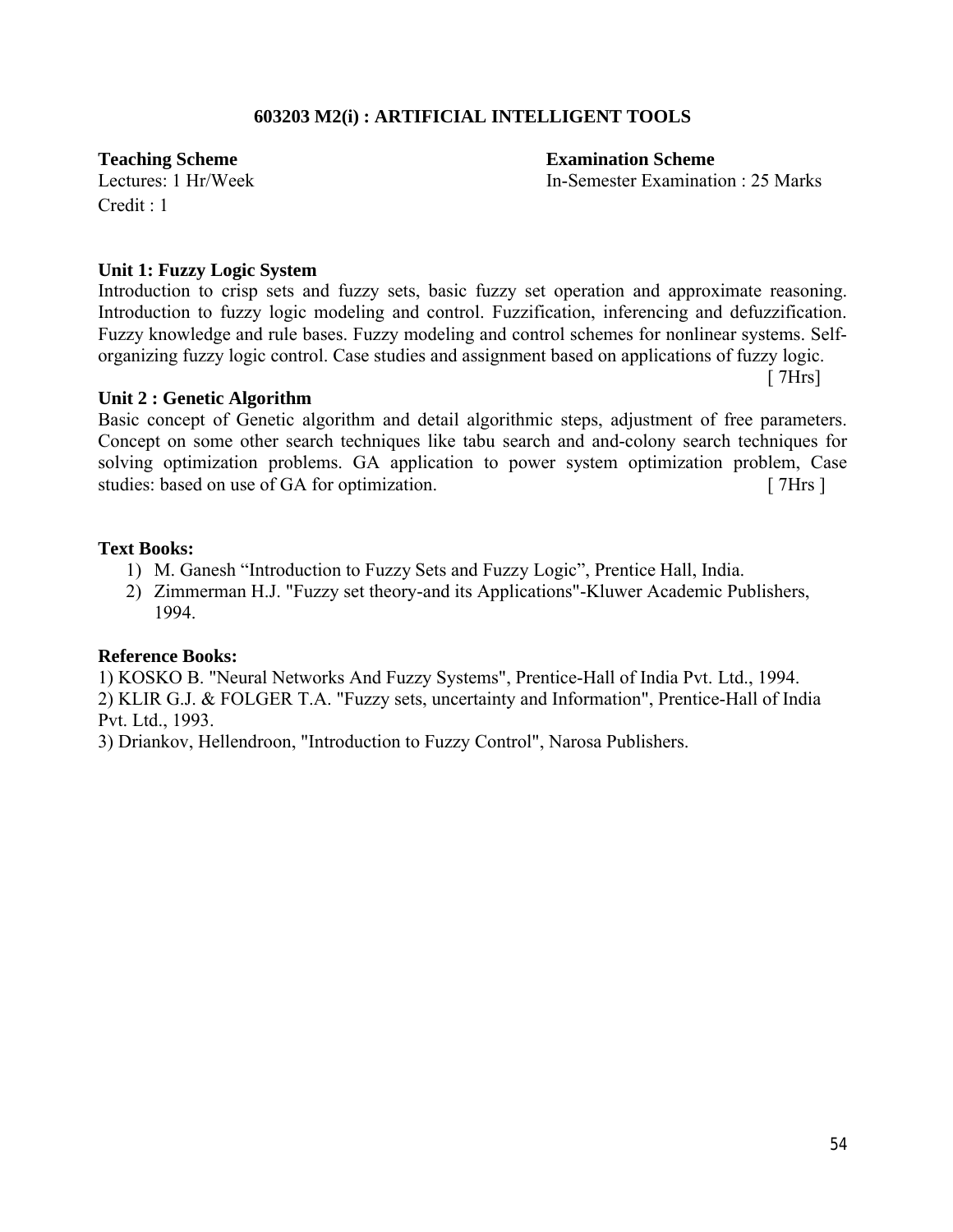## 603203 M2(i) : ARTIFICIAL INTELLIGENT TOOLS

**Teaching Scheme**
Lectures: 1 Hr/Week
Credit : 1

**Examination Scheme**
In-Semester Examination : 25 Marks

### Unit 1: Fuzzy Logic System

Introduction to crisp sets and fuzzy sets, basic fuzzy set operation and approximate reasoning. Introduction to fuzzy logic modeling and control. Fuzzification, inferencing and defuzzification. Fuzzy knowledge and rule bases. Fuzzy modeling and control schemes for nonlinear systems. Self-organizing fuzzy logic control. Case studies and assignment based on applications of fuzzy logic.
[ 7Hrs]

### Unit 2 : Genetic Algorithm

Basic concept of Genetic algorithm and detail algorithmic steps, adjustment of free parameters. Concept on some other search techniques like tabu search and and-colony search techniques for solving optimization problems. GA application to power system optimization problem, Case studies: based on use of GA for optimization. [ 7Hrs ]

### Text Books:

1) M. Ganesh "Introduction to Fuzzy Sets and Fuzzy Logic", Prentice Hall, India.
2) Zimmerman H.J. "Fuzzy set theory-and its Applications"-Kluwer Academic Publishers, 1994.

### Reference Books:

1) KOSKO B. "Neural Networks And Fuzzy Systems", Prentice-Hall of India Pvt. Ltd., 1994.
2) KLIR G.J. & FOLGER T.A. "Fuzzy sets, uncertainty and Information", Prentice-Hall of India Pvt. Ltd., 1993.
3) Driankov, Hellendroon, "Introduction to Fuzzy Control", Narosa Publishers.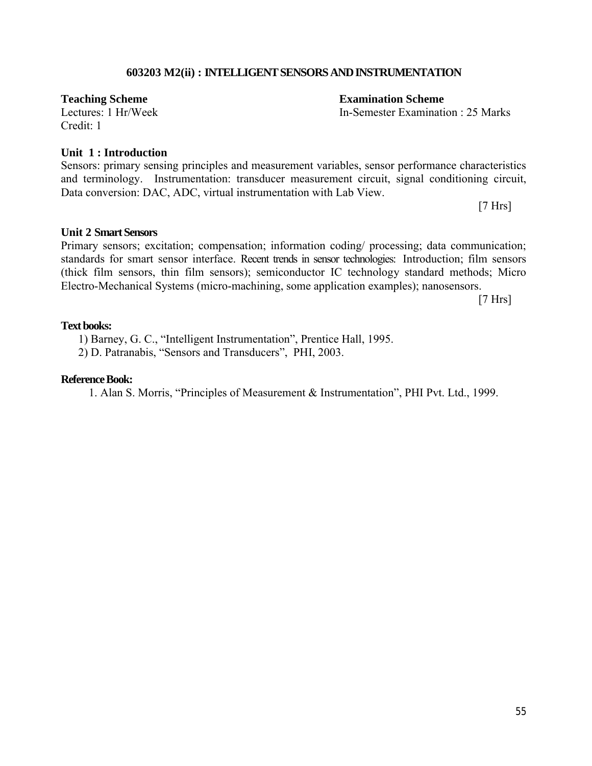## 603203 M2(ii) : INTELLIGENT SENSORS AND INSTRUMENTATION

**Teaching Scheme**
Lectures: 1 Hr/Week
Credit: 1

**Examination Scheme**
In-Semester Examination : 25 Marks

### Unit 1 : Introduction

Sensors: primary sensing principles and measurement variables, sensor performance characteristics and terminology. Instrumentation: transducer measurement circuit, signal conditioning circuit, Data conversion: DAC, ADC, virtual instrumentation with Lab View.

[7 Hrs]

### Unit 2 Smart Sensors

Primary sensors; excitation; compensation; information coding/ processing; data communication; standards for smart sensor interface. Recent trends in sensor technologies: Introduction; film sensors (thick film sensors, thin film sensors); semiconductor IC technology standard methods; Micro Electro-Mechanical Systems (micro-machining, some application examples); nanosensors.

[7 Hrs]

**Text books:**

1) Barney, G. C., "Intelligent Instrumentation", Prentice Hall, 1995.
2) D. Patranabis, "Sensors and Transducers", PHI, 2003.

**Reference Book:**

1. Alan S. Morris, "Principles of Measurement & Instrumentation", PHI Pvt. Ltd., 1999.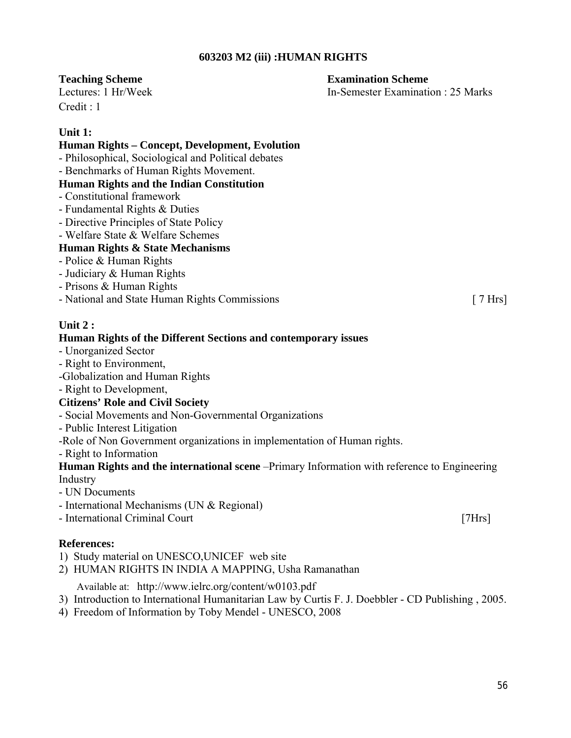## 603203 M2 (iii) :HUMAN RIGHTS

**Teaching Scheme**
Lectures: 1 Hr/Week
Credit : 1

**Examination Scheme**
In-Semester Examination : 25 Marks

### Unit 1:

**Human Rights – Concept, Development, Evolution**

- Philosophical, Sociological and Political debates
- Benchmarks of Human Rights Movement.

**Human Rights and the Indian Constitution**

- Constitutional framework
- Fundamental Rights & Duties
- Directive Principles of State Policy
- Welfare State & Welfare Schemes

**Human Rights & State Mechanisms**

- Police & Human Rights
- Judiciary & Human Rights
- Prisons & Human Rights
- National and State Human Rights Commissions [ 7 Hrs]

### Unit 2 :

**Human Rights of the Different Sections and contemporary issues**

- Unorganized Sector
- Right to Environment,
- Globalization and Human Rights
- Right to Development,

**Citizens' Role and Civil Society**

- Social Movements and Non-Governmental Organizations
- Public Interest Litigation
- Role of Non Government organizations in implementation of Human rights.
- Right to Information

**Human Rights and the international scene** –Primary Information with reference to Engineering Industry

- UN Documents
- International Mechanisms (UN & Regional)
- International Criminal Court [7Hrs]

### References:

1) Study material on UNESCO,UNICEF web site
2) HUMAN RIGHTS IN INDIA A MAPPING, Usha Ramanathan

   Available at: http://www.ielrc.org/content/w0103.pdf
3) Introduction to International Humanitarian Law by Curtis F. J. Doebbler - CD Publishing , 2005.
4) Freedom of Information by Toby Mendel - UNESCO, 2008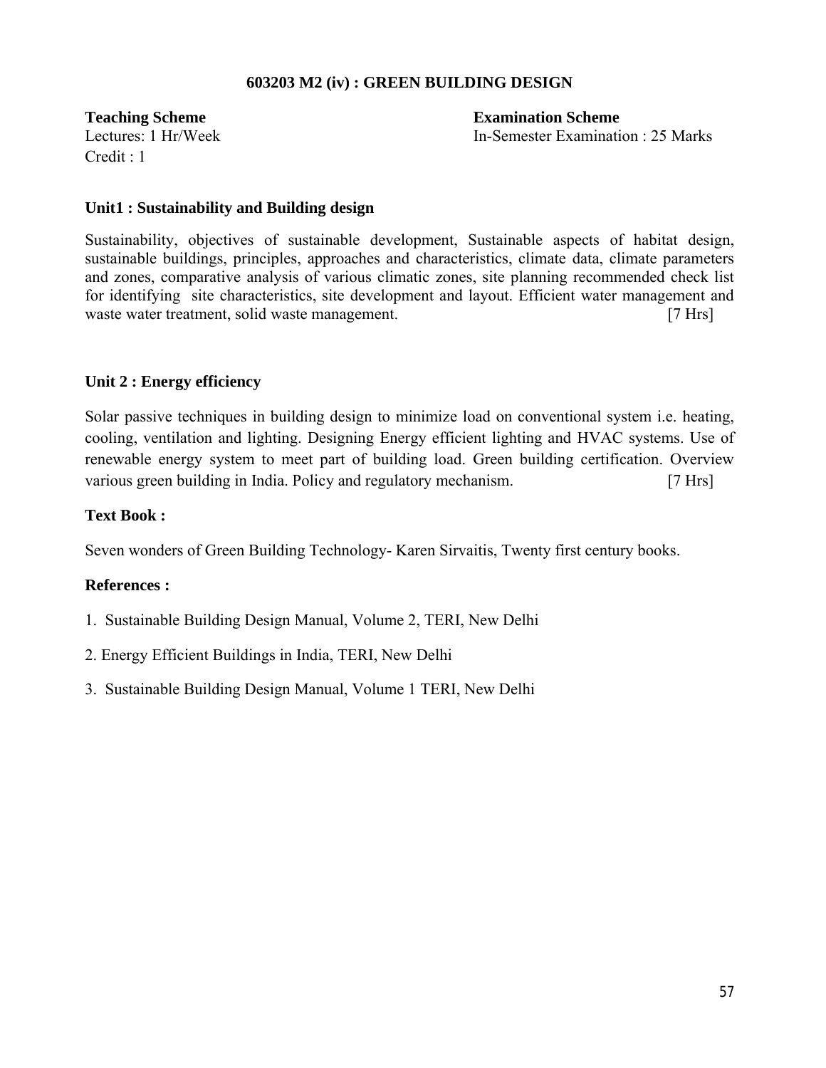## 603203 M2 (iv) : GREEN BUILDING DESIGN

**Teaching Scheme**
Lectures: 1 Hr/Week
Credit : 1

**Examination Scheme**
In-Semester Examination : 25 Marks

### Unit1 : Sustainability and Building design

Sustainability, objectives of sustainable development, Sustainable aspects of habitat design, sustainable buildings, principles, approaches and characteristics, climate data, climate parameters and zones, comparative analysis of various climatic zones, site planning recommended check list for identifying site characteristics, site development and layout. Efficient water management and waste water treatment, solid waste management. [7 Hrs]

### Unit 2 : Energy efficiency

Solar passive techniques in building design to minimize load on conventional system i.e. heating, cooling, ventilation and lighting. Designing Energy efficient lighting and HVAC systems. Use of renewable energy system to meet part of building load. Green building certification. Overview various green building in India. Policy and regulatory mechanism. [7 Hrs]

### Text Book :

Seven wonders of Green Building Technology- Karen Sirvaitis, Twenty first century books.

### References :

1. Sustainable Building Design Manual, Volume 2, TERI, New Delhi
2. Energy Efficient Buildings in India, TERI, New Delhi
3. Sustainable Building Design Manual, Volume 1 TERI, New Delhi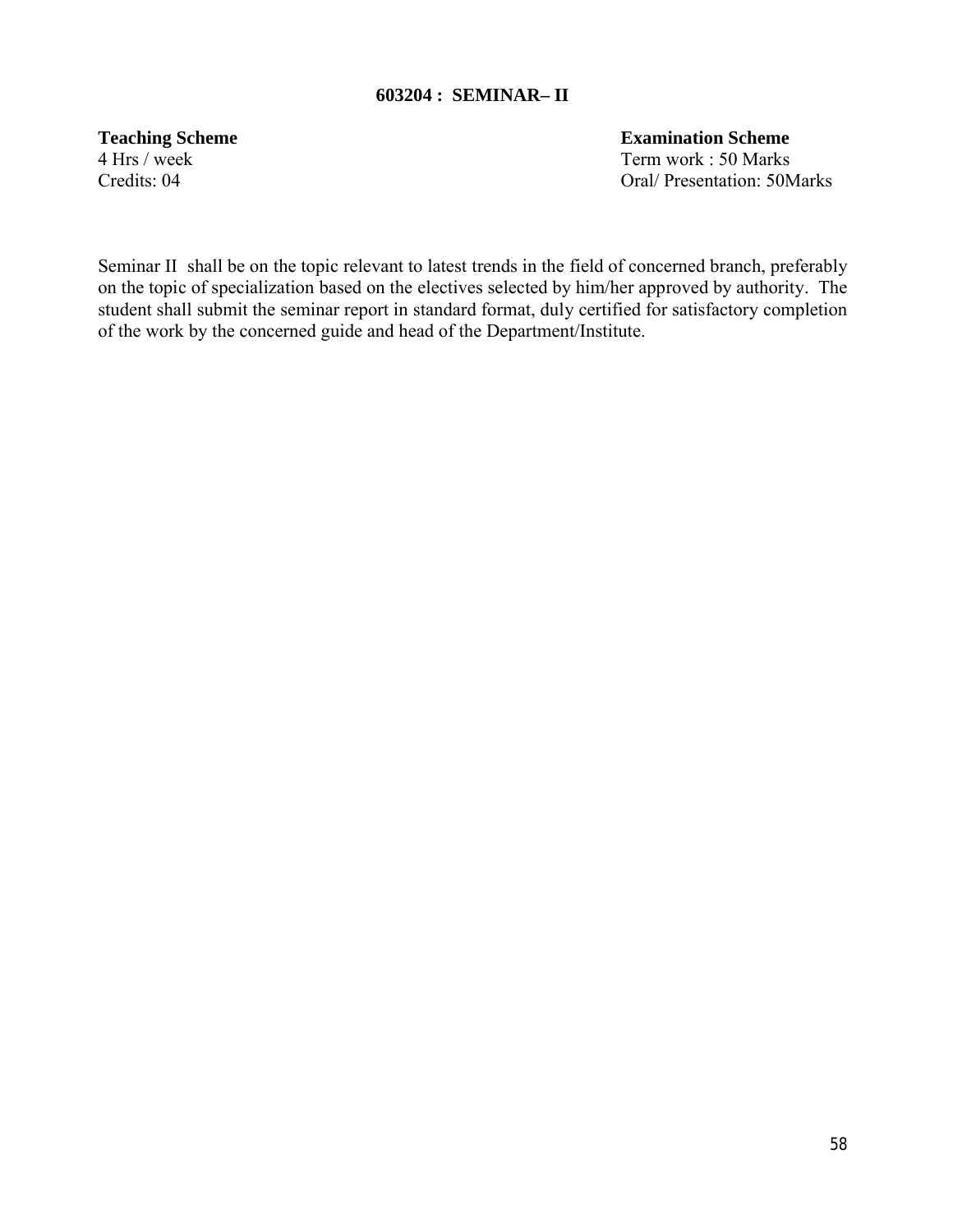## 603204 : SEMINAR– II

| **Teaching Scheme** | **Examination Scheme** |
| --- | --- |
| 4 Hrs / week | Term work : 50 Marks |
| Credits: 04 | Oral/ Presentation: 50Marks |

Seminar II shall be on the topic relevant to latest trends in the field of concerned branch, preferably on the topic of specialization based on the electives selected by him/her approved by authority. The student shall submit the seminar report in standard format, duly certified for satisfactory completion of the work by the concerned guide and head of the Department/Institute.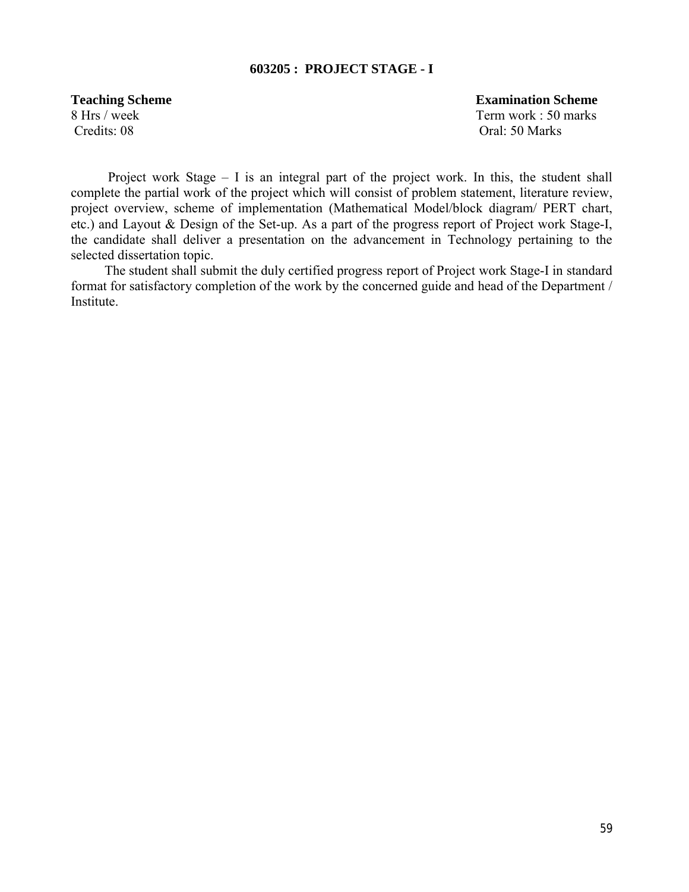## 603205 : PROJECT STAGE - I

| **Teaching Scheme** | **Examination Scheme** |
| --- | --- |
| 8 Hrs / week | Term work : 50 marks |
| Credits: 08 | Oral: 50 Marks |

Project work Stage – I is an integral part of the project work. In this, the student shall complete the partial work of the project which will consist of problem statement, literature review, project overview, scheme of implementation (Mathematical Model/block diagram/ PERT chart, etc.) and Layout & Design of the Set-up. As a part of the progress report of Project work Stage-I, the candidate shall deliver a presentation on the advancement in Technology pertaining to the selected dissertation topic.

The student shall submit the duly certified progress report of Project work Stage-I in standard format for satisfactory completion of the work by the concerned guide and head of the Department / Institute.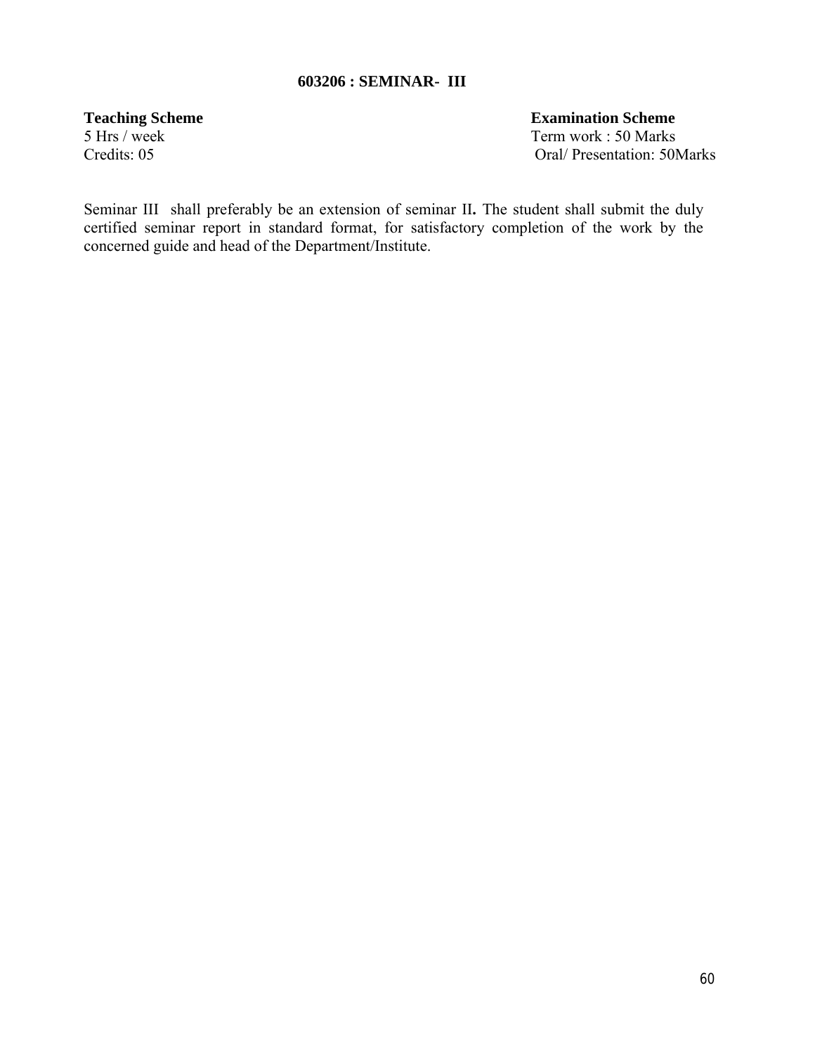# 603206 : SEMINAR- III

| **Teaching Scheme** | **Examination Scheme** |
|---|---|
| 5 Hrs / week | Term work : 50 Marks |
| Credits: 05 | Oral/ Presentation: 50Marks |

Seminar III shall preferably be an extension of seminar II**.** The student shall submit the duly certified seminar report in standard format, for satisfactory completion of the work by the concerned guide and head of the Department/Institute.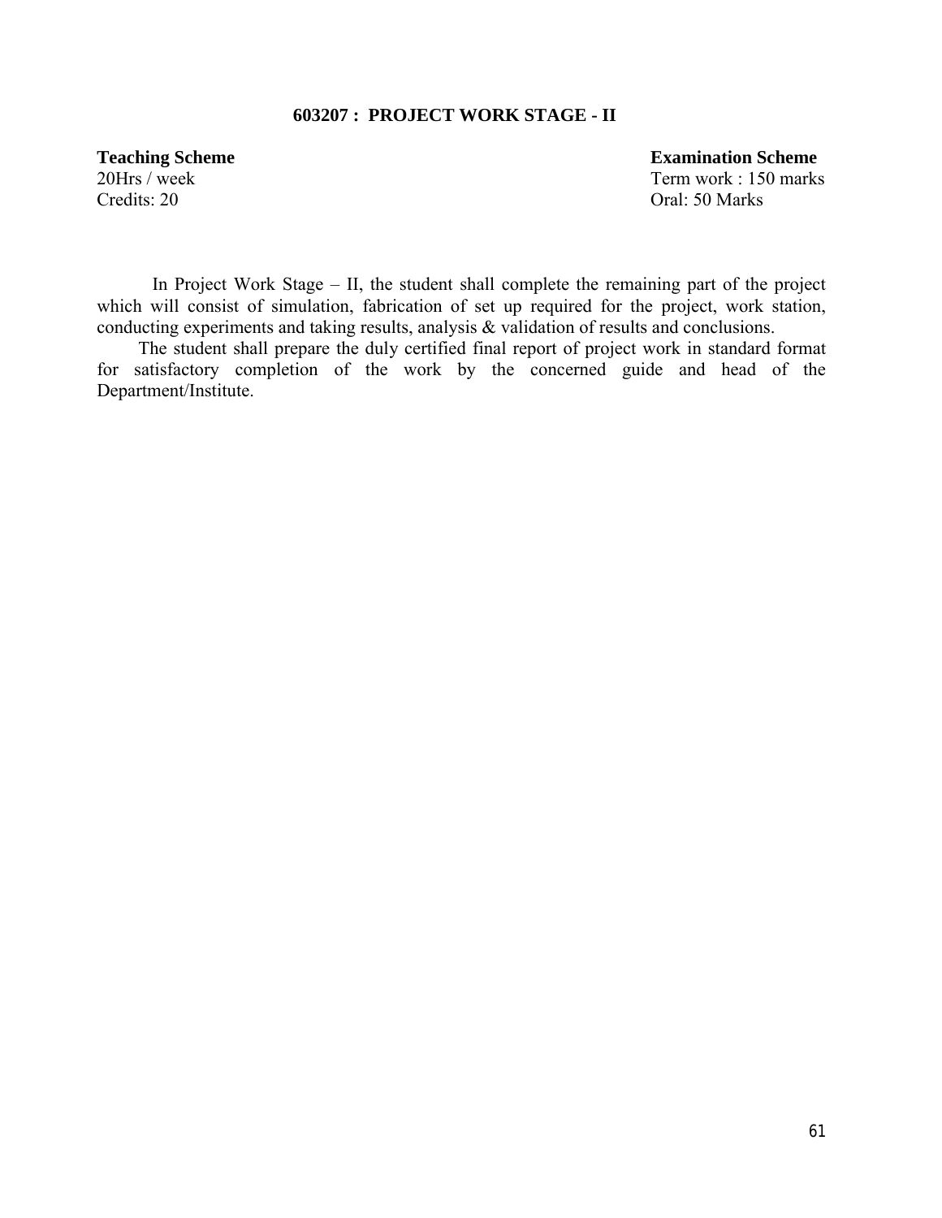## 603207 : PROJECT WORK STAGE - II

| **Teaching Scheme** | **Examination Scheme** |
|---|---|
| 20Hrs / week | Term work : 150 marks |
| Credits: 20 | Oral: 50 Marks |

In Project Work Stage – II, the student shall complete the remaining part of the project which will consist of simulation, fabrication of set up required for the project, work station, conducting experiments and taking results, analysis & validation of results and conclusions.

The student shall prepare the duly certified final report of project work in standard format for satisfactory completion of the work by the concerned guide and head of the Department/Institute.